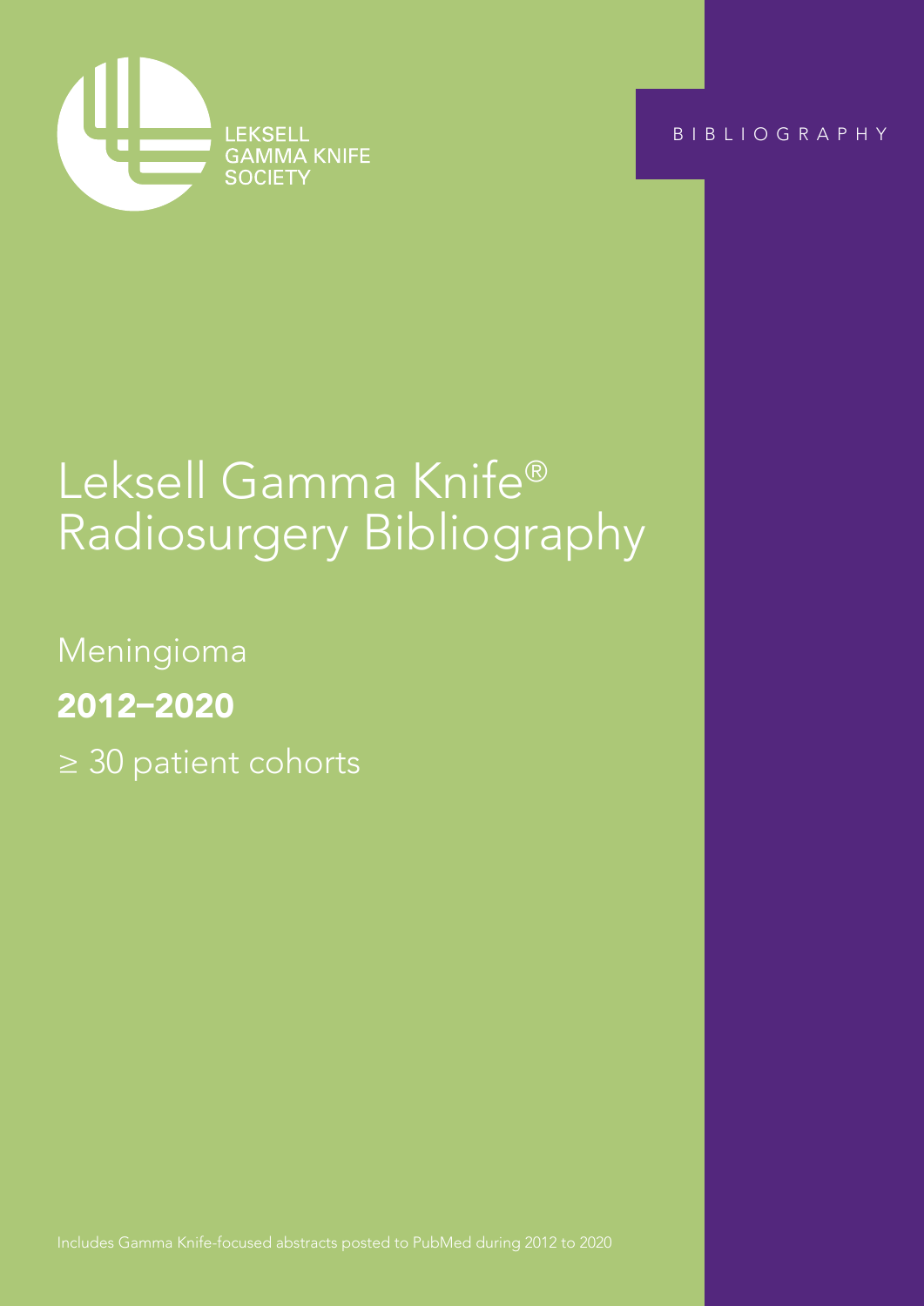LEKSELL
GAMMA KNIFE
SOCIETY

BIBLIOGRAPHY

# Leksell Gamma Knife® Radiosurgery Bibliography

## Meningioma

**2012–2020**

≥ 30 patient cohorts

Includes Gamma Knife-focused abstracts posted to PubMed during 2012 to 2020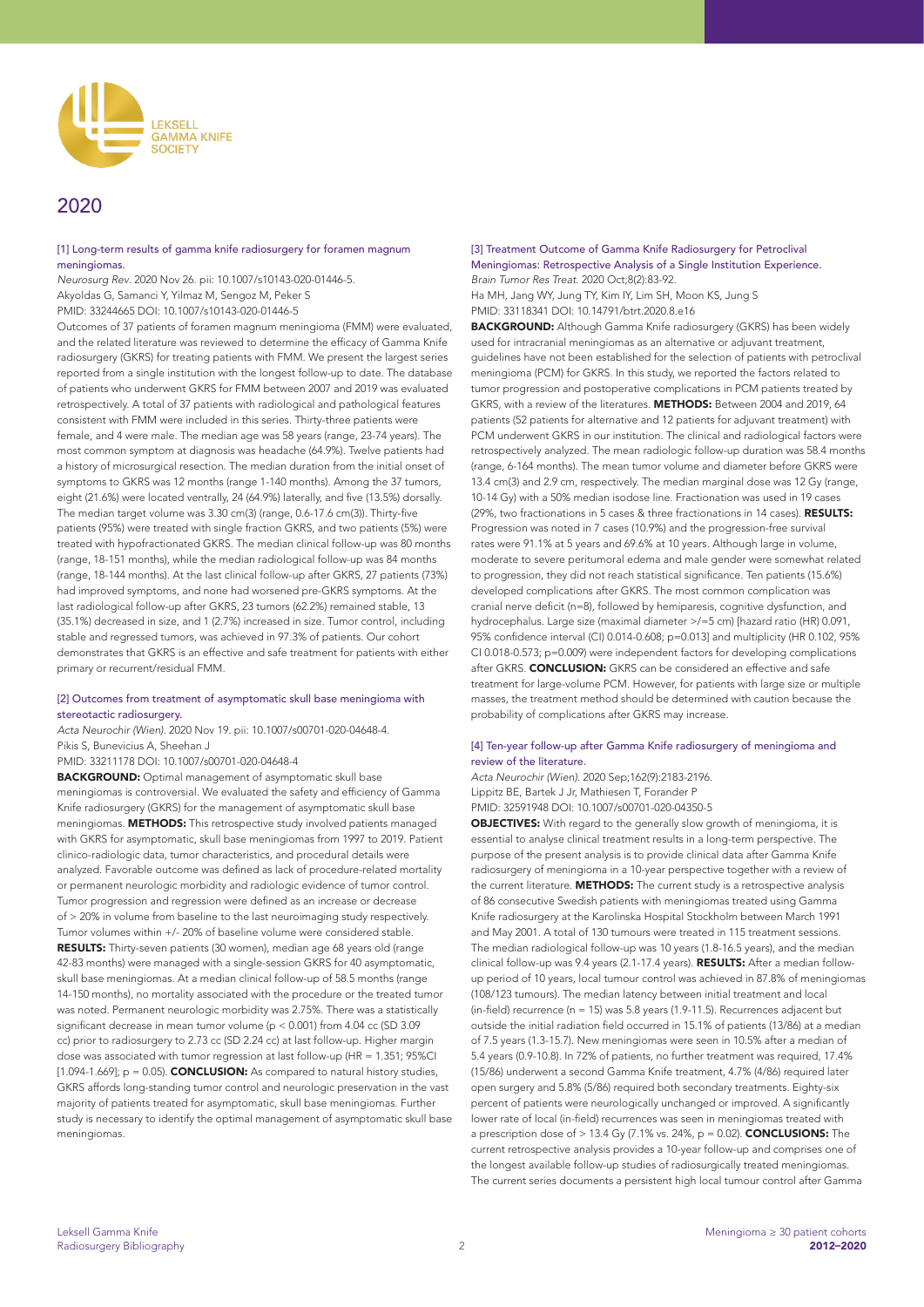# 2020

### [1] Long-term results of gamma knife radiosurgery for foramen magnum meningiomas.

*Neurosurg Rev*. 2020 Nov 26. pii: 10.1007/s10143-020-01446-5.
Akyoldas G, Samanci Y, Yilmaz M, Sengoz M, Peker S
PMID: 33244665 DOI: 10.1007/s10143-020-01446-5

Outcomes of 37 patients of foramen magnum meningioma (FMM) were evaluated, and the related literature was reviewed to determine the efficacy of Gamma Knife radiosurgery (GKRS) for treating patients with FMM. We present the largest series reported from a single institution with the longest follow-up to date. The database of patients who underwent GKRS for FMM between 2007 and 2019 was evaluated retrospectively. A total of 37 patients with radiological and pathological features consistent with FMM were included in this series. Thirty-three patients were female, and 4 were male. The median age was 58 years (range, 23-74 years). The most common symptom at diagnosis was headache (64.9%). Twelve patients had a history of microsurgical resection. The median duration from the initial onset of symptoms to GKRS was 12 months (range 1-140 months). Among the 37 tumors, eight (21.6%) were located ventrally, 24 (64.9%) laterally, and five (13.5%) dorsally. The median target volume was 3.30 $cm^3$ (range, 0.6-17.6 $cm^3$). Thirty-five patients (95%) were treated with single fraction GKRS, and two patients (5%) were treated with hypofractionated GKRS. The median clinical follow-up was 80 months (range, 18-151 months), while the median radiological follow-up was 84 months (range, 18-144 months). At the last clinical follow-up after GKRS, 27 patients (73%) had improved symptoms, and none had worsened pre-GKRS symptoms. At the last radiological follow-up after GKRS, 23 tumors (62.2%) remained stable, 13 (35.1%) decreased in size, and 1 (2.7%) increased in size. Tumor control, including stable and regressed tumors, was achieved in 97.3% of patients. Our cohort demonstrates that GKRS is an effective and safe treatment for patients with either primary or recurrent/residual FMM.

### [2] Outcomes from treatment of asymptomatic skull base meningioma with stereotactic radiosurgery.

*Acta Neurochir (Wien)*. 2020 Nov 19. pii: 10.1007/s00701-020-04648-4.
Pikis S, Bunevicius A, Sheehan J
PMID: 33211178 DOI: 10.1007/s00701-020-04648-4

**BACKGROUND:** Optimal management of asymptomatic skull base meningiomas is controversial. We evaluated the safety and efficiency of Gamma Knife radiosurgery (GKRS) for the management of asymptomatic skull base meningiomas. **METHODS:** This retrospective study involved patients managed with GKRS for asymptomatic, skull base meningiomas from 1997 to 2019. Patient clinico-radiologic data, tumor characteristics, and procedural details were analyzed. Favorable outcome was defined as lack of procedure-related mortality or permanent neurologic morbidity and radiologic evidence of tumor control. Tumor progression and regression were defined as an increase or decrease of > 20% in volume from baseline to the last neuroimaging study respectively. Tumor volumes within +/- 20% of baseline volume were considered stable. **RESULTS:** Thirty-seven patients (30 women), median age 68 years old (range 42-83 months) were managed with a single-session GKRS for 40 asymptomatic, skull base meningiomas. At a median clinical follow-up of 58.5 months (range 14-150 months), no mortality associated with the procedure or the treated tumor was noted. Permanent neurologic morbidity was 2.75%. There was a statistically significant decrease in mean tumor volume ($p < 0.001$) from 4.04 cc (SD 3.09 cc) prior to radiosurgery to 2.73 cc (SD 2.24 cc) at last follow-up. Higher margin dose was associated with tumor regression at last follow-up (HR = 1.351; 95%CI [1.094-1.669]; p = 0.05). **CONCLUSION:** As compared to natural history studies, GKRS affords long-standing tumor control and neurologic preservation in the vast majority of patients treated for asymptomatic, skull base meningiomas. Further study is necessary to identify the optimal management of asymptomatic skull base meningiomas.

### [3] Treatment Outcome of Gamma Knife Radiosurgery for Petroclival Meningiomas: Retrospective Analysis of a Single Institution Experience.

*Brain Tumor Res Treat*. 2020 Oct;8(2):83-92.
Ha MH, Jang WY, Jung TY, Kim IY, Lim SH, Moon KS, Jung S
PMID: 33118341 DOI: 10.14791/btrt.2020.8.e16

**BACKGROUND:** Although Gamma Knife radiosurgery (GKRS) has been widely used for intracranial meningiomas as an alternative or adjuvant treatment, guidelines have not been established for the selection of patients with petroclival meningioma (PCM) for GKRS. In this study, we reported the factors related to tumor progression and postoperative complications in PCM patients treated by GKRS, with a review of the literatures. **METHODS:** Between 2004 and 2019, 64 patients (52 patients for alternative and 12 patients for adjuvant treatment) with PCM underwent GKRS in our institution. The clinical and radiological factors were retrospectively analyzed. The mean radiologic follow-up duration was 58.4 months (range, 6-164 months). The mean tumor volume and diameter before GKRS were 13.4 $cm^3$ and 2.9 cm, respectively. The median marginal dose was 12 Gy (range, 10-14 Gy) with a 50% median isodose line. Fractionation was used in 19 cases (29%, two fractionations in 5 cases & three fractionations in 14 cases). **RESULTS:** Progression was noted in 7 cases (10.9%) and the progression-free survival rates were 91.1% at 5 years and 69.6% at 10 years. Although large in volume, moderate to severe peritumoral edema and male gender were somewhat related to progression, they did not reach statistical significance. Ten patients (15.6%) developed complications after GKRS. The most common complication was cranial nerve deficit (n=8), followed by hemiparesis, cognitive dysfunction, and hydrocephalus. Large size (maximal diameter >/=5 cm) [hazard ratio (HR) 0.091, 95% confidence interval (CI) 0.014-0.608; p=0.013] and multiplicity (HR 0.102, 95% CI 0.018-0.573; p=0.009) were independent factors for developing complications after GKRS. **CONCLUSION:** GKRS can be considered an effective and safe treatment for large-volume PCM. However, for patients with large size or multiple masses, the treatment method should be determined with caution because the probability of complications after GKRS may increase.

### [4] Ten-year follow-up after Gamma Knife radiosurgery of meningioma and review of the literature.

*Acta Neurochir (Wien)*. 2020 Sep;162(9):2183-2196.
Lippitz BE, Bartek J Jr, Mathiesen T, Forander P
PMID: 32591948 DOI: 10.1007/s00701-020-04350-5

**OBJECTIVES:** With regard to the generally slow growth of meningioma, it is essential to analyse clinical treatment results in a long-term perspective. The purpose of the present analysis is to provide clinical data after Gamma Knife radiosurgery of meningioma in a 10-year perspective together with a review of the current literature. **METHODS:** The current study is a retrospective analysis of 86 consecutive Swedish patients with meningiomas treated using Gamma Knife radiosurgery at the Karolinska Hospital Stockholm between March 1991 and May 2001. A total of 130 tumours were treated in 115 treatment sessions. The median radiological follow-up was 10 years (1.8-16.5 years), and the median clinical follow-up was 9.4 years (2.1-17.4 years). **RESULTS:** After a median follow-up period of 10 years, local tumour control was achieved in 87.8% of meningiomas (108/123 tumours). The median latency between initial treatment and local (in-field) recurrence (n = 15) was 5.8 years (1.9-11.5). Recurrences adjacent but outside the initial radiation field occurred in 15.1% of patients (13/86) at a median of 7.5 years (1.3-15.7). New meningiomas were seen in 10.5% after a median of 5.4 years (0.9-10.8). In 72% of patients, no further treatment was required, 17.4% (15/86) underwent a second Gamma Knife treatment, 4.7% (4/86) required later open surgery and 5.8% (5/86) required both secondary treatments. Eighty-six percent of patients were neurologically unchanged or improved. A significantly lower rate of local (in-field) recurrences was seen in meningiomas treated with a prescription dose of > 13.4 Gy (7.1% vs. 24%, p = 0.02). **CONCLUSIONS:** The current retrospective analysis provides a 10-year follow-up and comprises one of the longest available follow-up studies of radiosurgically treated meningiomas. The current series documents a persistent high local tumour control after Gamma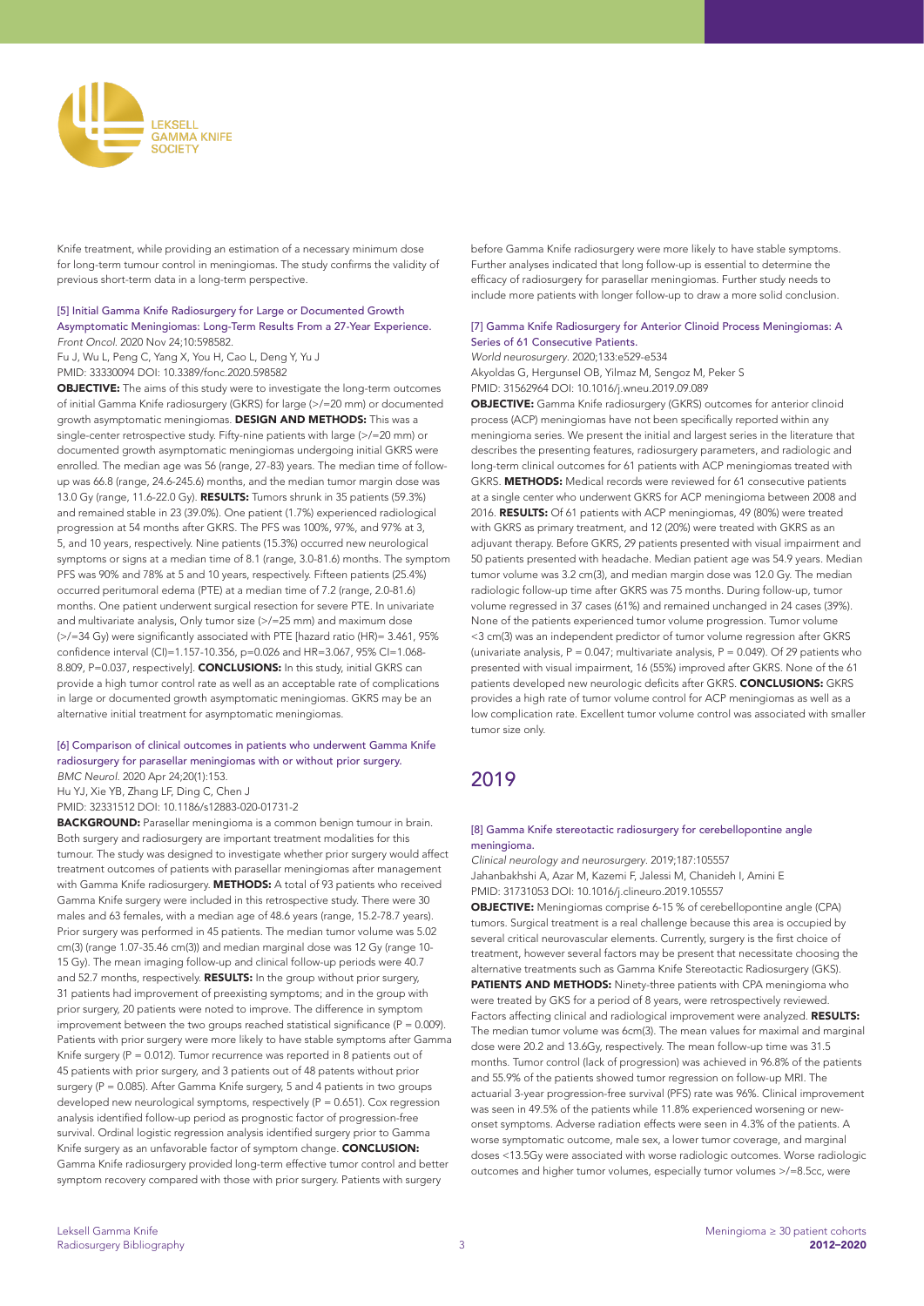Knife treatment, while providing an estimation of a necessary minimum dose for long-term tumour control in meningiomas. The study confirms the validity of previous short-term data in a long-term perspective.

### [5] Initial Gamma Knife Radiosurgery for Large or Documented Growth Asymptomatic Meningiomas: Long-Term Results From a 27-Year Experience.

*Front Oncol.* 2020 Nov 24;10:598582.

Fu J, Wu L, Peng C, Yang X, You H, Cao L, Deng Y, Yu J

PMID: 33330094 DOI: 10.3389/fonc.2020.598582

**OBJECTIVE:** The aims of this study were to investigate the long-term outcomes of initial Gamma Knife radiosurgery (GKRS) for large (>/=20 mm) or documented growth asymptomatic meningiomas. **DESIGN AND METHODS:** This was a single-center retrospective study. Fifty-nine patients with large (>/=20 mm) or documented growth asymptomatic meningiomas undergoing initial GKRS were enrolled. The median age was 56 (range, 27-83) years. The median time of follow-up was 66.8 (range, 24.6-245.6) months, and the median tumor margin dose was 13.0 Gy (range, 11.6-22.0 Gy). **RESULTS:** Tumors shrunk in 35 patients (59.3%) and remained stable in 23 (39.0%). One patient (1.7%) experienced radiological progression at 54 months after GKRS. The PFS was 100%, 97%, and 97% at 3, 5, and 10 years, respectively. Nine patients (15.3%) occurred new neurological symptoms or signs at a median time of 8.1 (range, 3.0-81.6) months. The symptom PFS was 90% and 78% at 5 and 10 years, respectively. Fifteen patients (25.4%) occurred peritumoral edema (PTE) at a median time of 7.2 (range, 2.0-81.6) months. One patient underwent surgical resection for severe PTE. In univariate and multivariate analysis, Only tumor size (>/=25 mm) and maximum dose (>/=34 Gy) were significantly associated with PTE [hazard ratio (HR)= 3.461, 95% confidence interval (CI)=1.157-10.356, p=0.026 and HR=3.067, 95% CI=1.068-8.809, P=0.037, respectively]. **CONCLUSIONS:** In this study, initial GKRS can provide a high tumor control rate as well as an acceptable rate of complications in large or documented growth asymptomatic meningiomas. GKRS may be an alternative initial treatment for asymptomatic meningiomas.

### [6] Comparison of clinical outcomes in patients who underwent Gamma Knife radiosurgery for parasellar meningiomas with or without prior surgery.

*BMC Neurol.* 2020 Apr 24;20(1):153.

Hu YJ, Xie YB, Zhang LF, Ding C, Chen J

PMID: 32331512 DOI: 10.1186/s12883-020-01731-2

**BACKGROUND:** Parasellar meningioma is a common benign tumour in brain. Both surgery and radiosurgery are important treatment modalities for this tumour. The study was designed to investigate whether prior surgery would affect treatment outcomes of patients with parasellar meningiomas after management with Gamma Knife radiosurgery. **METHODS:** A total of 93 patients who received Gamma Knife surgery were included in this retrospective study. There were 30 males and 63 females, with a median age of 48.6 years (range, 15.2-78.7 years). Prior surgery was performed in 45 patients. The median tumor volume was 5.02 cm(3) (range 1.07-35.46 cm(3)) and median marginal dose was 12 Gy (range 10-15 Gy). The mean imaging follow-up and clinical follow-up periods were 40.7 and 52.7 months, respectively. **RESULTS:** In the group without prior surgery, 31 patients had improvement of preexisting symptoms; and in the group with prior surgery, 20 patients were noted to improve. The difference in symptom improvement between the two groups reached statistical significance (P = 0.009). Patients with prior surgery were more likely to have stable symptoms after Gamma Knife surgery (P = 0.012). Tumor recurrence was reported in 8 patients out of 45 patients with prior surgery, and 3 patients out of 48 patients without prior surgery (P = 0.085). After Gamma Knife surgery, 5 and 4 patients in two groups developed new neurological symptoms, respectively (P = 0.651). Cox regression analysis identified follow-up period as prognostic factor of progression-free survival. Ordinal logistic regression analysis identified surgery prior to Gamma Knife surgery as an unfavorable factor of symptom change. **CONCLUSION:** Gamma Knife radiosurgery provided long-term effective tumor control and better symptom recovery compared with those with prior surgery. Patients with surgery before Gamma Knife radiosurgery were more likely to have stable symptoms. Further analyses indicated that long follow-up is essential to determine the efficacy of radiosurgery for parasellar meningiomas. Further study needs to include more patients with longer follow-up to draw a more solid conclusion.

### [7] Gamma Knife Radiosurgery for Anterior Clinoid Process Meningiomas: A Series of 61 Consecutive Patients.

*World neurosurgery.* 2020;133:e529-e534

Akyoldas G, Hergunsel OB, Yilmaz M, Sengoz M, Peker S

PMID: 31562964 DOI: 10.1016/j.wneu.2019.09.089

**OBJECTIVE:** Gamma Knife radiosurgery (GKRS) outcomes for anterior clinoid process (ACP) meningiomas have not been specifically reported within any meningioma series. We present the initial and largest series in the literature that describes the presenting features, radiosurgery parameters, and radiologic and long-term clinical outcomes for 61 patients with ACP meningiomas treated with GKRS. **METHODS:** Medical records were reviewed for 61 consecutive patients at a single center who underwent GKRS for ACP meningioma between 2008 and 2016. **RESULTS:** Of 61 patients with ACP meningiomas, 49 (80%) were treated with GKRS as primary treatment, and 12 (20%) were treated with GKRS as an adjuvant therapy. Before GKRS, 29 patients presented with visual impairment and 50 patients presented with headache. Median patient age was 54.9 years. Median tumor volume was 3.2 cm(3), and median margin dose was 12.0 Gy. The median radiologic follow-up time after GKRS was 75 months. During follow-up, tumor volume regressed in 37 cases (61%) and remained unchanged in 24 cases (39%). None of the patients experienced tumor volume progression. Tumor volume <3 cm(3) was an independent predictor of tumor volume regression after GKRS (univariate analysis, P = 0.047; multivariate analysis, P = 0.049). Of 29 patients who presented with visual impairment, 16 (55%) improved after GKRS. None of the 61 patients developed new neurologic deficits after GKRS. **CONCLUSIONS:** GKRS provides a high rate of tumor volume control for ACP meningiomas as well as a low complication rate. Excellent tumor volume control was associated with smaller tumor size only.

## 2019

### [8] Gamma Knife stereotactic radiosurgery for cerebellopontine angle meningioma.

*Clinical neurology and neurosurgery.* 2019;187:105557

Jahanbakhshi A, Azar M, Kazemi F, Jalessi M, Chanideh I, Amini E

PMID: 31731053 DOI: 10.1016/j.clineuro.2019.105557

**OBJECTIVE:** Meningiomas comprise 6-15 % of cerebellopontine angle (CPA) tumors. Surgical treatment is a real challenge because this area is occupied by several critical neurovascular elements. Currently, surgery is the first choice of treatment, however several factors may be present that necessitate choosing the alternative treatments such as Gamma Knife Stereotactic Radiosurgery (GKS). **PATIENTS AND METHODS:** Ninety-three patients with CPA meningioma who were treated by GKS for a period of 8 years, were retrospectively reviewed. Factors affecting clinical and radiological improvement were analyzed. **RESULTS:** The median tumor volume was 6cm(3). The mean values for maximal and marginal dose were 20.2 and 13.6Gy, respectively. The mean follow-up time was 31.5 months. Tumor control (lack of progression) was achieved in 96.8% of the patients and 55.9% of the patients showed tumor regression on follow-up MRI. The actuarial 3-year progression-free survival (PFS) rate was 96%. Clinical improvement was seen in 49.5% of the patients while 11.8% experienced worsening or new-onset symptoms. Adverse radiation effects were seen in 4.3% of the patients. A worse symptomatic outcome, male sex, a lower tumor coverage, and marginal doses <13.5Gy were associated with worse radiologic outcomes. Worse radiologic outcomes and higher tumor volumes, especially tumor volumes >/=8.5cc, were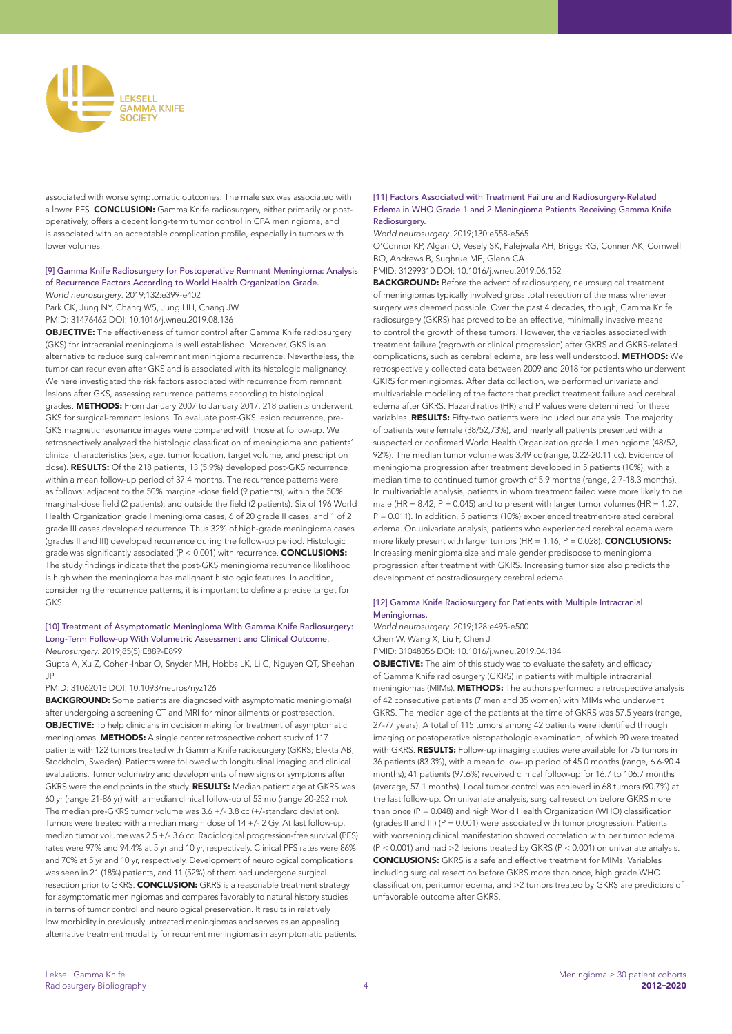associated with worse symptomatic outcomes. The male sex was associated with a lower PFS. **CONCLUSION:** Gamma Knife radiosurgery, either primarily or post-operatively, offers a decent long-term tumor control in CPA meningioma, and is associated with an acceptable complication profile, especially in tumors with lower volumes.

### [9] Gamma Knife Radiosurgery for Postoperative Remnant Meningioma: Analysis of Recurrence Factors According to World Health Organization Grade.

*World neurosurgery*. 2019;132:e399-e402

Park CK, Jung NY, Chang WS, Jung HH, Chang JW

PMID: 31476462 DOI: 10.1016/j.wneu.2019.08.136

**OBJECTIVE:** The effectiveness of tumor control after Gamma Knife radiosurgery (GKS) for intracranial meningioma is well established. Moreover, GKS is an alternative to reduce surgical-remnant meningioma recurrence. Nevertheless, the tumor can recur even after GKS and is associated with its histologic malignancy. We here investigated the risk factors associated with recurrence from remnant lesions after GKS, assessing recurrence patterns according to histological grades. **METHODS:** From January 2007 to January 2017, 218 patients underwent GKS for surgical-remnant lesions. To evaluate post-GKS lesion recurrence, pre-GKS magnetic resonance images were compared with those at follow-up. We retrospectively analyzed the histologic classification of meningioma and patients' clinical characteristics (sex, age, tumor location, target volume, and prescription dose). **RESULTS:** Of the 218 patients, 13 (5.9%) developed post-GKS recurrence within a mean follow-up period of 37.4 months. The recurrence patterns were as follows: adjacent to the 50% marginal-dose field (9 patients); within the 50% marginal-dose field (2 patients); and outside the field (2 patients). Six of 196 World Health Organization grade I meningioma cases, 6 of 20 grade II cases, and 1 of 2 grade III cases developed recurrence. Thus 32% of high-grade meningioma cases (grades II and III) developed recurrence during the follow-up period. Histologic grade was significantly associated ($P < 0.001$) with recurrence. **CONCLUSIONS:** The study findings indicate that the post-GKS meningioma recurrence likelihood is high when the meningioma has malignant histologic features. In addition, considering the recurrence patterns, it is important to define a precise target for GKS.

### [10] Treatment of Asymptomatic Meningioma With Gamma Knife Radiosurgery: Long-Term Follow-up With Volumetric Assessment and Clinical Outcome.

*Neurosurgery*. 2019;85(5):E889-E899

Gupta A, Xu Z, Cohen-Inbar O, Snyder MH, Hobbs LK, Li C, Nguyen QT, Sheehan JP

PMID: 31062018 DOI: 10.1093/neuros/nyz126

**BACKGROUND:** Some patients are diagnosed with asymptomatic meningioma(s) after undergoing a screening CT and MRI for minor ailments or postresection. **OBJECTIVE:** To help clinicians in decision making for treatment of asymptomatic meningiomas. **METHODS:** A single center retrospective cohort study of 117 patients with 122 tumors treated with Gamma Knife radiosurgery (GKRS; Elekta AB, Stockholm, Sweden). Patients were followed with longitudinal imaging and clinical evaluations. Tumor volumetry and developments of new signs or symptoms after GKRS were the end points in the study. **RESULTS:** Median patient age at GKRS was 60 yr (range 21-86 yr) with a median clinical follow-up of 53 mo (range 20-252 mo). The median pre-GKRS tumor volume was 3.6 +/- 3.8 cc (+/-standard deviation). Tumors were treated with a median margin dose of 14 +/- 2 Gy. At last follow-up, median tumor volume was 2.5 +/- 3.6 cc. Radiological progression-free survival (PFS) rates were 97% and 94.4% at 5 yr and 10 yr, respectively. Clinical PFS rates were 86% and 70% at 5 yr and 10 yr, respectively. Development of neurological complications was seen in 21 (18%) patients, and 11 (52%) of them had undergone surgical resection prior to GKRS. **CONCLUSION:** GKRS is a reasonable treatment strategy for asymptomatic meningiomas and compares favorably to natural history studies in terms of tumor control and neurological preservation. It results in relatively low morbidity in previously untreated meningiomas and serves as an appealing alternative treatment modality for recurrent meningiomas in asymptomatic patients.

### [11] Factors Associated with Treatment Failure and Radiosurgery-Related Edema in WHO Grade 1 and 2 Meningioma Patients Receiving Gamma Knife Radiosurgery.

*World neurosurgery*. 2019;130:e558-e565

O'Connor KP, Algan O, Vesely SK, Palejwala AH, Briggs RG, Conner AK, Cornwell BO, Andrews B, Sughrue ME, Glenn CA

PMID: 31299310 DOI: 10.1016/j.wneu.2019.06.152

**BACKGROUND:** Before the advent of radiosurgery, neurosurgical treatment of meningiomas typically involved gross total resection of the mass whenever surgery was deemed possible. Over the past 4 decades, though, Gamma Knife radiosurgery (GKRS) has proved to be an effective, minimally invasive means to control the growth of these tumors. However, the variables associated with treatment failure (regrowth or clinical progression) after GKRS and GKRS-related complications, such as cerebral edema, are less well understood. **METHODS:** We retrospectively collected data between 2009 and 2018 for patients who underwent GKRS for meningiomas. After data collection, we performed univariate and multivariable modeling of the factors that predict treatment failure and cerebral edema after GKRS. Hazard ratios (HR) and P values were determined for these variables. **RESULTS:** Fifty-two patients were included our analysis. The majority of patients were female (38/52,73%), and nearly all patients presented with a suspected or confirmed World Health Organization grade 1 meningioma (48/52, 92%). The median tumor volume was 3.49 cc (range, 0.22-20.11 cc). Evidence of meningioma progression after treatment developed in 5 patients (10%), with a median time to continued tumor growth of 5.9 months (range, 2.7-18.3 months). In multivariable analysis, patients in whom treatment failed were more likely to be male (HR = 8.42, $P = 0.045$) and to present with larger tumor volumes (HR = 1.27, $P = 0.011$). In addition, 5 patients (10%) experienced treatment-related cerebral edema. On univariate analysis, patients who experienced cerebral edema were more likely present with larger tumors (HR = 1.16, $P = 0.028$). **CONCLUSIONS:** Increasing meningioma size and male gender predispose to meningioma progression after treatment with GKRS. Increasing tumor size also predicts the development of postradiosurgery cerebral edema.

### [12] Gamma Knife Radiosurgery for Patients with Multiple Intracranial Meningiomas.

*World neurosurgery*. 2019;128:e495-e500

Chen W, Wang X, Liu F, Chen J

PMID: 31048056 DOI: 10.1016/j.wneu.2019.04.184

**OBJECTIVE:** The aim of this study was to evaluate the safety and efficacy of Gamma Knife radiosurgery (GKRS) in patients with multiple intracranial meningiomas (MIMs). **METHODS:** The authors performed a retrospective analysis of 42 consecutive patients (7 men and 35 women) with MIMs who underwent GKRS. The median age of the patients at the time of GKRS was 57.5 years (range, 27-77 years). A total of 115 tumors among 42 patients were identified through imaging or postoperative histopathologic examination, of which 90 were treated with GKRS. **RESULTS:** Follow-up imaging studies were available for 75 tumors in 36 patients (83.3%), with a mean follow-up period of 45.0 months (range, 6.6-90.4 months); 41 patients (97.6%) received clinical follow-up for 16.7 to 106.7 months (average, 57.1 months). Local tumor control was achieved in 68 tumors (90.7%) at the last follow-up. On univariate analysis, surgical resection before GKRS more than once ($P = 0.048$) and high World Health Organization (WHO) classification (grades II and III) ($P = 0.001$) were associated with tumor progression. Patients with worsening clinical manifestation showed correlation with peritumor edema ($P < 0.001$) and had >2 lesions treated by GKRS ($P < 0.001$) on univariate analysis. **CONCLUSIONS:** GKRS is a safe and effective treatment for MIMs. Variables including surgical resection before GKRS more than once, high grade WHO classification, peritumor edema, and >2 tumors treated by GKRS are predictors of unfavorable outcome after GKRS.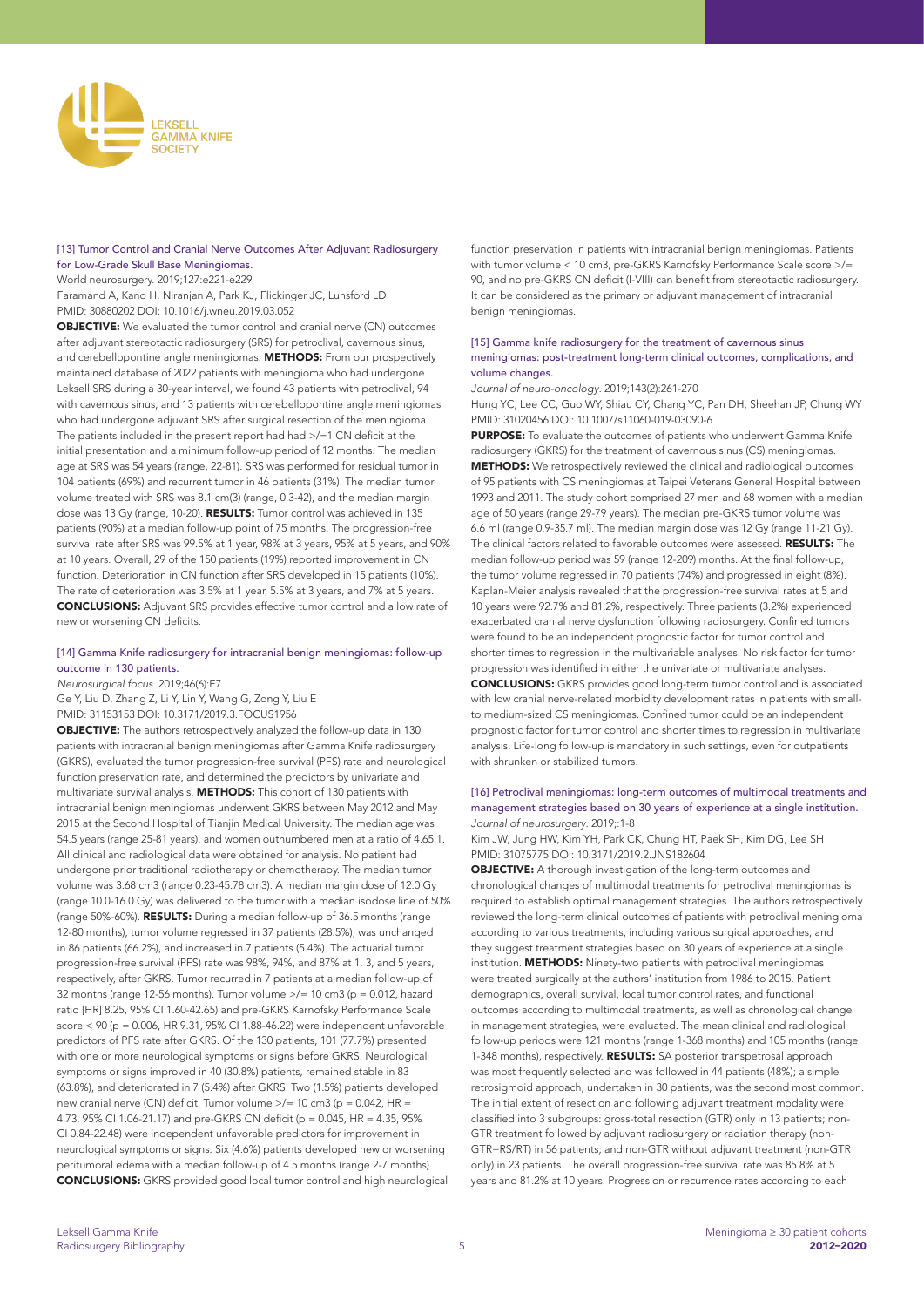### [13] Tumor Control and Cranial Nerve Outcomes After Adjuvant Radiosurgery for Low-Grade Skull Base Meningiomas.

World neurosurgery. 2019;127:e221-e229

Faramand A, Kano H, Niranjan A, Park KJ, Flickinger JC, Lunsford LD

PMID: 30880202 DOI: 10.1016/j.wneu.2019.03.052

**OBJECTIVE:** We evaluated the tumor control and cranial nerve (CN) outcomes after adjuvant stereotactic radiosurgery (SRS) for petroclival, cavernous sinus, and cerebellopontine angle meningiomas. **METHODS:** From our prospectively maintained database of 2022 patients with meningioma who had undergone Leksell SRS during a 30-year interval, we found 43 patients with petroclival, 94 with cavernous sinus, and 13 patients with cerebellopontine angle meningiomas who had undergone adjuvant SRS after surgical resection of the meningioma. The patients included in the present report had had >/=1 CN deficit at the initial presentation and a minimum follow-up period of 12 months. The median age at SRS was 54 years (range, 22-81). SRS was performed for residual tumor in 104 patients (69%) and recurrent tumor in 46 patients (31%). The median tumor volume treated with SRS was 8.1 cm(3) (range, 0.3-42), and the median margin dose was 13 Gy (range, 10-20). **RESULTS:** Tumor control was achieved in 135 patients (90%) at a median follow-up point of 75 months. The progression-free survival rate after SRS was 99.5% at 1 year, 98% at 3 years, 95% at 5 years, and 90% at 10 years. Overall, 29 of the 150 patients (19%) reported improvement in CN function. Deterioration in CN function after SRS developed in 15 patients (10%). The rate of deterioration was 3.5% at 1 year, 5.5% at 3 years, and 7% at 5 years. **CONCLUSIONS:** Adjuvant SRS provides effective tumor control and a low rate of new or worsening CN deficits.

### [14] Gamma Knife radiosurgery for intracranial benign meningiomas: follow-up outcome in 130 patients.

*Neurosurgical focus.* 2019;46(6):E7

Ge Y, Liu D, Zhang Z, Li Y, Lin Y, Wang G, Zong Y, Liu E

PMID: 31153153 DOI: 10.3171/2019.3.FOCUS1956

**OBJECTIVE:** The authors retrospectively analyzed the follow-up data in 130 patients with intracranial benign meningiomas after Gamma Knife radiosurgery (GKRS), evaluated the tumor progression-free survival (PFS) rate and neurological function preservation rate, and determined the predictors by univariate and multivariate survival analysis. **METHODS:** This cohort of 130 patients with intracranial benign meningiomas underwent GKRS between May 2012 and May 2015 at the Second Hospital of Tianjin Medical University. The median age was 54.5 years (range 25-81 years), and women outnumbered men at a ratio of 4.65:1. All clinical and radiological data were obtained for analysis. No patient had undergone prior traditional radiotherapy or chemotherapy. The median tumor volume was 3.68 cm3 (range 0.23-45.78 cm3). A median margin dose of 12.0 Gy (range 10.0-16.0 Gy) was delivered to the tumor with a median isodose line of 50% (range 50%-60%). **RESULTS:** During a median follow-up of 36.5 months (range 12-80 months), tumor volume regressed in 37 patients (28.5%), was unchanged in 86 patients (66.2%), and increased in 7 patients (5.4%). The actuarial tumor progression-free survival (PFS) rate was 98%, 94%, and 87% at 1, 3, and 5 years, respectively, after GKRS. Tumor recurred in 7 patients at a median follow-up of 32 months (range 12-56 months). Tumor volume >/= 10 cm3 (p = 0.012, hazard ratio [HR] 8.25, 95% CI 1.60-42.65) and pre-GKRS Karnofsky Performance Scale score < 90 (p = 0.006, HR 9.31, 95% CI 1.88-46.22) were independent unfavorable predictors of PFS rate after GKRS. Of the 130 patients, 101 (77.7%) presented with one or more neurological symptoms or signs before GKRS. Neurological symptoms or signs improved in 40 (30.8%) patients, remained stable in 83 (63.8%), and deteriorated in 7 (5.4%) after GKRS. Two (1.5%) patients developed new cranial nerve (CN) deficit. Tumor volume >/= 10 cm3 (p = 0.042, HR = 4.73, 95% CI 1.06-21.17) and pre-GKRS CN deficit (p = 0.045, HR = 4.35, 95% CI 0.84-22.48) were independent unfavorable predictors for improvement in neurological symptoms or signs. Six (4.6%) patients developed new or worsening peritumoral edema with a median follow-up of 4.5 months (range 2-7 months). **CONCLUSIONS:** GKRS provided good local tumor control and high neurological function preservation in patients with intracranial benign meningiomas. Patients with tumor volume < 10 cm3, pre-GKRS Karnofsky Performance Scale score >/= 90, and no pre-GKRS CN deficit (I-VIII) can benefit from stereotactic radiosurgery. It can be considered as the primary or adjuvant management of intracranial benign meningiomas.

### [15] Gamma knife radiosurgery for the treatment of cavernous sinus meningiomas: post-treatment long-term clinical outcomes, complications, and volume changes.

*Journal of neuro-oncology.* 2019;143(2):261-270

Hung YC, Lee CC, Guo WY, Shiau CY, Chang YC, Pan DH, Sheehan JP, Chung WY

PMID: 31020456 DOI: 10.1007/s11060-019-03090-6

**PURPOSE:** To evaluate the outcomes of patients who underwent Gamma Knife radiosurgery (GKRS) for the treatment of cavernous sinus (CS) meningiomas. **METHODS:** We retrospectively reviewed the clinical and radiological outcomes of 95 patients with CS meningiomas at Taipei Veterans General Hospital between 1993 and 2011. The study cohort comprised 27 men and 68 women with a median age of 50 years (range 29-79 years). The median pre-GKRS tumor volume was 6.6 ml (range 0.9-35.7 ml). The median margin dose was 12 Gy (range 11-21 Gy). The clinical factors related to favorable outcomes were assessed. **RESULTS:** The median follow-up period was 59 (range 12-209) months. At the final follow-up, the tumor volume regressed in 70 patients (74%) and progressed in eight (8%). Kaplan-Meier analysis revealed that the progression-free survival rates at 5 and 10 years were 92.7% and 81.2%, respectively. Three patients (3.2%) experienced exacerbated cranial nerve dysfunction following radiosurgery. Confined tumors were found to be an independent prognostic factor for tumor control and shorter times to regression in the multivariable analyses. No risk factor for tumor progression was identified in either the univariate or multivariate analyses. **CONCLUSIONS:** GKRS provides good long-term tumor control and is associated with low cranial nerve-related morbidity development rates in patients with small- to medium-sized CS meningiomas. Confined tumor could be an independent prognostic factor for tumor control and shorter times to regression in multivariate analysis. Life-long follow-up is mandatory in such settings, even for outpatients with shrunken or stabilized tumors.

### [16] Petroclival meningiomas: long-term outcomes of multimodal treatments and management strategies based on 30 years of experience at a single institution.

*Journal of neurosurgery.* 2019;:1-8

Kim JW, Jung HW, Kim YH, Park CK, Chung HT, Paek SH, Kim DG, Lee SH

PMID: 31075775 DOI: 10.3171/2019.2.JNS182604

**OBJECTIVE:** A thorough investigation of the long-term outcomes and chronological changes of multimodal treatments for petroclival meningiomas is required to establish optimal management strategies. The authors retrospectively reviewed the long-term clinical outcomes of patients with petroclival meningioma according to various treatments, including various surgical approaches, and they suggest treatment strategies based on 30 years of experience at a single institution. **METHODS:** Ninety-two patients with petroclival meningiomas were treated surgically at the authors' institution from 1986 to 2015. Patient demographics, overall survival, local tumor control rates, and functional outcomes according to multimodal treatments, as well as chronological change in management strategies, were evaluated. The mean clinical and radiological follow-up periods were 121 months (range 1-368 months) and 105 months (range 1-348 months), respectively. **RESULTS:** SA posterior transpetrosal approach was most frequently selected and was followed in 44 patients (48%); a simple retrosigmoid approach, undertaken in 30 patients, was the second most common. The initial extent of resection and following adjuvant treatment modality were classified into 3 subgroups: gross-total resection (GTR) only in 13 patients; non-GTR treatment followed by adjuvant radiosurgery or radiation therapy (non-GTR+RS/RT) in 56 patients; and non-GTR without adjuvant treatment (non-GTR only) in 23 patients. The overall progression-free survival rate was 85.8% at 5 years and 81.2% at 10 years. Progression or recurrence rates according to each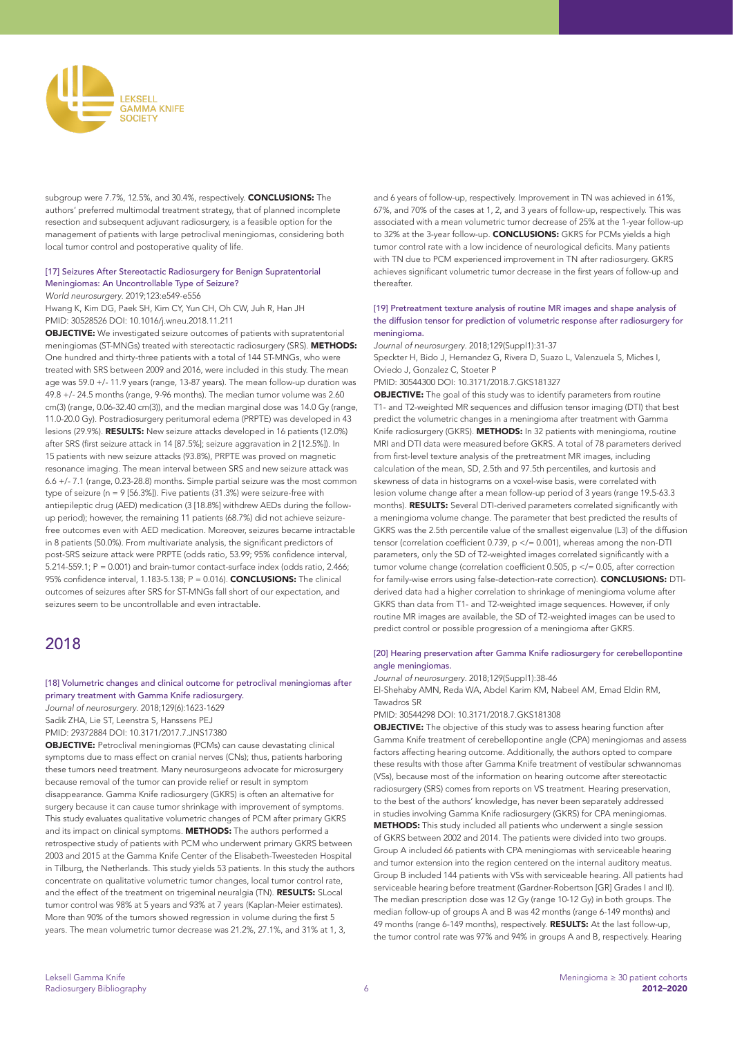subgroup were 7.7%, 12.5%, and 30.4%, respectively. **CONCLUSIONS:** The authors' preferred multimodal treatment strategy, that of planned incomplete resection and subsequent adjuvant radiosurgery, is a feasible option for the management of patients with large petroclival meningiomas, considering both local tumor control and postoperative quality of life.

### [17] Seizures After Stereotactic Radiosurgery for Benign Supratentorial Meningiomas: An Uncontrollable Type of Seizure?

*World neurosurgery*. 2019;123:e549-e556

Hwang K, Kim DG, Paek SH, Kim CY, Yun CH, Oh CW, Juh R, Han JH

PMID: 30528526 DOI: 10.1016/j.wneu.2018.11.211

**OBJECTIVE:** We investigated seizure outcomes of patients with supratentorial meningiomas (ST-MNGs) treated with stereotactic radiosurgery (SRS). **METHODS:** One hundred and thirty-three patients with a total of 144 ST-MNGs, who were treated with SRS between 2009 and 2016, were included in this study. The mean age was 59.0 +/- 11.9 years (range, 13-87 years). The mean follow-up duration was 49.8 +/- 24.5 months (range, 9-96 months). The median tumor volume was 2.60 cm(3) (range, 0.06-32.40 cm(3)), and the median marginal dose was 14.0 Gy (range, 11.0-20.0 Gy). Postradiosurgery peritumoral edema (PRPTE) was developed in 43 lesions (29.9%). **RESULTS:** New seizure attacks developed in 16 patients (12.0%) after SRS (first seizure attack in 14 [87.5%]; seizure aggravation in 2 [12.5%]). In 15 patients with new seizure attacks (93.8%), PRPTE was proved on magnetic resonance imaging. The mean interval between SRS and new seizure attack was 6.6 +/- 7.1 (range, 0.23-28.8) months. Simple partial seizure was the most common type of seizure (n = 9 [56.3%]). Five patients (31.3%) were seizure-free with antiepileptic drug (AED) medication (3 [18.8%] withdrew AEDs during the follow-up period); however, the remaining 11 patients (68.7%) did not achieve seizure-free outcomes even with AED medication. Moreover, seizures became intractable in 8 patients (50.0%). From multivariate analysis, the significant predictors of post-SRS seizure attack were PRPTE (odds ratio, 53.99; 95% confidence interval, 5.214-559.1; P = 0.001) and brain-tumor contact-surface index (odds ratio, 2.466; 95% confidence interval, 1.183-5.138; P = 0.016). **CONCLUSIONS:** The clinical outcomes of seizures after SRS for ST-MNGs fall short of our expectation, and seizures seem to be uncontrollable and even intractable.

## 2018

### [18] Volumetric changes and clinical outcome for petroclival meningiomas after primary treatment with Gamma Knife radiosurgery.

*Journal of neurosurgery*. 2018;129(6):1623-1629

Sadik ZHA, Lie ST, Leenstra S, Hanssens PEJ

PMID: 29372884 DOI: 10.3171/2017.7.JNS17380

**OBJECTIVE:** Petroclival meningiomas (PCMs) can cause devastating clinical symptoms due to mass effect on cranial nerves (CNs); thus, patients harboring these tumors need treatment. Many neurosurgeons advocate for microsurgery because removal of the tumor can provide relief or result in symptom disappearance. Gamma Knife radiosurgery (GKRS) is often an alternative for surgery because it can cause tumor shrinkage with improvement of symptoms. This study evaluates qualitative volumetric changes of PCM after primary GKRS and its impact on clinical symptoms. **METHODS:** The authors performed a retrospective study of patients with PCM who underwent primary GKRS between 2003 and 2015 at the Gamma Knife Center of the Elisabeth-Tweesteden Hospital in Tilburg, the Netherlands. This study yields 53 patients. In this study the authors concentrate on qualitative volumetric tumor changes, local tumor control rate, and the effect of the treatment on trigeminal neuralgia (TN). **RESULTS:** SLocal tumor control was 98% at 5 years and 93% at 7 years (Kaplan-Meier estimates). More than 90% of the tumors showed regression in volume during the first 5 years. The mean volumetric tumor decrease was 21.2%, 27.1%, and 31% at 1, 3, and 6 years of follow-up, respectively. Improvement in TN was achieved in 61%, 67%, and 70% of the cases at 1, 2, and 3 years of follow-up, respectively. This was associated with a mean volumetric tumor decrease of 25% at the 1-year follow-up to 32% at the 3-year follow-up. **CONCLUSIONS:** GKRS for PCMs yields a high tumor control rate with a low incidence of neurological deficits. Many patients with TN due to PCM experienced improvement in TN after radiosurgery. GKRS achieves significant volumetric tumor decrease in the first years of follow-up and thereafter.

### [19] Pretreatment texture analysis of routine MR images and shape analysis of the diffusion tensor for prediction of volumetric response after radiosurgery for meningioma.

*Journal of neurosurgery*. 2018;129(Suppl1):31-37

Speckter H, Bido J, Hernandez G, Rivera D, Suazo L, Valenzuela S, Miches I, Oviedo J, Gonzalez C, Stoeter P

PMID: 30544300 DOI: 10.3171/2018.7.GKS181327

**OBJECTIVE:** The goal of this study was to identify parameters from routine T1- and T2-weighted MR sequences and diffusion tensor imaging (DTI) that best predict the volumetric changes in a meningioma after treatment with Gamma Knife radiosurgery (GKRS). **METHODS:** In 32 patients with meningioma, routine MRI and DTI data were measured before GKRS. A total of 78 parameters derived from first-level texture analysis of the pretreatment MR images, including calculation of the mean, SD, 2.5th and 97.5th percentiles, and kurtosis and skewness of data in histograms on a voxel-wise basis, were correlated with lesion volume change after a mean follow-up period of 3 years (range 19.5-63.3 months). **RESULTS:** Several DTI-derived parameters correlated significantly with a meningioma volume change. The parameter that best predicted the results of GKRS was the 2.5th percentile value of the smallest eigenvalue (L3) of the diffusion tensor (correlation coefficient 0.739, p </= 0.001), whereas among the non-DTI parameters, only the SD of T2-weighted images correlated significantly with a tumor volume change (correlation coefficient 0.505, p </= 0.05, after correction for family-wise errors using false-detection-rate correction). **CONCLUSIONS:** DTI-derived data had a higher correlation to shrinkage of meningioma volume after GKRS than data from T1- and T2-weighted image sequences. However, if only routine MR images are available, the SD of T2-weighted images can be used to predict control or possible progression of a meningioma after GKRS.

### [20] Hearing preservation after Gamma Knife radiosurgery for cerebellopontine angle meningiomas.

*Journal of neurosurgery*. 2018;129(Suppl1):38-46

El-Shehaby AMN, Reda WA, Abdel Karim KM, Nabeel AM, Emad Eldin RM, Tawadros SR

PMID: 30544298 DOI: 10.3171/2018.7.GKS181308

**OBJECTIVE:** The objective of this study was to assess hearing function after Gamma Knife treatment of cerebellopontine angle (CPA) meningiomas and assess factors affecting hearing outcome. Additionally, the authors opted to compare these results with those after Gamma Knife treatment of vestibular schwannomas (VSs), because most of the information on hearing outcome after stereotactic radiosurgery (SRS) comes from reports on VS treatment. Hearing preservation, to the best of the authors' knowledge, has never been separately addressed in studies involving Gamma Knife radiosurgery (GKRS) for CPA meningiomas. **METHODS:** This study included all patients who underwent a single session of GKRS between 2002 and 2014. The patients were divided into two groups. Group A included 66 patients with CPA meningiomas with serviceable hearing and tumor extension into the region centered on the internal auditory meatus. Group B included 144 patients with VSs with serviceable hearing. All patients had serviceable hearing before treatment (Gardner-Robertson [GR] Grades I and II). The median prescription dose was 12 Gy (range 10-12 Gy) in both groups. The median follow-up of groups A and B was 42 months (range 6-149 months) and 49 months (range 6-149 months), respectively. **RESULTS:** At the last follow-up, the tumor control rate was 97% and 94% in groups A and B, respectively. Hearing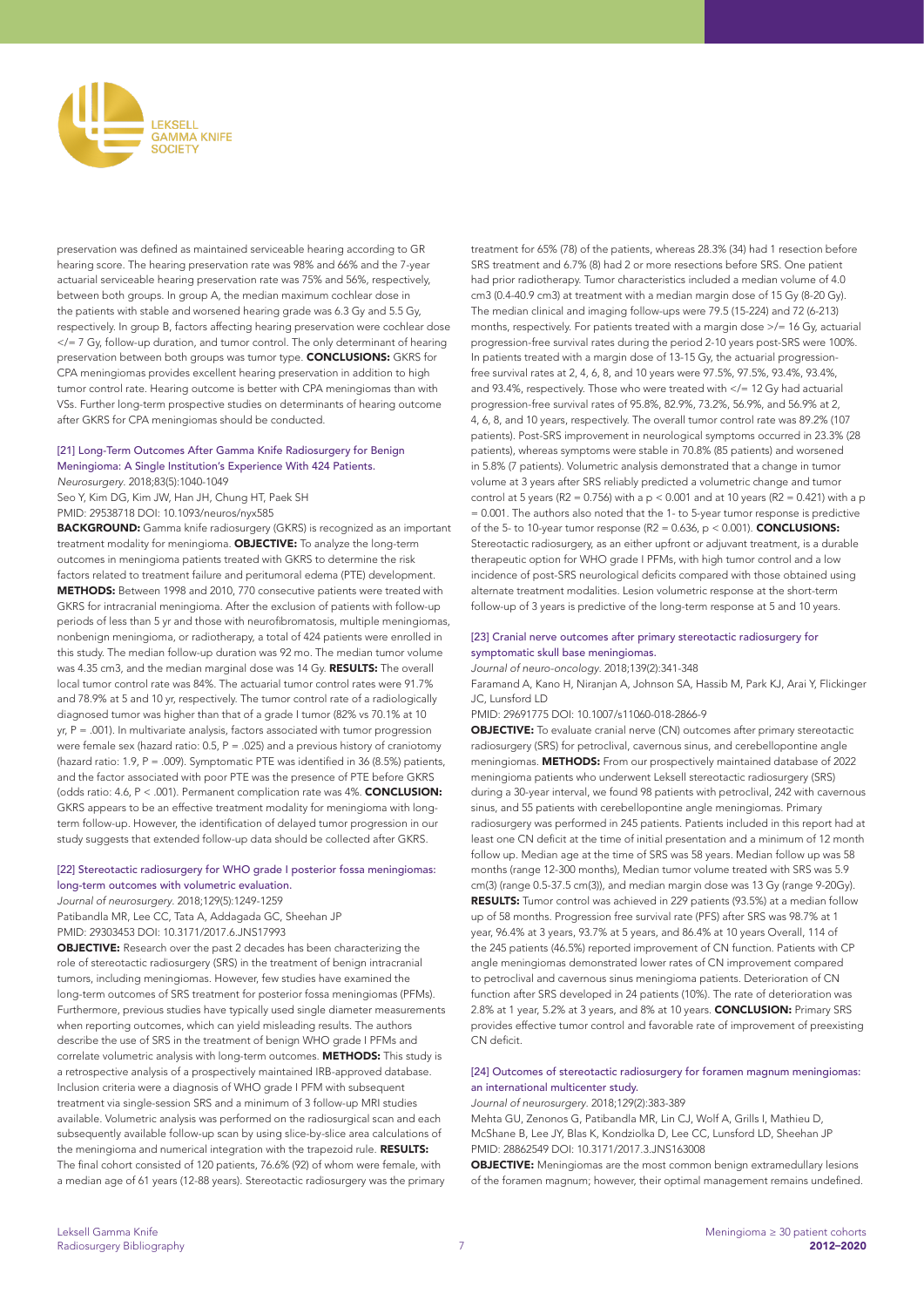preservation was defined as maintained serviceable hearing according to GR hearing score. The hearing preservation rate was 98% and 66% and the 7-year actuarial serviceable hearing preservation rate was 75% and 56%, respectively, between both groups. In group A, the median maximum cochlear dose in the patients with stable and worsened hearing grade was 6.3 Gy and 5.5 Gy, respectively. In group B, factors affecting hearing preservation were cochlear dose </= 7 Gy, follow-up duration, and tumor control. The only determinant of hearing preservation between both groups was tumor type. **CONCLUSIONS:** GKRS for CPA meningiomas provides excellent hearing preservation in addition to high tumor control rate. Hearing outcome is better with CPA meningiomas than with VSs. Further long-term prospective studies on determinants of hearing outcome after GKRS for CPA meningiomas should be conducted.

### [21] Long-Term Outcomes After Gamma Knife Radiosurgery for Benign Meningioma: A Single Institution's Experience With 424 Patients.

*Neurosurgery*. 2018;83(5):1040-1049

Seo Y, Kim DG, Kim JW, Han JH, Chung HT, Paek SH

PMID: 29538718 DOI: 10.1093/neuros/nyx585

**BACKGROUND:** Gamma knife radiosurgery (GKRS) is recognized as an important treatment modality for meningioma. **OBJECTIVE:** To analyze the long-term outcomes in meningioma patients treated with GKRS to determine the risk factors related to treatment failure and peritumoral edema (PTE) development. **METHODS:** Between 1998 and 2010, 770 consecutive patients were treated with GKRS for intracranial meningioma. After the exclusion of patients with follow-up periods of less than 5 yr and those with neurofibromatosis, multiple meningiomas, nonbenign meningioma, or radiotherapy, a total of 424 patients were enrolled in this study. The median follow-up duration was 92 mo. The median tumor volume was 4.35 cm3, and the median marginal dose was 14 Gy. **RESULTS:** The overall local tumor control rate was 84%. The actuarial tumor control rates were 91.7% and 78.9% at 5 and 10 yr, respectively. The tumor control rate of a radiologically diagnosed tumor was higher than that of a grade I tumor (82% vs 70.1% at 10 yr, P = .001). In multivariate analysis, factors associated with tumor progression were female sex (hazard ratio: 0.5, P = .025) and a previous history of craniotomy (hazard ratio: 1.9, P = .009). Symptomatic PTE was identified in 36 (8.5%) patients, and the factor associated with poor PTE was the presence of PTE before GKRS (odds ratio: 4.6, P < .001). Permanent complication rate was 4%. **CONCLUSION:** GKRS appears to be an effective treatment modality for meningioma with long-term follow-up. However, the identification of delayed tumor progression in our study suggests that extended follow-up data should be collected after GKRS.

### [22] Stereotactic radiosurgery for WHO grade I posterior fossa meningiomas: long-term outcomes with volumetric evaluation.

*Journal of neurosurgery*. 2018;129(5):1249-1259

Patibandla MR, Lee CC, Tata A, Addagada GC, Sheehan JP

PMID: 29303453 DOI: 10.3171/2017.6.JNS17993

**OBJECTIVE:** Research over the past 2 decades has been characterizing the role of stereotactic radiosurgery (SRS) in the treatment of benign intracranial tumors, including meningiomas. However, few studies have examined the long-term outcomes of SRS treatment for posterior fossa meningiomas (PFMs). Furthermore, previous studies have typically used single diameter measurements when reporting outcomes, which can yield misleading results. The authors describe the use of SRS in the treatment of benign WHO grade I PFMs and correlate volumetric analysis with long-term outcomes. **METHODS:** This study is a retrospective analysis of a prospectively maintained IRB-approved database. Inclusion criteria were a diagnosis of WHO grade I PFM with subsequent treatment via single-session SRS and a minimum of 3 follow-up MRI studies available. Volumetric analysis was performed on the radiosurgical scan and each subsequently available follow-up scan by using slice-by-slice area calculations of the meningioma and numerical integration with the trapezoid rule. **RESULTS:** The final cohort consisted of 120 patients, 76.6% (92) of whom were female, with a median age of 61 years (12-88 years). Stereotactic radiosurgery was the primary treatment for 65% (78) of the patients, whereas 28.3% (34) had 1 resection before SRS treatment and 6.7% (8) had 2 or more resections before SRS. One patient had prior radiotherapy. Tumor characteristics included a median volume of 4.0 cm3 (0.4-40.9 cm3) at treatment with a median margin dose of 15 Gy (8-20 Gy). The median clinical and imaging follow-up were 79.5 (15-224) and 72 (6-213) months, respectively. For patients treated with a margin dose >/= 16 Gy, actuarial progression-free survival rates during the period 2-10 years post-SRS were 100%. In patients treated with a margin dose of 13-15 Gy, the actuarial progression-free survival rates at 2, 4, 6, 8, and 10 years were 97.5%, 97.5%, 93.4%, 93.4%, and 93.4%, respectively. Those who were treated with </= 12 Gy had actuarial progression-free survival rates of 95.8%, 82.9%, 73.2%, 56.9%, and 56.9% at 2, 4, 6, 8, and 10 years, respectively. The overall tumor control rate was 89.2% (107 patients). Post-SRS improvement in neurological symptoms occurred in 23.3% (28 patients), whereas symptoms were stable in 70.8% (85 patients) and worsened in 5.8% (7 patients). Volumetric analysis demonstrated that a change in tumor volume at 3 years after SRS reliably predicted a volumetric change and tumor control at 5 years ($R^2$ = 0.756) with a p < 0.001 and at 10 years ($R^2$ = 0.421) with a p = 0.001. The authors also noted that the 1- to 5-year tumor response is predictive of the 5- to 10-year tumor response ($R^2$ = 0.636, p < 0.001). **CONCLUSIONS:** Stereotactic radiosurgery, as an either upfront or adjuvant treatment, is a durable therapeutic option for WHO grade I PFMs, with high tumor control and a low incidence of post-SRS neurological deficits compared with those obtained using alternate treatment modalities. Lesion volumetric response at the short-term follow-up of 3 years is predictive of the long-term response at 5 and 10 years.

### [23] Cranial nerve outcomes after primary stereotactic radiosurgery for symptomatic skull base meningiomas.

*Journal of neuro-oncology*. 2018;139(2):341-348

Faramand A, Kano H, Niranjan A, Johnson SA, Hassib M, Park KJ, Arai Y, Flickinger JC, Lunsford LD

PMID: 29691775 DOI: 10.1007/s11060-018-2866-9

**OBJECTIVE:** To evaluate cranial nerve (CN) outcomes after primary stereotactic radiosurgery (SRS) for petroclival, cavernous sinus, and cerebellopontine angle meningiomas. **METHODS:** From our prospectively maintained database of 2022 meningioma patients who underwent Leksell stereotactic radiosurgery (SRS) during a 30-year interval, we found 98 patients with petroclival, 242 with cavernous sinus, and 55 patients with cerebellopontine angle meningiomas. Primary radiosurgery was performed in 245 patients. Patients included in this report had at least one CN deficit at the time of initial presentation and a minimum of 12 month follow up. Median age at the time of SRS was 58 years. Median follow up was 58 months (range 12-300 months), Median tumor volume treated with SRS was 5.9 cm(3) (range 0.5-37.5 cm(3)), and median margin dose was 13 Gy (range 9-20Gy). **RESULTS:** Tumor control was achieved in 229 patients (93.5%) at a median follow up of 58 months. Progression free survival rate (PFS) after SRS was 98.7% at 1 year, 96.4% at 3 years, 93.7% at 5 years, and 86.4% at 10 years Overall, 114 of the 245 patients (46.5%) reported improvement of CN function. Patients with CP angle meningiomas demonstrated lower rates of CN improvement compared to petroclival and cavernous sinus meningioma patients. Deterioration of CN function after SRS developed in 24 patients (10%). The rate of deterioration was 2.8% at 1 year, 5.2% at 3 years, and 8% at 10 years. **CONCLUSION:** Primary SRS provides effective tumor control and favorable rate of improvement of preexisting CN deficit.

### [24] Outcomes of stereotactic radiosurgery for foramen magnum meningiomas: an international multicenter study.

*Journal of neurosurgery*. 2018;129(2):383-389

Mehta GU, Zenonos G, Patibandla MR, Lin CJ, Wolf A, Grills I, Mathieu D, McShane B, Lee JY, Blas K, Kondziolka D, Lee CC, Lunsford LD, Sheehan JP

PMID: 28862549 DOI: 10.3171/2017.3.JNS163008

**OBJECTIVE:** Meningiomas are the most common benign extramedullary lesions of the foramen magnum; however, their optimal management remains undefined.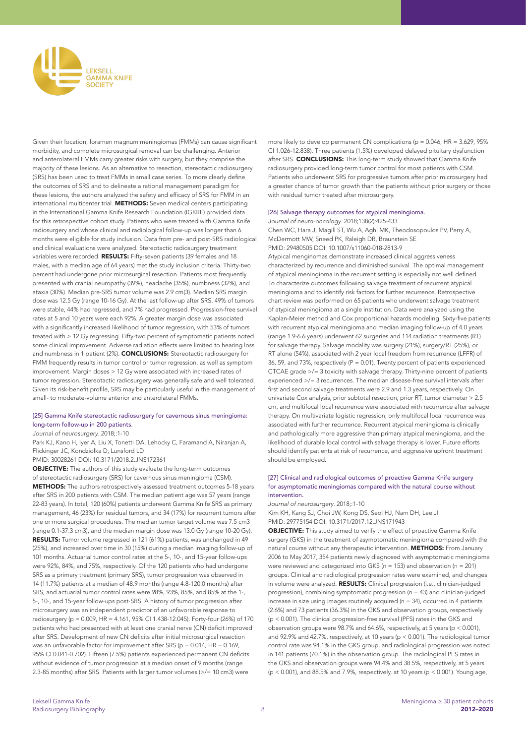Given their location, foramen magnum meningiomas (FMMs) can cause significant morbidity, and complete microsurgical removal can be challenging. Anterior and anterolateral FMMs carry greater risks with surgery, but they comprise the majority of these lesions. As an alternative to resection, stereotactic radiosurgery (SRS) has been used to treat FMMs in small case series. To more clearly define the outcomes of SRS and to delineate a rational management paradigm for these lesions, the authors analyzed the safety and efficacy of SRS for FMM in an international multicenter trial. **METHODS:** Seven medical centers participating in the International Gamma Knife Research Foundation (IGKRF) provided data for this retrospective cohort study. Patients who were treated with Gamma Knife radiosurgery and whose clinical and radiological follow-up was longer than 6 months were eligible for study inclusion. Data from pre- and post-SRS radiological and clinical evaluations were analyzed. Stereotactic radiosurgery treatment variables were recorded. **RESULTS:** Fifty-seven patients (39 females and 18 males, with a median age of 64 years) met the study inclusion criteria. Thirty-two percent had undergone prior microsurgical resection. Patients most frequently presented with cranial neuropathy (39%), headache (35%), numbness (32%), and ataxia (30%). Median pre-SRS tumor volume was 2.9 cm(3). Median SRS margin dose was 12.5 Gy (range 10-16 Gy). At the last follow-up after SRS, 49% of tumors were stable, 44% had regressed, and 7% had progressed. Progression-free survival rates at 5 and 10 years were each 92%. A greater margin dose was associated with a significantly increased likelihood of tumor regression, with 53% of tumors treated with > 12 Gy regressing. Fifty-two percent of symptomatic patients noted some clinical improvement. Adverse radiation effects were limited to hearing loss and numbness in 1 patient (2%). **CONCLUSIONS:** Stereotactic radiosurgery for FMM frequently results in tumor control or tumor regression, as well as symptom improvement. Margin doses > 12 Gy were associated with increased rates of tumor regression. Stereotactic radiosurgery was generally safe and well tolerated. Given its risk-benefit profile, SRS may be particularly useful in the management of small- to moderate-volume anterior and anterolateral FMMs.

### [25] Gamma Knife stereotactic radiosurgery for cavernous sinus meningioma: long-term follow-up in 200 patients.

*Journal of neurosurgery*. 2018;:1-10

Park KJ, Kano H, Iyer A, Liu X, Tonetti DA, Lehocky C, Faramand A, Niranjan A, Flickinger JC, Kondziolka D, Lunsford LD

PMID: 30028261 DOI: 10.3171/2018.2.JNS172361

**OBJECTIVE:** The authors of this study evaluate the long-term outcomes of stereotactic radiosurgery (SRS) for cavernous sinus meningioma (CSM). **METHODS:** The authors retrospectively assessed treatment outcomes 5-18 years after SRS in 200 patients with CSM. The median patient age was 57 years (range 22-83 years). In total, 120 (60%) patients underwent Gamma Knife SRS as primary management, 46 (23%) for residual tumors, and 34 (17%) for recurrent tumors after one or more surgical procedures. The median tumor target volume was 7.5 cm3 (range 0.1-37.3 cm3), and the median margin dose was 13.0 Gy (range 10-20 Gy). **RESULTS:** Tumor volume regressed in 121 (61%) patients, was unchanged in 49 (25%), and increased over time in 30 (15%) during a median imaging follow-up of 101 months. Actuarial tumor control rates at the 5-, 10-, and 15-year follow-ups were 92%, 84%, and 75%, respectively. Of the 120 patients who had undergone SRS as a primary treatment (primary SRS), tumor progression was observed in 14 (11.7%) patients at a median of 48.9 months (range 4.8-120.0 months) after SRS, and actuarial tumor control rates were 98%, 93%, 85%, and 85% at the 1-, 5-, 10-, and 15-year follow-ups post-SRS. A history of tumor progression after microsurgery was an independent predictor of an unfavorable response to radiosurgery ($p = 0.009$, HR = 4.161, 95% CI 1.438-12.045). Forty-four (26%) of 170 patients who had presented with at least one cranial nerve (CN) deficit improved after SRS. Development of new CN deficits after initial microsurgical resection was an unfavorable factor for improvement after SRS ($p = 0.014$, HR = 0.169, 95% CI 0.041-0.702). Fifteen (7.5%) patients experienced permanent CN deficits without evidence of tumor progression at a median onset of 9 months (range 2.3-85 months) after SRS. Patients with larger tumor volumes (>/= 10 cm3) were more likely to develop permanent CN complications ($p = 0.046$, HR = 3.629, 95% CI 1.026-12.838). Three patients (1.5%) developed delayed pituitary dysfunction after SRS. **CONCLUSIONS:** This long-term study showed that Gamma Knife radiosurgery provided long-term tumor control for most patients with CSM. Patients who underwent SRS for progressive tumors after prior microsurgery had a greater chance of tumor growth than the patients without prior surgery or those with residual tumor treated after microsurgery.

### [26] Salvage therapy outcomes for atypical meningioma.

*Journal of neuro-oncology*. 2018;138(2):425-433

Chen WC, Hara J, Magill ST, Wu A, Aghi MK, Theodosopoulos PV, Perry A, McDermott MW, Sneed PK, Raleigh DR, Braunstein SE

PMID: 29480505 DOI: 10.1007/s11060-018-2813-9

Atypical menginomas demonstrate increased clinical aggressiveness characterized by recurrence and diminished survival. The optimal management of atypical meningioma in the recurrent setting is especially not well defined. To characterize outcomes following salvage treatment of recurrent atypical meningioma and to identify risk factors for further recurrence. Retrospective chart review was performed on 65 patients who underwent salvage treatment of atypical meningioma at a single institution. Data were analyzed using the Kaplan-Meier method and Cox proportional hazards modeling. Sixty-five patients with recurrent atypical meningioma and median imaging follow-up of 4.0 years (range 1.9-6.6 years) underwent 62 surgeries and 114 radiation treatments (RT) for salvage therapy. Salvage modality was surgery (21%), surgery/RT (25%), or RT alone (54%), associated with 2 year local freedom from recurrence (LFFR) of 36, 59, and 73%, respectively ($P = 0.01$). Twenty percent of patients experienced CTCAE grade >/= 3 toxicity with salvage therapy. Thirty-nine percent of patients experienced >/= 3 recurrences. The median disease-free survival intervals after first and second salvage treatments were 2.9 and 1.3 years, respectively. On univariate Cox analysis, prior subtotal resection, prior RT, tumor diameter > 2.5 cm, and multifocal local recurrence were associated with recurrence after salvage therapy. On multivariate logistic regression, only multifocal local recurrence was associated with further recurrence. Recurrent atypical meningioma is clinically and pathologically more aggressive than primary atypical meningioma, and the likelihood of durable local control with salvage therapy is lower. Future efforts should identify patients at risk of recurrence, and aggressive upfront treatment should be employed.

### [27] Clinical and radiological outcomes of proactive Gamma Knife surgery for asymptomatic meningiomas compared with the natural course without intervention.

*Journal of neurosurgery*. 2018;:1-10

Kim KH, Kang SJ, Choi JW, Kong DS, Seol HJ, Nam DH, Lee JI

PMID: 29775154 DOI: 10.3171/2017.12.JNS171943

**OBJECTIVE:** This study aimed to verify the effect of proactive Gamma Knife surgery (GKS) in the treatment of asymptomatic meningioma compared with the natural course without any therapeutic intervention. **METHODS:** From January 2006 to May 2017, 354 patients newly diagnosed with asymptomatic meningioma were reviewed and categorized into GKS (n = 153) and observation (n = 201) groups. Clinical and radiological progression rates were examined, and changes in volume were analyzed. **RESULTS:** Clinical progression (i.e., clinician-judged progression), combining symptomatic progression (n = 43) and clinician-judged increase in size using images routinely acquired (n = 34), occurred in 4 patients (2.6%) and 73 patients (36.3%) in the GKS and observation groups, respectively ($p < 0.001$). The clinical progression-free survival (PFS) rates in the GKS and observation groups were 98.7% and 64.6%, respectively, at 5 years ($p < 0.001$), and 92.9% and 42.7%, respectively, at 10 years ($p < 0.001$). The radiological tumor control rate was 94.1% in the GKS group, and radiological progression was noted in 141 patients (70.1%) in the observation group. The radiological PFS rates in the GKS and observation groups were 94.4% and 38.5%, respectively, at 5 years ($p < 0.001$), and 88.5% and 7.9%, respectively, at 10 years ($p < 0.001$). Young age,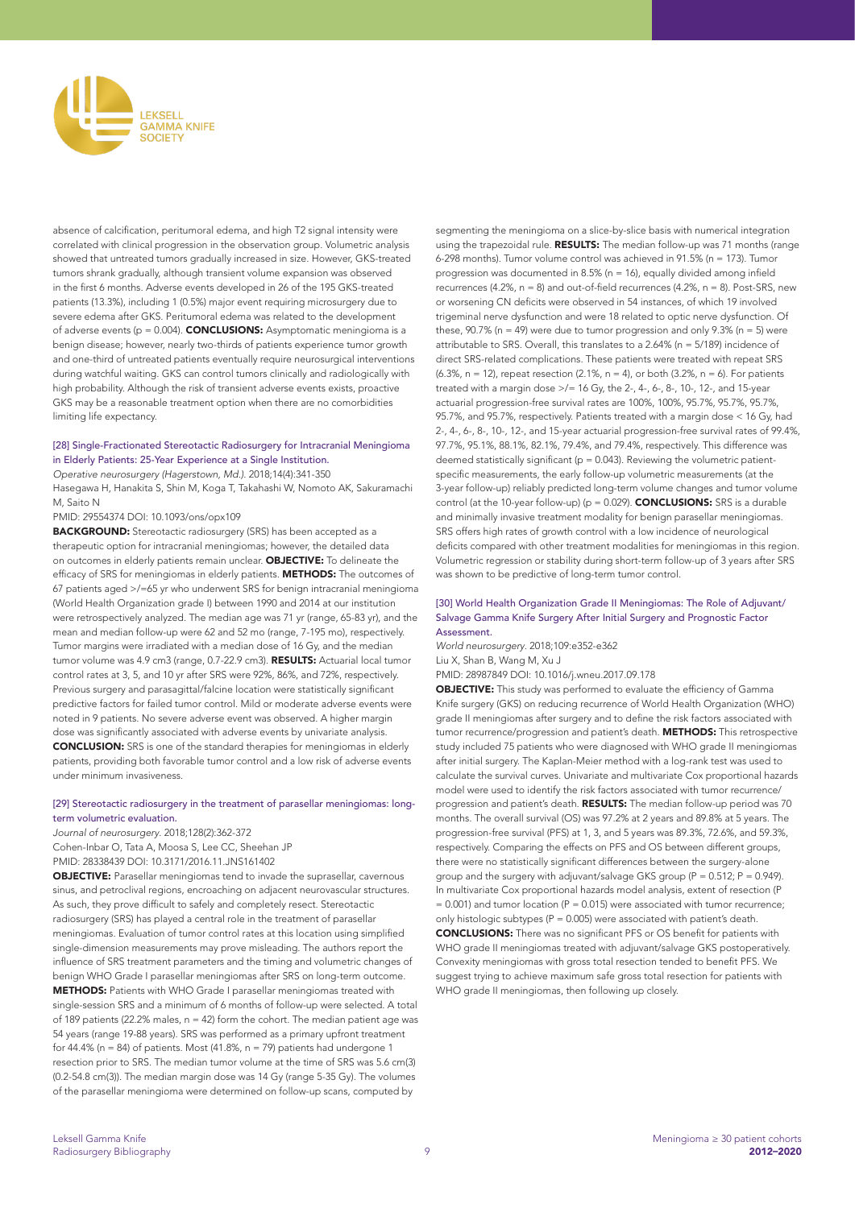absence of calcification, peritumoral edema, and high T2 signal intensity were correlated with clinical progression in the observation group. Volumetric analysis showed that untreated tumors gradually increased in size. However, GKS-treated tumors shrank gradually, although transient volume expansion was observed in the first 6 months. Adverse events developed in 26 of the 195 GKS-treated patients (13.3%), including 1 (0.5%) major event requiring microsurgery due to severe edema after GKS. Peritumoral edema was related to the development of adverse events (p = 0.004). **CONCLUSIONS:** Asymptomatic meningioma is a benign disease; however, nearly two-thirds of patients experience tumor growth and one-third of untreated patients eventually require neurosurgical interventions during watchful waiting. GKS can control tumors clinically and radiologically with high probability. Although the risk of transient adverse events exists, proactive GKS may be a reasonable treatment option when there are no comorbidities limiting life expectancy.

### [28] Single-Fractionated Stereotactic Radiosurgery for Intracranial Meningioma in Elderly Patients: 25-Year Experience at a Single Institution.

*Operative neurosurgery (Hagerstown, Md.).* 2018;14(4):341-350

Hasegawa H, Hanakita S, Shin M, Koga T, Takahashi W, Nomoto AK, Sakuramachi M, Saito N

PMID: 29554374 DOI: 10.1093/ons/opx109

**BACKGROUND:** Stereotactic radiosurgery (SRS) has been accepted as a therapeutic option for intracranial meningiomas; however, the detailed data on outcomes in elderly patients remain unclear. **OBJECTIVE:** To delineate the efficacy of SRS for meningiomas in elderly patients. **METHODS:** The outcomes of 67 patients aged >/=65 yr who underwent SRS for benign intracranial meningioma (World Health Organization grade I) between 1990 and 2014 at our institution were retrospectively analyzed. The median age was 71 yr (range, 65-83 yr), and the mean and median follow-up were 62 and 52 mo (range, 7-195 mo), respectively. Tumor margins were irradiated with a median dose of 16 Gy, and the median tumor volume was 4.9 cm3 (range, 0.7-22.9 cm3). **RESULTS:** Actuarial local tumor control rates at 3, 5, and 10 yr after SRS were 92%, 86%, and 72%, respectively. Previous surgery and parasagittal/falcine location were statistically significant predictive factors for failed tumor control. Mild or moderate adverse events were noted in 9 patients. No severe adverse event was observed. A higher margin dose was significantly associated with adverse events by univariate analysis. **CONCLUSION:** SRS is one of the standard therapies for meningiomas in elderly patients, providing both favorable tumor control and a low risk of adverse events under minimum invasiveness.

### [29] Stereotactic radiosurgery in the treatment of parasellar meningiomas: long-term volumetric evaluation.

*Journal of neurosurgery.* 2018;128(2):362-372

Cohen-Inbar O, Tata A, Moosa S, Lee CC, Sheehan JP

PMID: 28338439 DOI: 10.3171/2016.11.JNS161402

**OBJECTIVE:** Parasellar meningiomas tend to invade the suprasellar, cavernous sinus, and petroclival regions, encroaching on adjacent neurovascular structures. As such, they prove difficult to safely and completely resect. Stereotactic radiosurgery (SRS) has played a central role in the treatment of parasellar meningiomas. Evaluation of tumor control rates at this location using simplified single-dimension measurements may prove misleading. The authors report the influence of SRS treatment parameters and the timing and volumetric changes of benign WHO Grade I parasellar meningiomas after SRS on long-term outcome. **METHODS:** Patients with WHO Grade I parasellar meningiomas treated with single-session SRS and a minimum of 6 months of follow-up were selected. A total of 189 patients (22.2% males, n = 42) form the cohort. The median patient age was 54 years (range 19-88 years). SRS was performed as a primary upfront treatment for 44.4% (n = 84) of patients. Most (41.8%, n = 79) patients had undergone 1 resection prior to SRS. The median tumor volume at the time of SRS was 5.6 cm(3) (0.2-54.8 cm(3)). The median margin dose was 14 Gy (range 5-35 Gy). The volumes of the parasellar meningioma were determined on follow-up scans, computed by segmenting the meningioma on a slice-by-slice basis with numerical integration using the trapezoidal rule. **RESULTS:** The median follow-up was 71 months (range 6-298 months). Tumor volume control was achieved in 91.5% (n = 173). Tumor progression was documented in 8.5% (n = 16), equally divided among infield recurrences (4.2%, n = 8) and out-of-field recurrences (4.2%, n = 8). Post-SRS, new or worsening CN deficits were observed in 54 instances, of which 19 involved trigeminal nerve dysfunction and were 18 related to optic nerve dysfunction. Of these, 90.7% (n = 49) were due to tumor progression and only 9.3% (n = 5) were attributable to SRS. Overall, this translates to a 2.64% (n = 5/189) incidence of direct SRS-related complications. These patients were treated with repeat SRS (6.3%, n = 12), repeat resection (2.1%, n = 4), or both (3.2%, n = 6). For patients treated with a margin dose >/= 16 Gy, the 2-, 4-, 6-, 8-, 10-, 12-, and 15-year actuarial progression-free survival rates are 100%, 100%, 95.7%, 95.7%, 95.7%, 95.7%, and 95.7%, respectively. Patients treated with a margin dose < 16 Gy, had 2-, 4-, 6-, 8-, 10-, 12-, and 15-year actuarial progression-free survival rates of 99.4%, 97.7%, 95.1%, 88.1%, 82.1%, 79.4%, and 79.4%, respectively. This difference was deemed statistically significant (p = 0.043). Reviewing the volumetric patient-specific measurements, the early follow-up volumetric measurements (at the 3-year follow-up) reliably predicted long-term volume changes and tumor volume control (at the 10-year follow-up) (p = 0.029). **CONCLUSIONS:** SRS is a durable and minimally invasive treatment modality for benign parasellar meningiomas. SRS offers high rates of growth control with a low incidence of neurological deficits compared with other treatment modalities for meningiomas in this region. Volumetric regression or stability during short-term follow-up of 3 years after SRS was shown to be predictive of long-term tumor control.

### [30] World Health Organization Grade II Meningiomas: The Role of Adjuvant/Salvage Gamma Knife Surgery After Initial Surgery and Prognostic Factor Assessment.

*World neurosurgery.* 2018;109:e352-e362

Liu X, Shan B, Wang M, Xu J

PMID: 28987849 DOI: 10.1016/j.wneu.2017.09.178

**OBJECTIVE:** This study was performed to evaluate the efficiency of Gamma Knife surgery (GKS) on reducing recurrence of World Health Organization (WHO) grade II meningiomas after surgery and to define the risk factors associated with tumor recurrence/progression and patient's death. **METHODS:** This retrospective study included 75 patients who were diagnosed with WHO grade II meningiomas after initial surgery. The Kaplan-Meier method with a log-rank test was used to calculate the survival curves. Univariate and multivariate Cox proportional hazards model were used to identify the risk factors associated with tumor recurrence/progression and patient's death. **RESULTS:** The median follow-up period was 70 months. The overall survival (OS) was 97.2% at 2 years and 89.8% at 5 years. The progression-free survival (PFS) at 1, 3, and 5 years was 89.3%, 72.6%, and 59.3%, respectively. Comparing the effects on PFS and OS between different groups, there were no statistically significant differences between the surgery-alone group and the surgery with adjuvant/salvage GKS group (P = 0.512; P = 0.949). In multivariate Cox proportional hazards model analysis, extent of resection (P = 0.001) and tumor location (P = 0.015) were associated with tumor recurrence; only histologic subtypes (P = 0.005) were associated with patient's death. **CONCLUSIONS:** There was no significant PFS or OS benefit for patients with WHO grade II meningiomas treated with adjuvant/salvage GKS postoperatively. Convexity meningiomas with gross total resection tended to benefit PFS. We suggest trying to achieve maximum safe gross total resection for patients with WHO grade II meningiomas, then following up closely.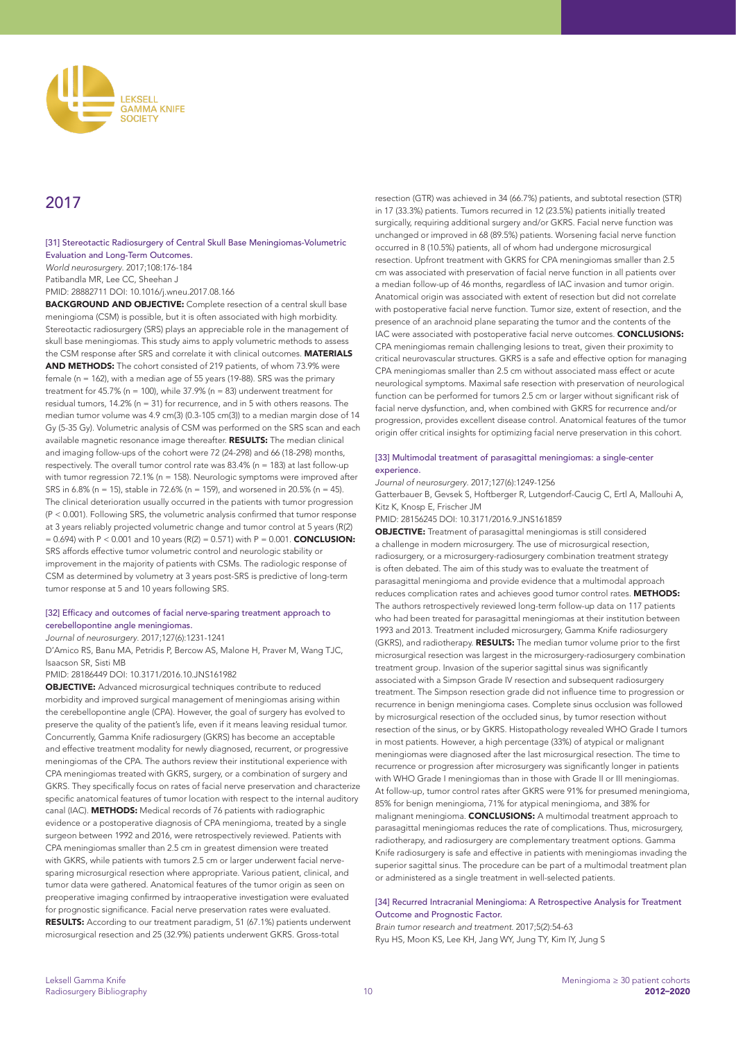## 2017

### [31] Stereotactic Radiosurgery of Central Skull Base Meningiomas-Volumetric Evaluation and Long-Term Outcomes.

*World neurosurgery*. 2017;108:176-184
Patibandla MR, Lee CC, Sheehan J
PMID: 28882711 DOI: 10.1016/j.wneu.2017.08.166

**BACKGROUND AND OBJECTIVE:** Complete resection of a central skull base meningioma (CSM) is possible, but it is often associated with high morbidity. Stereotactic radiosurgery (SRS) plays an appreciable role in the management of skull base meningiomas. This study aims to apply volumetric methods to assess the CSM response after SRS and correlate it with clinical outcomes. **MATERIALS AND METHODS:** The cohort consisted of 219 patients, of whom 73.9% were female (n = 162), with a median age of 55 years (19-88). SRS was the primary treatment for 45.7% (n = 100), while 37.9% (n = 83) underwent treatment for residual tumors, 14.2% (n = 31) for recurrence, and in 5 with others reasons. The median tumor volume was 4.9 $cm^3$ (0.3-105 $cm^3$) to a median margin dose of 14 Gy (5-35 Gy). Volumetric analysis of CSM was performed on the SRS scan and each available magnetic resonance image thereafter. **RESULTS:** The median clinical and imaging follow-ups of the cohort were 72 (24-298) and 66 (18-298) months, respectively. The overall tumor control rate was 83.4% (n = 183) at last follow-up with tumor regression 72.1% (n = 158). Neurologic symptoms were improved after SRS in 6.8% (n = 15), stable in 72.6% (n = 159), and worsened in 20.5% (n = 45). The clinical deterioration usually occurred in the patients with tumor progression ($P < 0.001$). Following SRS, the volumetric analysis confirmed that tumor response at 3 years reliably projected volumetric change and tumor control at 5 years ($R^2 = 0.694$) with $P < 0.001$ and 10 years ($R^2 = 0.571$) with $P = 0.001$. **CONCLUSION:** SRS affords effective tumor volumetric control and neurologic stability or improvement in the majority of patients with CSMs. The radiologic response of CSM as determined by volumetry at 3 years post-SRS is predictive of long-term tumor response at 5 and 10 years following SRS.

### [32] Efficacy and outcomes of facial nerve-sparing treatment approach to cerebellopontine angle meningiomas.

*Journal of neurosurgery*. 2017;127(6):1231-1241
D'Amico RS, Banu MA, Petridis P, Bercow AS, Malone H, Praver M, Wang TJC, Isaacson SR, Sisti MB
PMID: 28186449 DOI: 10.3171/2016.10.JNS161982

**OBJECTIVE:** Advanced microsurgical techniques contribute to reduced morbidity and improved surgical management of meningiomas arising within the cerebellopontine angle (CPA). However, the goal of surgery has evolved to preserve the quality of the patient's life, even if it means leaving residual tumor. Concurrently, Gamma Knife radiosurgery (GKRS) has become an acceptable and effective treatment modality for newly diagnosed, recurrent, or progressive meningiomas of the CPA. The authors review their institutional experience with CPA meningiomas treated with GKRS, surgery, or a combination of surgery and GKRS. They specifically focus on rates of facial nerve preservation and characterize specific anatomical features of tumor location with respect to the internal auditory canal (IAC). **METHODS:** Medical records of 76 patients with radiographic evidence or a postoperative diagnosis of CPA meningioma, treated by a single surgeon between 1992 and 2016, were retrospectively reviewed. Patients with CPA meningiomas smaller than 2.5 cm in greatest dimension were treated with GKRS, while patients with tumors 2.5 cm or larger underwent facial nerve-sparing microsurgical resection where appropriate. Various patient, clinical, and tumor data were gathered. Anatomical features of the tumor origin as seen on preoperative imaging confirmed by intraoperative investigation were evaluated for prognostic significance. Facial nerve preservation rates were evaluated. **RESULTS:** According to our treatment paradigm, 51 (67.1%) patients underwent microsurgical resection and 25 (32.9%) patients underwent GKRS. Gross-total resection (GTR) was achieved in 34 (66.7%) patients, and subtotal resection (STR) in 17 (33.3%) patients. Tumors recurred in 12 (23.5%) patients initially treated surgically, requiring additional surgery and/or GKRS. Facial nerve function was unchanged or improved in 68 (89.5%) patients. Worsening facial nerve function occurred in 8 (10.5%) patients, all of whom had undergone microsurgical resection. Upfront treatment with GKRS for CPA meningiomas smaller than 2.5 cm was associated with preservation of facial nerve function in all patients over a median follow-up of 46 months, regardless of IAC invasion and tumor origin. Anatomical origin was associated with extent of resection but did not correlate with postoperative facial nerve function. Tumor size, extent of resection, and the presence of an arachnoid plane separating the tumor and the contents of the IAC were associated with postoperative facial nerve outcomes. **CONCLUSIONS:** CPA meningiomas remain challenging lesions to treat, given their proximity to critical neurovascular structures. GKRS is a safe and effective option for managing CPA meningiomas smaller than 2.5 cm without associated mass effect or acute neurological symptoms. Maximal safe resection with preservation of neurological function can be performed for tumors 2.5 cm or larger without significant risk of facial nerve dysfunction, and, when combined with GKRS for recurrence and/or progression, provides excellent disease control. Anatomical features of the tumor origin offer critical insights for optimizing facial nerve preservation in this cohort.

### [33] Multimodal treatment of parasagittal meningiomas: a single-center experience.

*Journal of neurosurgery*. 2017;127(6):1249-1256
Gatterbauer B, Gevsek S, Hoftberger R, Lutgendorf-Caucig C, Ertl A, Mallouhi A, Kitz K, Knosp E, Frischer JM
PMID: 28156245 DOI: 10.3171/2016.9.JNS161859

**OBJECTIVE:** Treatment of parasagittal meningiomas is still considered a challenge in modern microsurgery. The use of microsurgical resection, radiosurgery, or a microsurgery-radiosurgery combination treatment strategy is often debated. The aim of this study was to evaluate the treatment of parasagittal meningioma and provide evidence that a multimodal approach reduces complication rates and achieves good tumor control rates. **METHODS:** The authors retrospectively reviewed long-term follow-up data on 117 patients who had been treated for parasagittal meningiomas at their institution between 1993 and 2013. Treatment included microsurgery, Gamma Knife radiosurgery (GKRS), and radiotherapy. **RESULTS:** The median tumor volume prior to the first microsurgical resection was largest in the microsurgery-radiosurgery combination treatment group. Invasion of the superior sagittal sinus was significantly associated with a Simpson Grade IV resection and subsequent radiosurgery treatment. The Simpson resection grade did not influence time to progression or recurrence in benign meningioma cases. Complete sinus occlusion was followed by microsurgical resection of the occluded sinus, by tumor resection without resection of the sinus, or by GKRS. Histopathology revealed WHO Grade I tumors in most patients. However, a high percentage (33%) of atypical or malignant meningiomas were diagnosed after the last microsurgical resection. The time to recurrence or progression after microsurgery was significantly longer in patients with WHO Grade I meningiomas than in those with Grade II or III meningiomas. At follow-up, tumor control rates after GKRS were 91% for presumed meningioma, 85% for benign meningioma, 71% for atypical meningioma, and 38% for malignant meningioma. **CONCLUSIONS:** A multimodal treatment approach to parasagittal meningiomas reduces the rate of complications. Thus, microsurgery, radiotherapy, and radiosurgery are complementary treatment options. Gamma Knife radiosurgery is safe and effective in patients with meningiomas invading the superior sagittal sinus. The procedure can be part of a multimodal treatment plan or administered as a single treatment in well-selected patients.

### [34] Recurred Intracranial Meningioma: A Retrospective Analysis for Treatment Outcome and Prognostic Factor.

*Brain tumor research and treatment*. 2017;5(2):54-63
Ryu HS, Moon KS, Lee KH, Jang WY, Jung TY, Kim IY, Jung S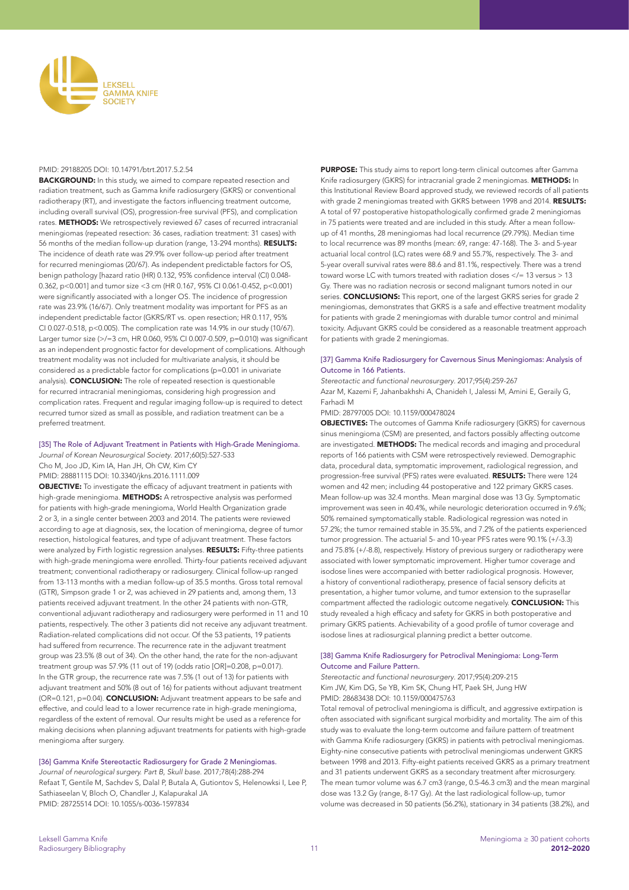PMID: 29188205 DOI: 10.14791/btrt.2017.5.2.54

**BACKGROUND:** In this study, we aimed to compare repeated resection and radiation treatment, such as Gamma knife radiosurgery (GKRS) or conventional radiotherapy (RT), and investigate the factors influencing treatment outcome, including overall survival (OS), progression-free survival (PFS), and complication rates. **METHODS:** We retrospectively reviewed 67 cases of recurred intracranial meningiomas (repeated resection: 36 cases, radiation treatment: 31 cases) with 56 months of the median follow-up duration (range, 13-294 months). **RESULTS:** The incidence of death rate was 29.9% over follow-up period after treatment for recurred meningiomas (20/67). As independent predictable factors for OS, benign pathology [hazard ratio (HR) 0.132, 95% confidence interval (CI) 0.048-0.362, p<0.001] and tumor size <3 cm (HR 0.167, 95% CI 0.061-0.452, p<0.001) were significantly associated with a longer OS. The incidence of progression rate was 23.9% (16/67). Only treatment modality was important for PFS as an independent predictable factor (GKRS/RT vs. open resection; HR 0.117, 95% CI 0.027-0.518, p<0.005). The complication rate was 14.9% in our study (10/67). Larger tumor size (>/=3 cm, HR 0.060, 95% CI 0.007-0.509, p=0.010) was significant as an independent prognostic factor for development of complications. Although treatment modality was not included for multivariate analysis, it should be considered as a predictable factor for complications (p=0.001 in univariate analysis). **CONCLUSION:** The role of repeated resection is questionable for recurred intracranial meningiomas, considering high progression and complication rates. Frequent and regular imaging follow-up is required to detect recurred tumor sized as small as possible, and radiation treatment can be a preferred treatment.

### [35] The Role of Adjuvant Treatment in Patients with High-Grade Meningioma.

*Journal of Korean Neurosurgical Society.* 2017;60(5):527-533
Cho M, Joo JD, Kim IA, Han JH, Oh CW, Kim CY
PMID: 28881115 DOI: 10.3340/jkns.2016.1111.009

**OBJECTIVE:** To investigate the efficacy of adjuvant treatment in patients with high-grade meningioma. **METHODS:** A retrospective analysis was performed for patients with high-grade meningioma, World Health Organization grade 2 or 3, in a single center between 2003 and 2014. The patients were reviewed according to age at diagnosis, sex, the location of meningioma, degree of tumor resection, histological features, and type of adjuvant treatment. These factors were analyzed by Firth logistic regression analyses. **RESULTS:** Fifty-three patients with high-grade meningioma were enrolled. Thirty-four patients received adjuvant treatment; conventional radiotherapy or radiosurgery. Clinical follow-up ranged from 13-113 months with a median follow-up of 35.5 months. Gross total removal (GTR), Simpson grade 1 or 2, was achieved in 29 patients and, among them, 13 patients received adjuvant treatment. In the other 24 patients with non-GTR, conventional adjuvant radiotherapy and radiosurgery were performed in 11 and 10 patients, respectively. The other 3 patients did not receive any adjuvant treatment. Radiation-related complications did not occur. Of the 53 patients, 19 patients had suffered from recurrence. The recurrence rate in the adjuvant treatment group was 23.5% (8 out of 34). On the other hand, the rate for the non-adjuvant treatment group was 57.9% (11 out of 19) (odds ratio [OR]=0.208, p=0.017). In the GTR group, the recurrence rate was 7.5% (1 out of 13) for patients with adjuvant treatment and 50% (8 out of 16) for patients without adjuvant treatment (OR=0.121, p=0.04). **CONCLUSION:** Adjuvant treatment appears to be safe and effective, and could lead to a lower recurrence rate in high-grade meningioma, regardless of the extent of removal. Our results might be used as a reference for making decisions when planning adjuvant treatments for patients with high-grade meningioma after surgery.

### [36] Gamma Knife Stereotactic Radiosurgery for Grade 2 Meningiomas.

*Journal of neurological surgery. Part B, Skull base.* 2017;78(4):288-294
Refaat T, Gentile M, Sachdev S, Dalal P, Butala A, Gutiontov S, Helenowksi I, Lee P, Sathiaseelan V, Bloch O, Chandler J, Kalapurakal JA
PMID: 28725514 DOI: 10.1055/s-0036-1597834

**PURPOSE:** This study aims to report long-term clinical outcomes after Gamma Knife radiosurgery (GKRS) for intracranial grade 2 meningiomas. **METHODS:** In this Institutional Review Board approved study, we reviewed records of all patients with grade 2 meningiomas treated with GKRS between 1998 and 2014. **RESULTS:** A total of 97 postoperative histopathologically confirmed grade 2 meningiomas in 75 patients were treated and are included in this study. After a mean follow-up of 41 months, 28 meningiomas had local recurrence (29.79%). Median time to local recurrence was 89 months (mean: 69, range: 47-168). The 3- and 5-year actuarial local control (LC) rates were 68.9 and 55.7%, respectively. The 3- and 5-year overall survival rates were 88.6 and 81.1%, respectively. There was a trend toward worse LC with tumors treated with radiation doses </= 13 versus > 13 Gy. There was no radiation necrosis or second malignant tumors noted in our series. **CONCLUSIONS:** This report, one of the largest GKRS series for grade 2 meningiomas, demonstrates that GKRS is a safe and effective treatment modality for patients with grade 2 meningiomas with durable tumor control and minimal toxicity. Adjuvant GKRS could be considered as a reasonable treatment approach for patients with grade 2 meningiomas.

### [37] Gamma Knife Radiosurgery for Cavernous Sinus Meningiomas: Analysis of Outcome in 166 Patients.

*Stereotactic and functional neurosurgery.* 2017;95(4):259-267
Azar M, Kazemi F, Jahanbakhshi A, Chanideh I, Jalessi M, Amini E, Geraily G, Farhadi M
PMID: 28797005 DOI: 10.1159/000478024

**OBJECTIVES:** The outcomes of Gamma Knife radiosurgery (GKRS) for cavernous sinus meningioma (CSM) are presented, and factors possibly affecting outcome are investigated. **METHODS:** The medical records and imaging and procedural reports of 166 patients with CSM were retrospectively reviewed. Demographic data, procedural data, symptomatic improvement, radiological regression, and progression-free survival (PFS) rates were evaluated. **RESULTS:** There were 124 women and 42 men; including 44 postoperative and 122 primary GKRS cases. Mean follow-up was 32.4 months. Mean marginal dose was 13 Gy. Symptomatic improvement was seen in 40.4%, while neurologic deterioration occurred in 9.6%; 50% remained symptomatically stable. Radiological regression was noted in 57.2%; the tumor remained stable in 35.5%, and 7.2% of the patients experienced tumor progression. The actuarial 5- and 10-year PFS rates were 90.1% (+/-3.3) and 75.8% (+/-8.8), respectively. History of previous surgery or radiotherapy were associated with lower symptomatic improvement. Higher tumor coverage and isodose lines were accompanied with better radiological prognosis. However, a history of conventional radiotherapy, presence of facial sensory deficits at presentation, a higher tumor volume, and tumor extension to the suprasellar compartment affected the radiologic outcome negatively. **CONCLUSION:** This study revealed a high efficacy and safety for GKRS in both postoperative and primary GKRS patients. Achievability of a good profile of tumor coverage and isodose lines at radiosurgical planning predict a better outcome.

### [38] Gamma Knife Radiosurgery for Petroclival Meningioma: Long-Term Outcome and Failure Pattern.

*Stereotactic and functional neurosurgery.* 2017;95(4):209-215
Kim JW, Kim DG, Se YB, Kim SK, Chung HT, Paek SH, Jung HW
PMID: 28683438 DOI: 10.1159/000475763

Total removal of petroclival meningioma is difficult, and aggressive extirpation is often associated with significant surgical morbidity and mortality. The aim of this study was to evaluate the long-term outcome and failure pattern of treatment with Gamma Knife radiosurgery (GKRS) in patients with petroclival meningiomas. Eighty-nine consecutive patients with petroclival meningiomas underwent GKRS between 1998 and 2013. Fifty-eight patients received GKRS as a primary treatment and 31 patients underwent GKRS as a secondary treatment after microsurgery. The mean tumor volume was 6.7 cm3 (range, 0.5-46.3 cm3) and the mean marginal dose was 13.2 Gy (range, 8-17 Gy). At the last radiological follow-up, tumor volume was decreased in 50 patients (56.2%), stationary in 34 patients (38.2%), and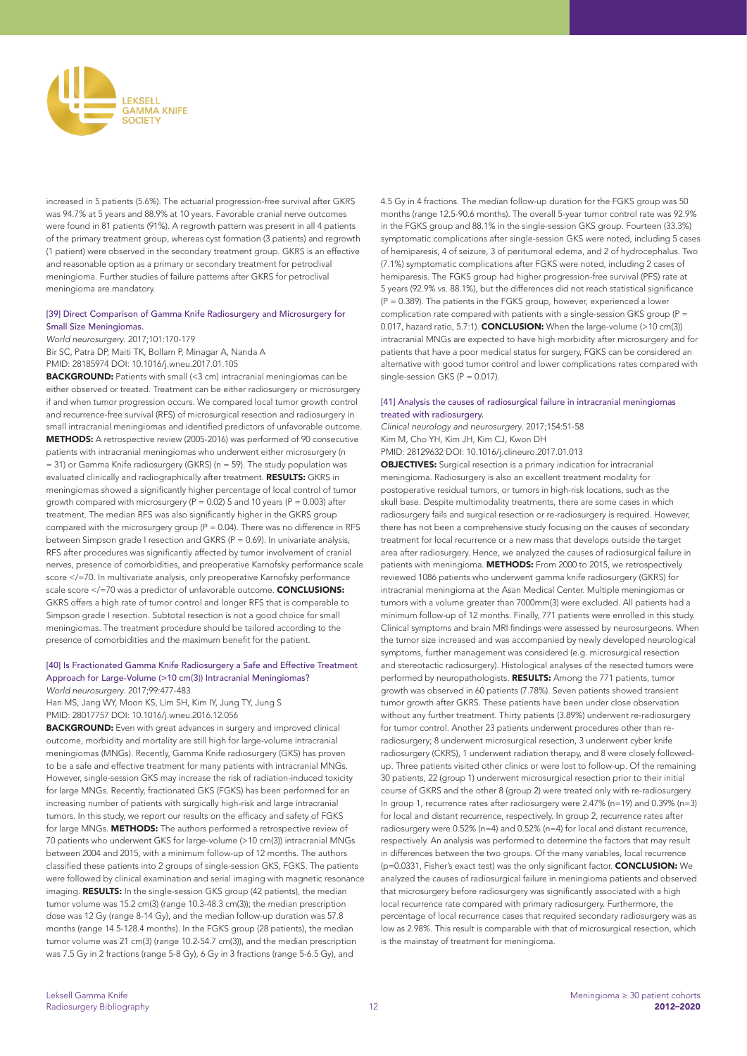increased in 5 patients (5.6%). The actuarial progression-free survival after GKRS was 94.7% at 5 years and 88.9% at 10 years. Favorable cranial nerve outcomes were found in 81 patients (91%). A regrowth pattern was present in all 4 patients of the primary treatment group, whereas cyst formation (3 patients) and regrowth (1 patient) were observed in the secondary treatment group. GKRS is an effective and reasonable option as a primary or secondary treatment for petroclival meningioma. Further studies of failure patterns after GKRS for petroclival meningioma are mandatory.

### [39] Direct Comparison of Gamma Knife Radiosurgery and Microsurgery for Small Size Meningiomas.

*World neurosurgery*. 2017;101:170-179

Bir SC, Patra DP, Maiti TK, Bollam P, Minagar A, Nanda A

PMID: 28185974 DOI: 10.1016/j.wneu.2017.01.105

**BACKGROUND:** Patients with small (<3 cm) intracranial meningiomas can be either observed or treated. Treatment can be either radiosurgery or microsurgery if and when tumor progression occurs. We compared local tumor growth control and recurrence-free survival (RFS) of microsurgical resection and radiosurgery in small intracranial meningiomas and identified predictors of unfavorable outcome. **METHODS:** A retrospective review (2005-2016) was performed of 90 consecutive patients with intracranial meningiomas who underwent either microsurgery (n = 31) or Gamma Knife radiosurgery (GKRS) (n = 59). The study population was evaluated clinically and radiographically after treatment. **RESULTS:** GKRS in meningiomas showed a significantly higher percentage of local control of tumor growth compared with microsurgery (P = 0.02) 5 and 10 years (P = 0.003) after treatment. The median RFS was also significantly higher in the GKRS group compared with the microsurgery group (P = 0.04). There was no difference in RFS between Simpson grade I resection and GKRS (P = 0.69). In univariate analysis, RFS after procedures was significantly affected by tumor involvement of cranial nerves, presence of comorbidities, and preoperative Karnofsky performance scale score </=70. In multivariate analysis, only preoperative Karnofsky performance scale score </=70 was a predictor of unfavorable outcome. **CONCLUSIONS:** GKRS offers a high rate of tumor control and longer RFS that is comparable to Simpson grade I resection. Subtotal resection is not a good choice for small meningiomas. The treatment procedure should be tailored according to the presence of comorbidities and the maximum benefit for the patient.

### [40] Is Fractionated Gamma Knife Radiosurgery a Safe and Effective Treatment Approach for Large-Volume (>10 cm(3)) Intracranial Meningiomas?

*World neurosurgery*. 2017;99:477-483

Han MS, Jang WY, Moon KS, Lim SH, Kim IY, Jung TY, Jung S

PMID: 28017757 DOI: 10.1016/j.wneu.2016.12.056

**BACKGROUND:** Even with great advances in surgery and improved clinical outcome, morbidity and mortality are still high for large-volume intracranial meningiomas (MNGs). Recently, Gamma Knife radiosurgery (GKS) has proven to be a safe and effective treatment for many patients with intracranial MNGs. However, single-session GKS may increase the risk of radiation-induced toxicity for large MNGs. Recently, fractionated GKS (FGKS) has been performed for an increasing number of patients with surgically high-risk and large intracranial tumors. In this study, we report our results on the efficacy and safety of FGKS for large MNGs. **METHODS:** The authors performed a retrospective review of 70 patients who underwent GKS for large-volume (>10 cm(3)) intracranial MNGs between 2004 and 2015, with a minimum follow-up of 12 months. The authors classified these patients into 2 groups of single-session GKS, FGKS. The patients were followed by clinical examination and serial imaging with magnetic resonance imaging. **RESULTS:** In the single-session GKS group (42 patients), the median tumor volume was 15.2 cm(3) (range 10.3-48.3 cm(3)); the median prescription dose was 12 Gy (range 8-14 Gy), and the median follow-up duration was 57.8 months (range 14.5-128.4 months). In the FGKS group (28 patients), the median tumor volume was 21 cm(3) (range 10.2-54.7 cm(3)), and the median prescription was 7.5 Gy in 2 fractions (range 5-8 Gy), 6 Gy in 3 fractions (range 5-6.5 Gy), and 4.5 Gy in 4 fractions. The median follow-up duration for the FGKS group was 50 months (range 12.5-90.6 months). The overall 5-year tumor control rate was 92.9% in the FGKS group and 88.1% in the single-session GKS group. Fourteen (33.3%) symptomatic complications after single-session GKS were noted, including 5 cases of hemiparesis, 4 of seizure, 3 of peritumoral edema, and 2 of hydrocephalus. Two (7.1%) symptomatic complications after FGKS were noted, including 2 cases of hemiparesis. The FGKS group had higher progression-free survival (PFS) rate at 5 years (92.9% vs. 88.1%), but the differences did not reach statistical significance (P = 0.389). The patients in the FGKS group, however, experienced a lower complication rate compared with patients with a single-session GKS group (P = 0.017, hazard ratio, 5.7:1). **CONCLUSION:** When the large-volume (>10 cm(3)) intracranial MNGs are expected to have high morbidity after microsurgery and for patients that have a poor medical status for surgery, FGKS can be considered an alternative with good tumor control and lower complications rates compared with single-session GKS (P = 0.017).

### [41] Analysis the causes of radiosurgical failure in intracranial meningiomas treated with radiosurgery.

*Clinical neurology and neurosurgery*. 2017;154:51-58

Kim M, Cho YH, Kim JH, Kim CJ, Kwon DH

PMID: 28129632 DOI: 10.1016/j.clineuro.2017.01.013

**OBJECTIVES:** Surgical resection is a primary indication for intracranial meningioma. Radiosurgery is also an excellent treatment modality for postoperative residual tumors, or tumors in high-risk locations, such as the skull base. Despite multimodality treatments, there are some cases in which radiosurgery fails and surgical resection or re-radiosurgery is required. However, there has not been a comprehensive study focusing on the causes of secondary treatment for local recurrence or a new mass that develops outside the target area after radiosurgery. Hence, we analyzed the causes of radiosurgical failure in patients with meningioma. **METHODS:** From 2000 to 2015, we retrospectively reviewed 1086 patients who underwent gamma knife radiosurgery (GKRS) for intracranial meningioma at the Asan Medical Center. Multiple meningiomas or tumors with a volume greater than 7000mm(3) were excluded. All patients had a minimum follow-up of 12 months. Finally, 771 patients were enrolled in this study. Clinical symptoms and brain MRI findings were assessed by neurosurgeons. When the tumor size increased and was accompanied by newly developed neurological symptoms, further management was considered (e.g. microsurgical resection and stereotactic radiosurgery). Histological analyses of the resected tumors were performed by neuropathologists. **RESULTS:** Among the 771 patients, tumor growth was observed in 60 patients (7.78%). Seven patients showed transient tumor growth after GKRS. These patients have been under close observation without any further treatment. Thirty patients (3.89%) underwent re-radiosurgery for tumor control. Another 23 patients underwent procedures other than re-radiosurgery; 8 underwent microsurgical resection, 3 underwent cyber knife radiosurgery (CKRS), 1 underwent radiation therapy, and 8 were closely followed-up. Three patients visited other clinics or were lost to follow-up. Of the remaining 30 patients, 22 (group 1) underwent microsurgical resection prior to their initial course of GKRS and the other 8 (group 2) were treated only with re-radiosurgery. In group 1, recurrence rates after radiosurgery were 2.47% (n=19) and 0.39% (n=3) for local and distant recurrence, respectively. In group 2, recurrence rates after radiosurgery were 0.52% (n=4) and 0.52% (n=4) for local and distant recurrence, respectively. An analysis was performed to determine the factors that may result in differences between the two groups. Of the many variables, local recurrence (p=0.0331, Fisher's exact test) was the only significant factor. **CONCLUSION:** We analyzed the causes of radiosurgical failure in meningioma patients and observed that microsurgery before radiosurgery was significantly associated with a high local recurrence rate compared with primary radiosurgery. Furthermore, the percentage of local recurrence cases that required secondary radiosurgery was as low as 2.98%. This result is comparable with that of microsurgical resection, which is the mainstay of treatment for meningioma.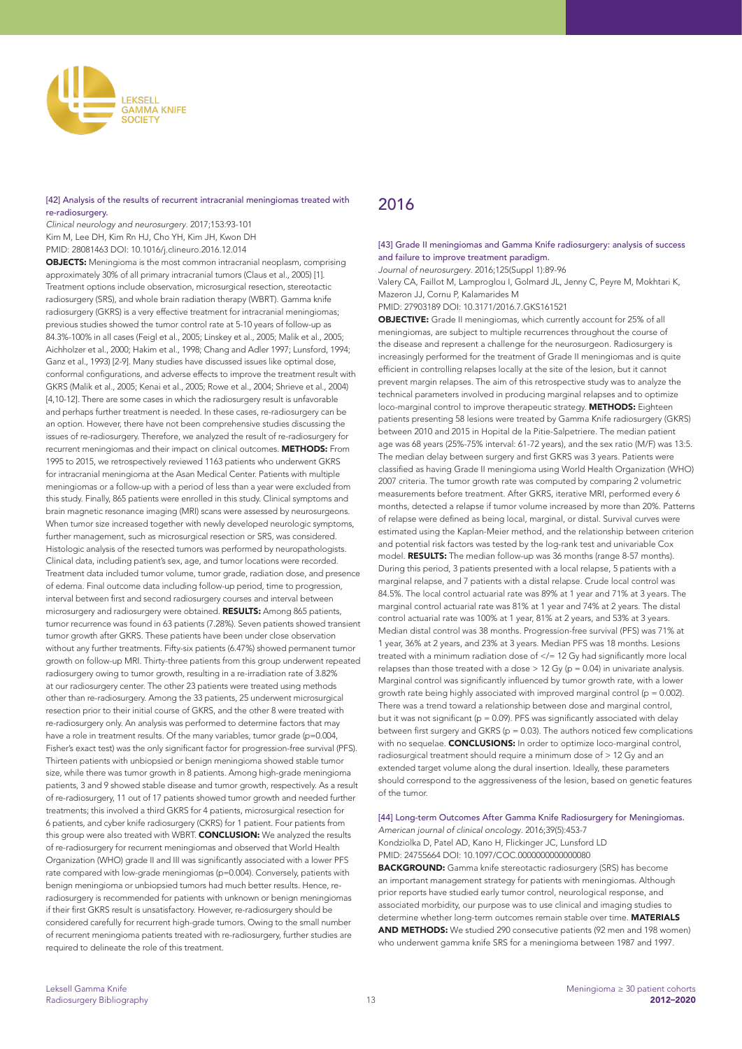[42] Analysis of the results of recurrent intracranial meningiomas treated with re-radiosurgery.

*Clinical neurology and neurosurgery*. 2017;153:93-101
Kim M, Lee DH, Kim Rn HJ, Cho YH, Kim JH, Kwon DH
PMID: 28081463 DOI: 10.1016/j.clineuro.2016.12.014

**OBJECTS:** Meningioma is the most common intracranial neoplasm, comprising approximately 30% of all primary intracranial tumors (Claus et al., 2005) [1]. Treatment options include observation, microsurgical resection, stereotactic radiosurgery (SRS), and whole brain radiation therapy (WBRT). Gamma knife radiosurgery (GKRS) is a very effective treatment for intracranial meningiomas; previous studies showed the tumor control rate at 5-10 years of follow-up as 84.3%-100% in all cases (Feigl et al., 2005; Linskey et al., 2005; Malik et al., 2005; Aichholzer et al., 2000; Hakim et al., 1998; Chang and Adler 1997; Lunsford, 1994; Ganz et al., 1993) [2-9]. Many studies have discussed issues like optimal dose, conformal configurations, and adverse effects to improve the treatment result with GKRS (Malik et al., 2005; Kenai et al., 2005; Rowe et al., 2004; Shrieve et al., 2004) [4,10-12]. There are some cases in which the radiosurgery result is unfavorable and perhaps further treatment is needed. In these cases, re-radiosurgery can be an option. However, there have not been comprehensive studies discussing the issues of re-radiosurgery. Therefore, we analyzed the result of re-radiosurgery for recurrent meningiomas and their impact on clinical outcomes. **METHODS:** From 1995 to 2015, we retrospectively reviewed 1163 patients who underwent GKRS for intracranial meningioma at the Asan Medical Center. Patients with multiple meningiomas or a follow-up with a period of less than a year were excluded from this study. Finally, 865 patients were enrolled in this study. Clinical symptoms and brain magnetic resonance imaging (MRI) scans were assessed by neurosurgeons. When tumor size increased together with newly developed neurologic symptoms, further management, such as microsurgical resection or SRS, was considered. Histologic analysis of the resected tumors was performed by neuropathologists. Clinical data, including patient's sex, age, and tumor locations were recorded. Treatment data included tumor volume, tumor grade, radiation dose, and presence of edema. Final outcome data including follow-up period, time to progression, interval between first and second radiosurgery courses and interval between microsurgery and radiosurgery were obtained. **RESULTS:** Among 865 patients, tumor recurrence was found in 63 patients (7.28%). Seven patients showed transient tumor growth after GKRS. These patients have been under close observation without any further treatments. Fifty-six patients (6.47%) showed permanent tumor growth on follow-up MRI. Thirty-three patients from this group underwent repeated radiosurgery owing to tumor growth, resulting in a re-irradiation rate of 3.82% at our radiosurgery center. The other 23 patients were treated using methods other than re-radiosurgery. Among the 33 patients, 25 underwent microsurgical resection prior to their initial course of GKRS, and the other 8 were treated with re-radiosurgery only. An analysis was performed to determine factors that may have a role in treatment results. Of the many variables, tumor grade (p=0.004, Fisher's exact test) was the only significant factor for progression-free survival (PFS). Thirteen patients with unbiopsied or benign meningioma showed stable tumor size, while there was tumor growth in 8 patients. Among high-grade meningioma patients, 3 and 9 showed stable disease and tumor growth, respectively. As a result of re-radiosurgery, 11 out of 17 patients showed tumor growth and needed further treatments; this involved a third GKRS for 4 patients, microsurgical resection for 6 patients, and cyber knife radiosurgery (CKRS) for 1 patient. Four patients from this group were also treated with WBRT. **CONCLUSION:** We analyzed the results of re-radiosurgery for recurrent meningiomas and observed that World Health Organization (WHO) grade II and III was significantly associated with a lower PFS rate compared with low-grade meningiomas (p=0.004). Conversely, patients with benign meningioma or unbiopsied tumors had much better results. Hence, re-radiosurgery is recommended for patients with unknown or benign meningiomas if their first GKRS result is unsatisfactory. However, re-radiosurgery should be considered carefully for recurrent high-grade tumors. Owing to the small number of recurrent meningioma patients treated with re-radiosurgery, further studies are required to delineate the role of this treatment.

## 2016

[43] Grade II meningiomas and Gamma Knife radiosurgery: analysis of success and failure to improve treatment paradigm.

*Journal of neurosurgery*. 2016;125(Suppl 1):89-96
Valery CA, Faillot M, Lamproglou I, Golmard JL, Jenny C, Peyre M, Mokhtari K, Mazeron JJ, Cornu P, Kalamarides M
PMID: 27903189 DOI: 10.3171/2016.7.GKS161521

**OBJECTIVE:** Grade II meningiomas, which currently account for 25% of all meningiomas, are subject to multiple recurrences throughout the course of the disease and represent a challenge for the neurosurgeon. Radiosurgery is increasingly performed for the treatment of Grade II meningiomas and is quite efficient in controlling relapses locally at the site of the lesion, but it cannot prevent margin relapses. The aim of this retrospective study was to analyze the technical parameters involved in producing marginal relapses and to optimize loco-marginal control to improve therapeutic strategy. **METHODS:** Eighteen patients presenting 58 lesions were treated by Gamma Knife radiosurgery (GKRS) between 2010 and 2015 in Hopital de la Pitie-Salpetriere. The median patient age was 68 years (25%-75% interval: 61-72 years), and the sex ratio (M/F) was 13:5. The median delay between surgery and first GKRS was 3 years. Patients were classified as having Grade II meningioma using World Health Organization (WHO) 2007 criteria. The tumor growth rate was computed by comparing 2 volumetric measurements before treatment. After GKRS, iterative MRI, performed every 6 months, detected a relapse if tumor volume increased by more than 20%. Patterns of relapse were defined as being local, marginal, or distal. Survival curves were estimated using the Kaplan-Meier method, and the relationship between criterion and potential risk factors was tested by the log-rank test and univariable Cox model. **RESULTS:** The median follow-up was 36 months (range 8-57 months). During this period, 3 patients presented with a local relapse, 5 patients with a marginal relapse, and 7 patients with a distal relapse. Crude local control was 84.5%. The local control actuarial rate was 89% at 1 year and 71% at 3 years. The marginal control actuarial rate was 81% at 1 year and 74% at 2 years. The distal control actuarial rate was 100% at 1 year, 81% at 2 years, and 53% at 3 years. Median distal control was 38 months. Progression-free survival (PFS) was 71% at 1 year, 36% at 2 years, and 23% at 3 years. Median PFS was 18 months. Lesions treated with a minimum radiation dose of </= 12 Gy had significantly more local relapses than those treated with a dose > 12 Gy (p = 0.04) in univariate analysis. Marginal control was significantly influenced by tumor growth rate, with a lower growth rate being highly associated with improved marginal control (p = 0.002). There was a trend toward a relationship between dose and marginal control, but it was not significant (p = 0.09). PFS was significantly associated with delay between first surgery and GKRS (p = 0.03). The authors noticed few complications with no sequelae. **CONCLUSIONS:** In order to optimize loco-marginal control, radiosurgical treatment should require a minimum dose of > 12 Gy and an extended target volume along the dural insertion. Ideally, these parameters should correspond to the aggressiveness of the lesion, based on genetic features of the tumor.

[44] Long-term Outcomes After Gamma Knife Radiosurgery for Meningiomas.

*American journal of clinical oncology*. 2016;39(5):453-7
Kondziolka D, Patel AD, Kano H, Flickinger JC, Lunsford LD
PMID: 24755664 DOI: 10.1097/COC.0000000000000080

**BACKGROUND:** Gamma knife stereotactic radiosurgery (SRS) has become an important management strategy for patients with meningiomas. Although prior reports have studied early tumor control, neurological response, and associated morbidity, our purpose was to use clinical and imaging studies to determine whether long-term outcomes remain stable over time. **MATERIALS AND METHODS:** We studied 290 consecutive patients (92 men and 198 women) who underwent gamma knife SRS for a meningioma between 1987 and 1997.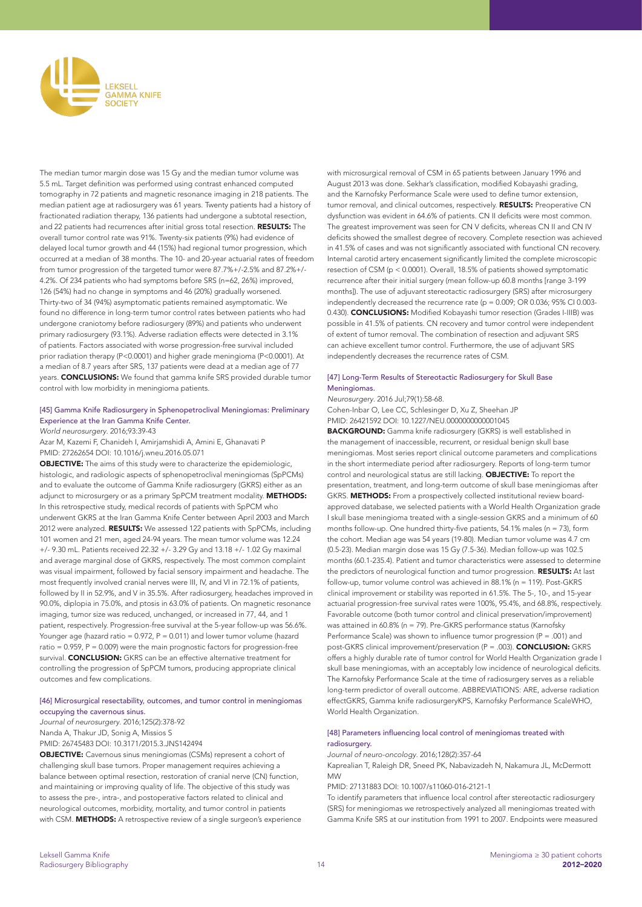The median tumor margin dose was 15 Gy and the median tumor volume was 5.5 mL. Target definition was performed using contrast enhanced computed tomography in 72 patients and magnetic resonance imaging in 218 patients. The median patient age at radiosurgery was 61 years. Twenty patients had a history of fractionated radiation therapy, 136 patients had undergone a subtotal resection, and 22 patients had recurrences after initial gross total resection. **RESULTS:** The overall tumor control rate was 91%. Twenty-six patients (9%) had evidence of delayed local tumor growth and 44 (15%) had regional tumor progression, which occurred at a median of 38 months. The 10- and 20-year actuarial rates of freedom from tumor progression of the targeted tumor were 87.7%+/-2.5% and 87.2%+/-4.2%. Of 234 patients who had symptoms before SRS (n=62, 26%) improved, 126 (54%) had no change in symptoms and 46 (20%) gradually worsened. Thirty-two of 34 (94%) asymptomatic patients remained asymptomatic. We found no difference in long-term tumor control rates between patients who had undergone craniotomy before radiosurgery (89%) and patients who underwent primary radiosurgery (93.1%). Adverse radiation effects were detected in 3.1% of patients. Factors associated with worse progression-free survival included prior radiation therapy (P<0.0001) and higher grade meningioma (P<0.0001). At a median of 8.7 years after SRS, 137 patients were dead at a median age of 77 years. **CONCLUSIONS:** We found that gamma knife SRS provided durable tumor control with low morbidity in meningioma patients.

### [45] Gamma Knife Radiosurgery in Sphenopetroclival Meningiomas: Preliminary Experience at the Iran Gamma Knife Center.

*World neurosurgery*. 2016;93:39-43

Azar M, Kazemi F, Chanideh I, Amirjamshidi A, Amini E, Ghanavati P

PMID: 27262654 DOI: 10.1016/j.wneu.2016.05.071

**OBJECTIVE:** The aims of this study were to characterize the epidemiologic, histologic, and radiologic aspects of sphenopetroclival meningiomas (SpPCMs) and to evaluate the outcome of Gamma Knife radiosurgery (GKRS) either as an adjunct to microsurgery or as a primary SpPCM treatment modality. **METHODS:** In this retrospective study, medical records of patients with SpPCM who underwent GKRS at the Iran Gamma Knife Center between April 2003 and March 2012 were analyzed. **RESULTS:** We assessed 122 patients with SpPCMs, including 101 women and 21 men, aged 24-94 years. The mean tumor volume was 12.24 +/- 9.30 mL. Patients received 22.32 +/- 3.29 Gy and 13.18 +/- 1.02 Gy maximal and average marginal dose of GKRS, respectively. The most common complaint was visual impairment, followed by facial sensory impairment and headache. The most frequently involved cranial nerves were III, IV, and VI in 72.1% of patients, followed by II in 52.9%, and V in 35.5%. After radiosurgery, headaches improved in 90.0%, diplopia in 75.0%, and ptosis in 63.0% of patients. On magnetic resonance imaging, tumor size was reduced, unchanged, or increased in 77, 44, and 1 patient, respectively. Progression-free survival at the 5-year follow-up was 56.6%. Younger age (hazard ratio = 0.972, P = 0.011) and lower tumor volume (hazard ratio = 0.959, P = 0.009) were the main prognostic factors for progression-free survival. **CONCLUSION:** GKRS can be an effective alternative treatment for controlling the progression of SpPCM tumors, producing appropriate clinical outcomes and few complications.

### [46] Microsurgical resectability, outcomes, and tumor control in meningiomas occupying the cavernous sinus.

*Journal of neurosurgery*. 2016;125(2):378-92

Nanda A, Thakur JD, Sonig A, Missios S

PMID: 26745483 DOI: 10.3171/2015.3.JNS142494

**OBJECTIVE:** Cavernous sinus meningiomas (CSMs) represent a cohort of challenging skull base tumors. Proper management requires achieving a balance between optimal resection, restoration of cranial nerve (CN) function, and maintaining or improving quality of life. The objective of this study was to assess the pre-, intra-, and postoperative factors related to clinical and neurological outcomes, morbidity, mortality, and tumor control in patients with CSM. **METHODS:** A retrospective review of a single surgeon's experience with microsurgical removal of CSM in 65 patients between January 1996 and August 2013 was done. Sekhar's classification, modified Kobayashi grading, and the Karnofsky Performance Scale were used to define tumor extension, tumor removal, and clinical outcomes, respectively. **RESULTS:** Preoperative CN dysfunction was evident in 64.6% of patients. CN II deficits were most common. The greatest improvement was seen for CN V deficits, whereas CN II and CN IV deficits showed the smallest degree of recovery. Complete resection was achieved in 41.5% of cases and was not significantly associated with functional CN recovery. Internal carotid artery encasement significantly limited the complete microscopic resection of CSM (p < 0.0001). Overall, 18.5% of patients showed symptomatic recurrence after their initial surgery (mean follow-up 60.8 months [range 3-199 months]). The use of adjuvant stereotactic radiosurgery (SRS) after microsurgery independently decreased the recurrence rate (p = 0.009; OR 0.036; 95% CI 0.003-0.430). **CONCLUSIONS:** Modified Kobayashi tumor resection (Grades I-IIIB) was possible in 41.5% of patients. CN recovery and tumor control were independent of extent of tumor removal. The combination of resection and adjuvant SRS can achieve excellent tumor control. Furthermore, the use of adjuvant SRS independently decreases the recurrence rates of CSM.

### [47] Long-Term Results of Stereotactic Radiosurgery for Skull Base Meningiomas.

*Neurosurgery*. 2016 Jul;79(1):58-68.

Cohen-Inbar O, Lee CC, Schlesinger D, Xu Z, Sheehan JP

PMID: 26421592 DOI: 10.1227/NEU.0000000000001045

**BACKGROUND:** Gamma knife radiosurgery (GKRS) is well established in the management of inaccessible, recurrent, or residual benign skull base meningiomas. Most series report clinical outcome parameters and complications in the short intermediate period after radiosurgery. Reports of long-term tumor control and neurological status are still lacking. **OBJECTIVE:** To report the presentation, treatment, and long-term outcome of skull base meningiomas after GKRS. **METHODS:** From a prospectively collected institutional review board-approved database, we selected patients with a World Health Organization grade I skull base meningioma treated with a single-session GKRS and a minimum of 60 months follow-up. One hundred thirty-five patients, 54.1% males (n = 73), form the cohort. Median age was 54 years (19-80). Median tumor volume was 4.7 cm (0.5-23). Median margin dose was 15 Gy (7.5-36). Median follow-up was 102.5 months (60.1-235.4). Patient and tumor characteristics were assessed to determine the predictors of neurological function and tumor progression. **RESULTS:** At last follow-up, tumor volume control was achieved in 88.1% (n = 119). Post-GKRS clinical improvement or stability was reported in 61.5%. The 5-, 10-, and 15-year actuarial progression-free survival rates were 100%, 95.4%, and 68.8%, respectively. Favorable outcome (both tumor control and clinical preservation/improvement) was attained in 60.8% (n = 79). Pre-GKRS performance status (Karnofsky Performance Scale) was shown to influence tumor progression (P = .001) and post-GKRS clinical improvement/preservation (P = .003). **CONCLUSION:** GKRS offers a highly durable rate of tumor control for World Health Organization grade I skull base meningiomas, with an acceptably low incidence of neurological deficits. The Karnofsky Performance Scale at the time of radiosurgery serves as a reliable long-term predictor of overall outcome. ABBREVIATIONS: ARE, adverse radiation effectGKRS, Gamma knife radiosurgeryKPS, Karnofsky Performance ScaleWHO, World Health Organization.

### [48] Parameters influencing local control of meningiomas treated with radiosurgery.

*Journal of neuro-oncology*. 2016;128(2):357-64

Kaprealian T, Raleigh DR, Sneed PK, Nabavizadeh N, Nakamura JL, McDermott MW

PMID: 27131883 DOI: 10.1007/s11060-016-2121-1

To identify parameters that influence local control after stereotactic radiosurgery (SRS) for meningiomas we retrospectively analyzed all meningiomas treated with Gamma Knife SRS at our institution from 1991 to 2007. Endpoints were measured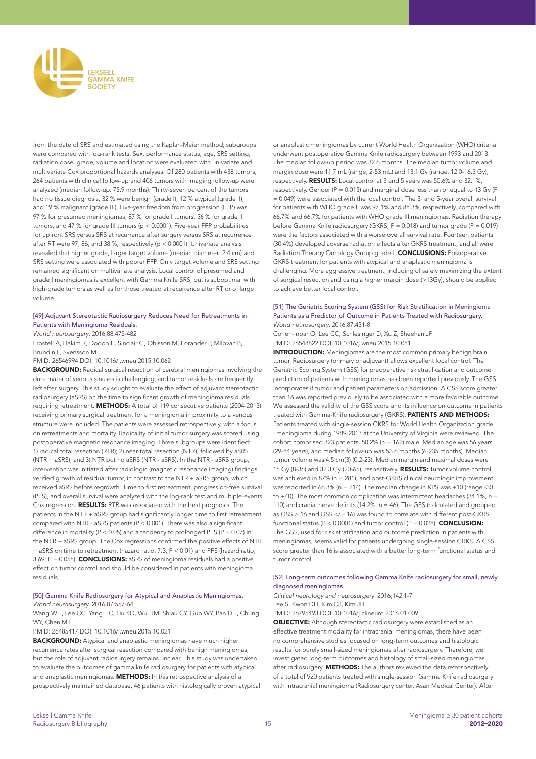from the date of SRS and estimated using the Kaplan-Meier method; subgroups were compared with log-rank tests. Sex, performance status, age, SRS setting, radiation dose, grade, volume and location were evaluated with univariate and multivariate Cox proportional hazards analyses. Of 280 patients with 438 tumors, 264 patients with clinical follow-up and 406 tumors with imaging follow-up were analyzed (median follow-up: 75.9 months). Thirty-seven percent of the tumors had no tissue diagnosis, 32 % were benign (grade I), 12 % atypical (grade II), and 19 % malignant (grade III). Five-year freedom from progression (FFP) was 97 % for presumed meningiomas, 87 % for grade I tumors, 56 % for grade II tumors, and 47 % for grade III tumors ($p < 0.0001$). Five-year FFP probabilities for upfront SRS versus SRS at recurrence after surgery versus SRS at recurrence after RT were 97, 86, and 38 %, respectively ($p < 0.0001$). Univariate analysis revealed that higher grade, larger target volume (median diameter: 2.4 cm) and SRS setting were associated with poorer FFP. Only target volume and SRS setting remained significant on multivariate analysis. Local control of presumed and grade I meningiomas is excellent with Gamma Knife SRS, but is suboptimal with high-grade tumors as well as for those treated at recurrence after RT or of large volume.

### [49] Adjuvant Stereotactic Radiosurgery Reduces Need for Retreatments in Patients with Meningioma Residuals.

*World neurosurgery*. 2016;88:475-482

Frostell A, Hakim R, Dodoo E, Sinclair G, Ohlsson M, Forander P, Milovac B, Brundin L, Svensson M

PMID: 26546994 DOI: 10.1016/j.wneu.2015.10.062

**BACKGROUND:** Radical surgical resection of cerebral meningiomas involving the dura mater of venous sinuses is challenging, and tumor residuals are frequently left after surgery. This study sought to evaluate the effect of adjuvant stereotactic radiosurgery (aSRS) on the time to significant growth of meningioma residuals requiring retreatment. **METHODS:** A total of 119 consecutive patients (2004-2013) receiving primary surgical treatment for a meningioma in proximity to a venous structure were included. The patients were assessed retrospectively, with a focus on retreatments and mortality. Radicality of initial tumor surgery was scored using postoperative magnetic resonance imaging. Three subgroups were identified: 1) radical total resection (RTR); 2) near-total resection (NTR), followed by aSRS (NTR + aSRS); and 3) NTR but no aSRS (NTR - aSRS). In the NTR - aSRS group, intervention was initiated after radiologic (magnetic resonance imaging) findings verified growth of residual tumor, in contrast to the NTR + aSRS group, which received aSRS before regrowth. Time to first retreatment, progression-free survival (PFS), and overall survival were analyzed with the log-rank test and multiple-events Cox regression. **RESULTS:** RTR was associated with the best prognosis. The patients in the NTR + aSRS group had significantly longer time to first retreatment compared with NTR - aSRS patients ($P < 0.001$). There was also a significant difference in mortality ($P < 0.05$) and a tendency to prolonged PFS ($P = 0.07$) in the NTR + aSRS group. The Cox regressions confirmed the positive effects of NTR + aSRS on time to retreatment (hazard ratio, 7.3; $P < 0.01$) and PFS (hazard ratio, 3.69; $P = 0.055$). **CONCLUSIONS:** aSRS of meningioma residuals had a positive effect on tumor control and should be considered in patients with meningioma residuals.

### [50] Gamma Knife Radiosurgery for Atypical and Anaplastic Meningiomas.

*World neurosurgery*. 2016;87:557-64

Wang WH, Lee CC, Yang HC, Liu KD, Wu HM, Shiau CY, Guo WY, Pan DH, Chung WY, Chen MT

PMID: 26485417 DOI: 10.1016/j.wneu.2015.10.021

**BACKGROUND:** Atypical and anaplastic meningiomas have much higher recurrence rates after surgical resection compared with benign meningiomas, but the role of adjuvant radiosurgery remains unclear. This study was undertaken to evaluate the outcomes of gamma knife radiosurgery for patients with atypical and anaplastic meningiomas. **METHODS:** In this retrospective analysis of a prospectively maintained database, 46 patients with histologically proven atypical or anaplastic meningiomas by current World Health Organization (WHO) criteria underwent postoperative Gamma Knife radiosurgery between 1993 and 2013. The median follow-up period was 32.6 months. The median tumor volume and margin dose were 11.7 mL (range, 2-53 mL) and 13.1 Gy (range, 12.0-16.5 Gy), respectively. **RESULTS:** Local control at 3 and 5 years was 50.6% and 32.1%, respectively. Gender ($P = 0.013$) and marginal dose less than or equal to 13 Gy ($P = 0.049$) were associated with the local control. The 3- and 5-year overall survival for patients with WHO grade II was 97.1% and 88.3%, respectively, compared with 66.7% and 66.7% for patients with WHO grade III meningiomas. Radiation therapy before Gamma Knife radiosurgery (GKRS; $P = 0.018$) and tumor grade ($P = 0.019$) were the factors associated with a worse overall survival rate. Fourteen patients (30.4%) developed adverse radiation effects after GKRS treatment, and all were Radiation Therapy Oncology Group grade I. **CONCLUSIONS:** Postoperative GKRS treatment for patients with atypical and anaplastic meningioma is challenging. More aggressive treatment, including of safely maximizing the extent of surgical resection and using a higher margin dose (>13Gy), should be applied to achieve better local control.

### [51] The Geriatric Scoring System (GSS) for Risk Stratification in Meningioma Patients as a Predictor of Outcome in Patients Treated with Radiosurgery.

*World neurosurgery*. 2016;87:431-8

Cohen-Inbar O, Lee CC, Schlesinger D, Xu Z, Sheehan JP

PMID: 26548822 DOI: 10.1016/j.wneu.2015.10.081

**INTRODUCTION:** Meningiomas are the most common primary benign brain tumor. Radiosurgery (primary or adjuvant) allows excellent local control. The Geriatric Scoring System (GSS) for preoperative risk stratification and outcome prediction of patients with meningiomas has been reported previously. The GSS incorporates 8 tumor and patient parameters on admission. A GSS score greater than 16 was reported previously to be associated with a more favorable outcome. We assessed the validity of the GSS score and its influence on outcome in patients treated with Gamma-Knife radiosurgery (GKRS). **PATIENTS AND METHODS:** Patients treated with single-session GKRS for World Health Organization grade I meningioma during 1989-2013 at the University of Virginia were reviewed. The cohort comprised 323 patients, 50.2% (n = 162) male. Median age was 56 years (29-84 years), and median follow-up was 53.6 months (6-235 months). Median tumor volume was 4.5 $cm^3$ (0.2-23). Median margin and maximal doses were 15 Gy (8-36) and 32.3 Gy (20-65), respectively. **RESULTS:** Tumor volume control was achieved in 87% (n = 281), and post-GKRS clinical neurologic improvement was reported in 66.3% (n = 214). The median change in KPS was +10 (range -30 to +40). The most common complication was intermittent headaches (34.1%, n = 110) and cranial nerve deficits (14.2%, n = 46). The GSS (calculated and grouped as GSS > 16 and GSS </= 16) was found to correlate with different post-GKRS functional status ($P < 0.0001$) and tumor control ($P = 0.028$). **CONCLUSION:** The GSS, used for risk stratification and outcome prediction in patients with meningiomas, seems valid for patients undergoing single-session GRKS. A GSS score greater than 16 is associated with a better long-term functional status and tumor control.

### [52] Long-term outcomes following Gamma Knife radiosurgery for small, newly diagnosed meningiomas.

*Clinical neurology and neurosurgery*. 2016;142:1-7

Lee S, Kwon DH, Kim CJ, Kim JH

PMID: 26795493 DOI: 10.1016/j.clineuro.2016.01.009

**OBJECTIVE:** Although stereotactic radiosurgery were established as an effective treatment modality for intracranial meningiomas, there have been no comprehensive studies focused on long-term outcomes and histologic results for purely small-sized meningiomas after radiosurgery. Therefore, we investigated long-term outcomes and histology of small-sized meningiomas after radiosurgery. **METHODS:** The authors reviewed the data retrospectively of a total of 920 patients treated with single-session Gamma Knife radiosurgery with intracranial meningioma (Radiosurgery center, Asan Medical Center). After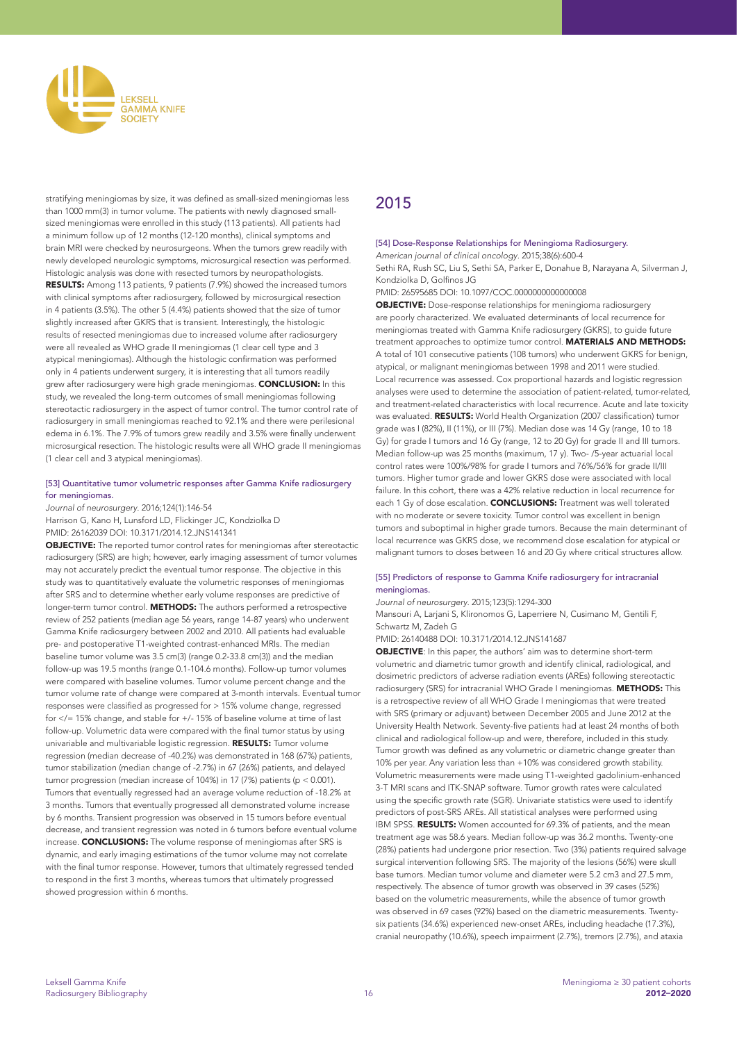stratifying meningiomas by size, it was defined as small-sized meningiomas less than 1000 mm(3) in tumor volume. The patients with newly diagnosed small-sized meningiomas were enrolled in this study (113 patients). All patients had a minimum follow up of 12 months (12-120 months), clinical symptoms and brain MRI were checked by neurosurgeons. When the tumors grew readily with newly developed neurologic symptoms, microsurgical resection was performed. Histologic analysis was done with resected tumors by neuropathologists. **RESULTS:** Among 113 patients, 9 patients (7.9%) showed the increased tumors with clinical symptoms after radiosurgery, followed by microsurgical resection in 4 patients (3.5%). The other 5 (4.4%) patients showed that the size of tumor slightly increased after GKRS that is transient. Interestingly, the histologic results of resected meningiomas due to increased volume after radiosurgery were all revealed as WHO grade II meningiomas (1 clear cell type and 3 atypical meningiomas). Although the histologic confirmation was performed only in 4 patients underwent surgery, it is interesting that all tumors readily grew after radiosurgery were high grade meningiomas. **CONCLUSION:** In this study, we revealed the long-term outcomes of small meningiomas following stereotactic radiosurgery in the aspect of tumor control. The tumor control rate of radiosurgery in small meningiomas reached to 92.1% and there were perilesional edema in 6.1%. The 7.9% of tumors grew readily and 3.5% were finally underwent microsurgical resection. The histologic results were all WHO grade II meningiomas (1 clear cell and 3 atypical meningiomas).

#### [53] Quantitative tumor volumetric responses after Gamma Knife radiosurgery for meningiomas.

*Journal of neurosurgery*. 2016;124(1):146-54

Harrison G, Kano H, Lunsford LD, Flickinger JC, Kondziolka D

PMID: 26162039 DOI: 10.3171/2014.12.JNS141341

**OBJECTIVE:** The reported tumor control rates for meningiomas after stereotactic radiosurgery (SRS) are high; however, early imaging assessment of tumor volumes may not accurately predict the eventual tumor response. The objective in this study was to quantitatively evaluate the volumetric responses of meningiomas after SRS and to determine whether early volume responses are predictive of longer-term tumor control. **METHODS:** The authors performed a retrospective review of 252 patients (median age 56 years, range 14-87 years) who underwent Gamma Knife radiosurgery between 2002 and 2010. All patients had evaluable pre- and postoperative T1-weighted contrast-enhanced MRIs. The median baseline tumor volume was 3.5 cm(3) (range 0.2-33.8 cm(3)) and the median follow-up was 19.5 months (range 0.1-104.6 months). Follow-up tumor volumes were compared with baseline volumes. Tumor volume percent change and the tumor volume rate of change were compared at 3-month intervals. Eventual tumor responses were classified as progressed for > 15% volume change, regressed for </= 15% change, and stable for +/- 15% of baseline volume at time of last follow-up. Volumetric data were compared with the final tumor status by using univariable and multivariable logistic regression. **RESULTS:** Tumor volume regression (median decrease of -40.2%) was demonstrated in 168 (67%) patients, tumor stabilization (median change of -2.7%) in 67 (26%) patients, and delayed tumor progression (median increase of 104%) in 17 (7%) patients ($p < 0.001$). Tumors that eventually regressed had an average volume reduction of -18.2% at 3 months. Tumors that eventually progressed all demonstrated volume increase by 6 months. Transient progression was observed in 15 tumors before eventual decrease, and transient regression was noted in 6 tumors before eventual volume increase. **CONCLUSIONS:** The volume response of meningiomas after SRS is dynamic, and early imaging estimations of the tumor volume may not correlate with the final tumor response. However, tumors that ultimately regressed tended to respond in the first 3 months, whereas tumors that ultimately progressed showed progression within 6 months.

## 2015

#### [54] Dose-Response Relationships for Meningioma Radiosurgery.

*American journal of clinical oncology*. 2015;38(6):600-4

Sethi RA, Rush SC, Liu S, Sethi SA, Parker E, Donahue B, Narayana A, Silverman J, Kondziolka D, Golfinos JG

PMID: 26595685 DOI: 10.1097/COC.0000000000000008

**OBJECTIVE:** Dose-response relationships for meningioma radiosurgery are poorly characterized. We evaluated determinants of local recurrence for meningiomas treated with Gamma Knife radiosurgery (GKRS), to guide future treatment approaches to optimize tumor control. **MATERIALS AND METHODS:** A total of 101 consecutive patients (108 tumors) who underwent GKRS for benign, atypical, or malignant meningiomas between 1998 and 2011 were studied. Local recurrence was assessed. Cox proportional hazards and logistic regression analyses were used to determine the association of patient-related, tumor-related, and treatment-related characteristics with local recurrence. Acute and late toxicity was evaluated. **RESULTS:** World Health Organization (2007 classification) tumor grade was I (82%), II (11%), or III (7%). Median dose was 14 Gy (range, 10 to 18 Gy) for grade I tumors and 16 Gy (range, 12 to 20 Gy) for grade II and III tumors. Median follow-up was 25 months (maximum, 17 y). Two- /5-year actuarial local control rates were 100%/98% for grade I tumors and 76%/56% for grade II/III tumors. Higher tumor grade and lower GKRS dose were associated with local failure. In this cohort, there was a 42% relative reduction in local recurrence for each 1 Gy of dose escalation. **CONCLUSIONS:** Treatment was well tolerated with no moderate or severe toxicity. Tumor control was excellent in benign tumors and suboptimal in higher grade tumors. Because the main determinant of local recurrence was GKRS dose, we recommend dose escalation for atypical or malignant tumors to doses between 16 and 20 Gy where critical structures allow.

#### [55] Predictors of response to Gamma Knife radiosurgery for intracranial meningiomas.

*Journal of neurosurgery*. 2015;123(5):1294-300

Mansouri A, Larjani S, Klironomos G, Laperriere N, Cusimano M, Gentili F, Schwartz M, Zadeh G

PMID: 26140488 DOI: 10.3171/2014.12.JNS141687

**OBJECTIVE**: In this paper, the authors' aim was to determine short-term volumetric and diametric tumor growth and identify clinical, radiological, and dosimetric predictors of adverse radiation events (AREs) following stereotactic radiosurgery (SRS) for intracranial WHO Grade I meningiomas. **METHODS:** This is a retrospective review of all WHO Grade I meningiomas that were treated with SRS (primary or adjuvant) between December 2005 and June 2012 at the University Health Network. Seventy-five patients had at least 24 months of both clinical and radiological follow-up and were, therefore, included in this study. Tumor growth was defined as any volumetric or diametric change greater than 10% per year. Any variation less than +10% was considered growth stability. Volumetric measurements were made using T1-weighted gadolinium-enhanced 3-T MRI scans and ITK-SNAP software. Tumor growth rates were calculated using the specific growth rate (SGR). Univariate statistics were used to identify predictors of post-SRS AREs. All statistical analyses were performed using IBM SPSS. **RESULTS:** Women accounted for 69.3% of patients, and the mean treatment age was 58.6 years. Median follow-up was 36.2 months. Twenty-one (28%) patients had undergone prior resection. Two (3%) patients required salvage surgical intervention following SRS. The majority of the lesions (56%) were skull base tumors. Median tumor volume and diameter were 5.2 cm3 and 27.5 mm, respectively. The absence of tumor growth was observed in 39 cases (52%) based on the volumetric measurements, while the absence of tumor growth was observed in 69 cases (92%) based on the diametric measurements. Twenty-six patients (34.6%) experienced new-onset AREs, including headache (17.3%), cranial neuropathy (10.6%), speech impairment (2.7%), tremors (2.7%), and ataxia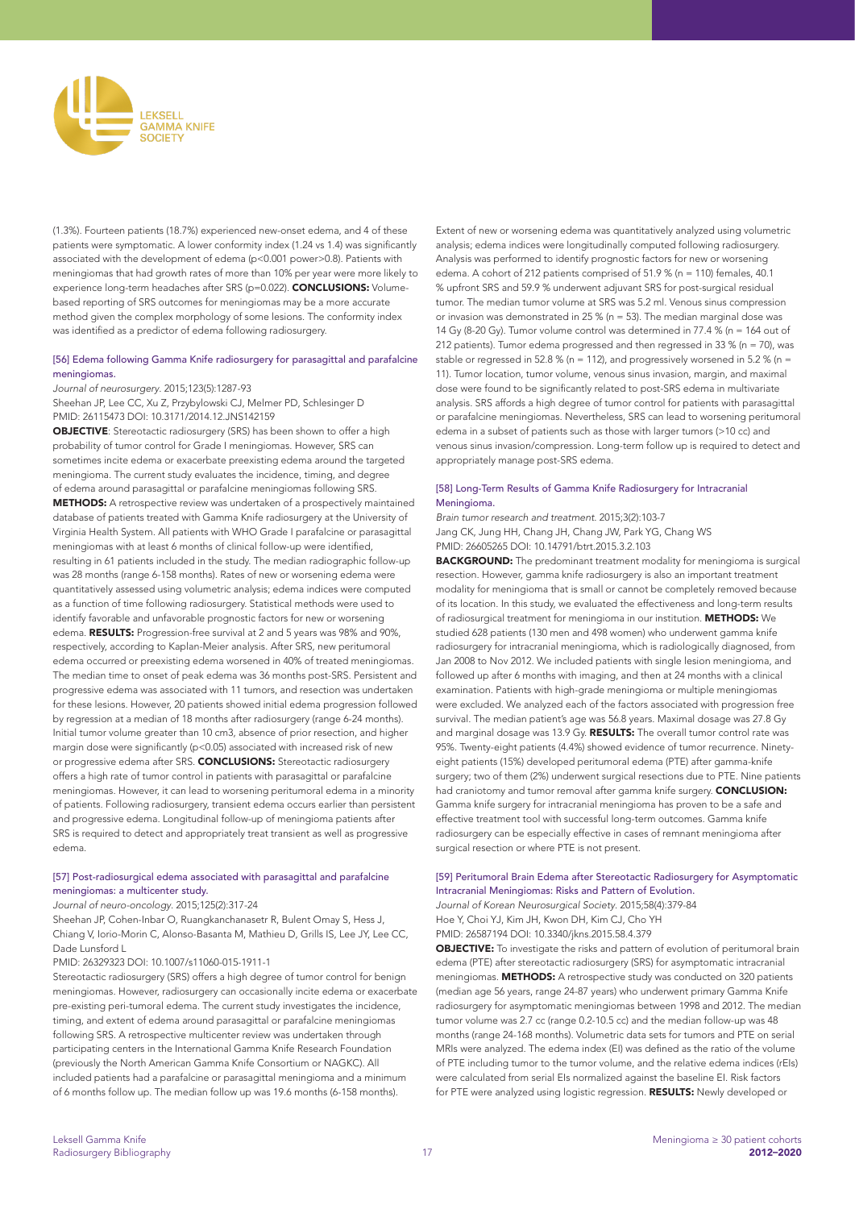(1.3%). Fourteen patients (18.7%) experienced new-onset edema, and 4 of these patients were symptomatic. A lower conformity index (1.24 vs 1.4) was significantly associated with the development of edema ($p<0.001$ power>0.8). Patients with meningiomas that had growth rates of more than 10% per year were more likely to experience long-term headaches after SRS ($p=0.022$). **CONCLUSIONS:** Volume-based reporting of SRS outcomes for meningiomas may be a more accurate method given the complex morphology of some lesions. The conformity index was identified as a predictor of edema following radiosurgery.

### [56] Edema following Gamma Knife radiosurgery for parasagittal and parafalcine meningiomas.

*Journal of neurosurgery*. 2015;123(5):1287-93

Sheehan JP, Lee CC, Xu Z, Przybylowski CJ, Melmer PD, Schlesinger D

PMID: 26115473 DOI: 10.3171/2014.12.JNS142159

**OBJECTIVE**: Stereotactic radiosurgery (SRS) has been shown to offer a high probability of tumor control for Grade I meningiomas. However, SRS can sometimes incite edema or exacerbate preexisting edema around the targeted meningioma. The current study evaluates the incidence, timing, and degree of edema around parasagittal or parafalcine meningiomas following SRS. **METHODS:** A retrospective review was undertaken of a prospectively maintained database of patients treated with Gamma Knife radiosurgery at the University of Virginia Health System. All patients with WHO Grade I parafalcine or parasagittal meningiomas with at least 6 months of clinical follow-up were identified, resulting in 61 patients included in the study. The median radiographic follow-up was 28 months (range 6-158 months). Rates of new or worsening edema were quantitatively assessed using volumetric analysis; edema indices were computed as a function of time following radiosurgery. Statistical methods were used to identify favorable and unfavorable prognostic factors for new or worsening edema. **RESULTS:** Progression-free survival at 2 and 5 years was 98% and 90%, respectively, according to Kaplan-Meier analysis. After SRS, new peritumoral edema occurred or preexisting edema worsened in 40% of treated meningiomas. The median time to onset of peak edema was 36 months post-SRS. Persistent and progressive edema was associated with 11 tumors, and resection was undertaken for these lesions. However, 20 patients showed initial edema progression followed by regression at a median of 18 months after radiosurgery (range 6-24 months). Initial tumor volume greater than 10 cm3, absence of prior resection, and higher margin dose were significantly ($p<0.05$) associated with increased risk of new or progressive edema after SRS. **CONCLUSIONS:** Stereotactic radiosurgery offers a high rate of tumor control in patients with parasagittal or parafalcine meningiomas. However, it can lead to worsening peritumoral edema in a minority of patients. Following radiosurgery, transient edema occurs earlier than persistent and progressive edema. Longitudinal follow-up of meningioma patients after SRS is required to detect and appropriately treat transient as well as progressive edema.

### [57] Post-radiosurgical edema associated with parasagittal and parafalcine meningiomas: a multicenter study.

*Journal of neuro-oncology*. 2015;125(2):317-24

Sheehan JP, Cohen-Inbar O, Ruangkanchanasetr R, Bulent Omay S, Hess J, Chiang V, Iorio-Morin C, Alonso-Basanta M, Mathieu D, Grills IS, Lee JY, Lee CC, Dade Lunsford L

PMID: 26329323 DOI: 10.1007/s11060-015-1911-1

Stereotactic radiosurgery (SRS) offers a high degree of tumor control for benign meningiomas. However, radiosurgery can occasionally incite edema or exacerbate pre-existing peri-tumoral edema. The current study investigates the incidence, timing, and extent of edema around parasagittal or parafalcine meningiomas following SRS. A retrospective multicenter review was undertaken through participating centers in the International Gamma Knife Research Foundation (previously the North American Gamma Knife Consortium or NAGKC). All included patients had a parafalcine or parasagittal meningioma and a minimum of 6 months follow up. The median follow up was 19.6 months (6-158 months). Extent of new or worsening edema was quantitatively analyzed using volumetric analysis; edema indices were longitudinally computed following radiosurgery. Analysis was performed to identify prognostic factors for new or worsening edema. A cohort of 212 patients comprised of 51.9 % (n = 110) females, 40.1 % upfront SRS and 59.9 % underwent adjuvant SRS for post-surgical residual tumor. The median tumor volume at SRS was 5.2 ml. Venous sinus compression or invasion was demonstrated in 25 % (n = 53). The median marginal dose was 14 Gy (8-20 Gy). Tumor volume control was determined in 77.4 % (n = 164 out of 212 patients). Tumor edema progressed and then regressed in 33 % (n = 70), was stable or regressed in 52.8 % (n = 112), and progressively worsened in 5.2 % (n = 11). Tumor location, tumor volume, venous sinus invasion, margin, and maximal dose were found to be significantly related to post-SRS edema in multivariate analysis. SRS affords a high degree of tumor control for patients with parasagittal or parafalcine meningiomas. Nevertheless, SRS can lead to worsening peritumoral edema in a subset of patients such as those with larger tumors (>10 cc) and venous sinus invasion/compression. Long-term follow up is required to detect and appropriately manage post-SRS edema.

### [58] Long-Term Results of Gamma Knife Radiosurgery for Intracranial Meningioma.

*Brain tumor research and treatment*. 2015;3(2):103-7

Jang CK, Jung HH, Chang JH, Chang JW, Park YG, Chang WS

PMID: 26605265 DOI: 10.14791/btrt.2015.3.2.103

**BACKGROUND:** The predominant treatment modality for meningioma is surgical resection. However, gamma knife radiosurgery is also an important treatment modality for meningioma that is small or cannot be completely removed because of its location. In this study, we evaluated the effectiveness and long-term results of radiosurgical treatment for meningioma in our institution. **METHODS:** We studied 628 patients (130 men and 498 women) who underwent gamma knife radiosurgery for intracranial meningioma, which is radiologically diagnosed, from Jan 2008 to Nov 2012. We included patients with single lesion meningioma, and followed up after 6 months with imaging, and then at 24 months with a clinical examination. Patients with high-grade meningioma or multiple meningiomas were excluded. We analyzed each of the factors associated with progression free survival. The median patient's age was 56.8 years. Maximal dosage was 27.8 Gy and marginal dosage was 13.9 Gy. **RESULTS:** The overall tumor control rate was 95%. Twenty-eight patients (4.4%) showed evidence of tumor recurrence. Ninety-eight patients (15%) developed peritumoral edema (PTE) after gamma-knife surgery; two of them (2%) underwent surgical resections due to PTE. Nine patients had craniotomy and tumor removal after gamma knife surgery. **CONCLUSION:** Gamma knife surgery for intracranial meningioma has proven to be a safe and effective treatment tool with successful long-term outcomes. Gamma knife radiosurgery can be especially effective in cases of remnant meningioma after surgical resection or where PTE is not present.

### [59] Peritumoral Brain Edema after Stereotactic Radiosurgery for Asymptomatic Intracranial Meningiomas: Risks and Pattern of Evolution.

*Journal of Korean Neurosurgical Society*. 2015;58(4):379-84

Hoe Y, Choi YJ, Kim JH, Kwon DH, Kim CJ, Cho YH

PMID: 26587194 DOI: 10.3340/jkns.2015.58.4.379

**OBJECTIVE:** To investigate the risks and pattern of evolution of peritumoral brain edema (PTE) after stereotactic radiosurgery (SRS) for asymptomatic intracranial meningiomas. **METHODS:** A retrospective study was conducted on 320 patients (median age 56 years, range 24-87 years) who underwent primary Gamma Knife radiosurgery for asymptomatic meningiomas between 1998 and 2012. The median tumor volume was 2.7 cc (range 0.2-10.5 cc) and the median follow-up was 48 months (range 24-168 months). Volumetric data sets for tumors and PTE on serial MRIs were analyzed. The edema index (EI) was defined as the ratio of the volume of PTE including tumor to the tumor volume, and the relative edema indices (rEIs) were calculated from serial EIs normalized against the baseline EI. Risk factors for PTE were analyzed using logistic regression. **RESULTS:** Newly developed or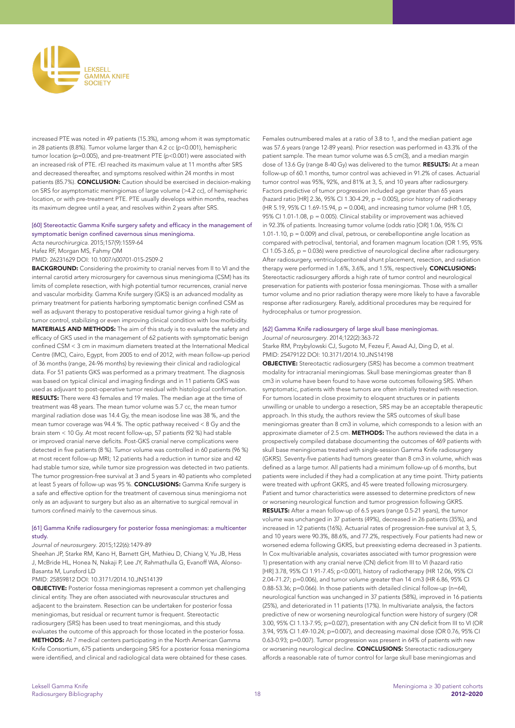increased PTE was noted in 49 patients (15.3%), among whom it was symptomatic in 28 patients (8.8%). Tumor volume larger than 4.2 cc (p<0.001), hemispheric tumor location (p=0.005), and pre-treatment PTE (p<0.001) were associated with an increased risk of PTE. rEI reached its maximum value at 11 months after SRS and decreased thereafter, and symptoms resolved within 24 months in most patients (85.7%). **CONCLUSION:** Caution should be exercised in decision-making on SRS for asymptomatic meningiomas of large volume (>4.2 cc), of hemispheric location, or with pre-treatment PTE. PTE usually develops within months, reaches its maximum degree until a year, and resolves within 2 years after SRS.

### [60] Stereotactic Gamma Knife surgery safety and efficacy in the management of symptomatic benign confined cavernous sinus meningioma.

*Acta neurochirurgica*. 2015;157(9):1559-64

Hafez RF, Morgan MS, Fahmy OM

PMID: 26231629 DOI: 10.1007/s00701-015-2509-2

**BACKGROUND:** Considering the proximity to cranial nerves from II to VI and the internal carotid artery microsurgery for cavernous sinus meningioma (CSM) has its limits of complete resection, with high potential tumor recurrences, cranial nerve and vascular morbidity. Gamma Knife surgery (GKS) is an advanced modality as primary treatment for patients harboring symptomatic benign confined CSM as well as adjuvant therapy to postoperative residual tumor giving a high rate of tumor control, stabilizing or even improving clinical condition with low morbidity. **MATERIALS AND METHODS:** The aim of this study is to evaluate the safety and efficacy of GKS used in the management of 62 patients with symptomatic benign confined CSM < 3 cm in maximum diameters treated at the International Medical Centre (IMC), Cairo, Egypt, from 2005 to end of 2012, with mean follow-up period of 36 months (range, 24-96 months) by reviewing their clinical and radiological data. For 51 patients GKS was performed as a primary treatment. The diagnosis was based on typical clinical and imaging findings and in 11 patients GKS was used as adjuvant to post-operative tumor residual with histological confirmation. **RESULTS:** There were 43 females and 19 males. The median age at the time of treatment was 48 years. The mean tumor volume was 5.7 cc, the mean tumor marginal radiation dose was 14.4 Gy, the mean isodose line was 38 %, and the mean tumor coverage was 94.4 %. The optic pathway received < 8 Gy and the brain stem < 10 Gy. At most recent follow-up, 57 patients (92 %) had stable or improved cranial nerve deficits. Post-GKS cranial nerve complications were detected in five patients (8 %). Tumor volume was controlled in 60 patients (96 %) at most recent follow-up MRI; 12 patients had a reduction in tumor size and 42 had stable tumor size, while tumor size progression was detected in two patients. The tumor progression-free survival at 3 and 5 years in 40 patients who completed at least 5 years of follow-up was 95 %. **CONCLUSIONS:** Gamma Knife surgery is a safe and effective option for the treatment of cavernous sinus meningioma not only as an adjuvant to surgery but also as an alternative to surgical removal in tumors confined mainly to the cavernous sinus.

### [61] Gamma Knife radiosurgery for posterior fossa meningiomas: a multicenter study.

*Journal of neurosurgery*. 2015;122(6):1479-89

Sheehan JP, Starke RM, Kano H, Barnett GH, Mathieu D, Chiang V, Yu JB, Hess J, McBride HL, Honea N, Nakaji P, Lee JY, Rahmathulla G, Evanoff WA, Alonso-Basanta M, Lunsford LD

PMID: 25859812 DOI: 10.3171/2014.10.JNS14139

**OBJECTIVE:** Posterior fossa meningiomas represent a common yet challenging clinical entity. They are often associated with neurovascular structures and adjacent to the brainstem. Resection can be undertaken for posterior fossa meningiomas, but residual or recurrent tumor is frequent. Stereotactic radiosurgery (SRS) has been used to treat meningiomas, and this study evaluates the outcome of this approach for those located in the posterior fossa. **METHODS:** At 7 medical centers participating in the North American Gamma Knife Consortium, 675 patients undergoing SRS for a posterior fossa meningioma were identified, and clinical and radiological data were obtained for these cases. Females outnumbered males at a ratio of 3.8 to 1, and the median patient age was 57.6 years (range 12-89 years). Prior resection was performed in 43.3% of the patient sample. The mean tumor volume was 6.5 cm(3), and a median margin dose of 13.6 Gy (range 8-40 Gy) was delivered to the tumor. **RESULTS:** At a mean follow-up of 60.1 months, tumor control was achieved in 91.2% of cases. Actuarial tumor control was 95%, 92%, and 81% at 3, 5, and 10 years after radiosurgery. Factors predictive of tumor progression included age greater than 65 years (hazard ratio [HR] 2.36, 95% CI 1.30-4.29, p = 0.005), prior history of radiotherapy (HR 5.19, 95% CI 1.69-15.94, p = 0.004), and increasing tumor volume (HR 1.05, 95% CI 1.01-1.08, p = 0.005). Clinical stability or improvement was achieved in 92.3% of patients. Increasing tumor volume (odds ratio [OR] 1.06, 95% CI 1.01-1.10, p = 0.009) and clival, petrous, or cerebellopontine angle location as compared with petroclival, tentorial, and foramen magnum location (OR 1.95, 95% CI 1.05-3.65, p = 0.036) were predictive of neurological decline after radiosurgery. After radiosurgery, ventriculoperitoneal shunt placement, resection, and radiation therapy were performed in 1.6%, 3.6%, and 1.5%, respectively. **CONCLUSIONS:** Stereotactic radiosurgery affords a high rate of tumor control and neurological preservation for patients with posterior fossa meningiomas. Those with a smaller tumor volume and no prior radiation therapy were more likely to have a favorable response after radiosurgery. Rarely, additional procedures may be required for hydrocephalus or tumor progression.

### [62] Gamma Knife radiosurgery of large skull base meningiomas.

*Journal of neurosurgery*. 2014;122(2):363-72

Starke RM, Przybylowski CJ, Sugoto M, Fezeu F, Awad AJ, Ding D, et al.

PMID: 25479122 DOI: 10.3171/2014.10.JNS14198

**OBJECTIVE:** Stereotactic radiosurgery (SRS) has become a common treatment modality for intracranial meningiomas. Skull base meningiomas greater than 8 cm3 in volume have been found to have worse outcomes following SRS. When symptomatic, patients with these tumors are often initially treated with resection. For tumors located in close proximity to eloquent structures or in patients unwilling or unable to undergo a resection, SRS may be an acceptable therapeutic approach. In this study, the authors review the SRS outcomes of skull base meningiomas greater than 8 cm3 in volume, which corresponds to a lesion with an approximate diameter of 2.5 cm. **METHODS:** The authors reviewed the data in a prospectively compiled database documenting the outcomes of 469 patients with skull base meningiomas treated with single-session Gamma Knife radiosurgery (GKRS). Seventy-five patients had tumors greater than 8 cm3 in volume, which was defined as a large tumor. All patients had a minimum follow-up of 6 months, but patients were included if they had a complication at any time point. Thirty patients were treated with upfront GKRS, and 45 were treated following microsurgery. Patient and tumor characteristics were assessed to determine predictors of new or worsening neurological function and tumor progression following GKRS. **RESULTS:** After a mean follow-up of 6.5 years (range 0.5-21 years), the tumor volume was unchanged in 37 patients (49%), decreased in 26 patients (35%), and increased in 12 patients (16%). Actuarial rates of progression-free survival at 3, 5, and 10 years were 90.3%, 88.6%, and 77.2%, respectively. Four patients had new or worsened edema following GKRS, but preexisting edema decreased in 3 patients. In Cox multivariable analysis, covariates associated with tumor progression were 1) presentation with any cranial nerve (CN) deficit from III to VI (hazard ratio [HR] 3.78, 95% CI 1.91-7.45; p<0.001), history of radiotherapy (HR 12.06, 95% CI 2.04-71.27; p=0.006), and tumor volume greater than 14 cm3 (HR 6.86, 95% CI 0.88-53.36; p=0.066). In those patients with detailed clinical follow-up (n=64), neurological function was unchanged in 37 patients (58%), improved in 16 patients (25%), and deteriorated in 11 patients (17%). In multivariate analysis, the factors predictive of new or worsening neurological function were history of surgery (OR 3.00, 95% CI 1.13-7.95; p=0.027), presentation with any CN deficit from III to VI (OR 3.94, 95% CI 1.49-10.24; p=0.007), and decreasing maximal dose (OR 0.76, 95% CI 0.63-0.93; p=0.007). Tumor progression was present in 64% of patients with new or worsening neurological decline. **CONCLUSIONS:** Stereotactic radiosurgery affords a reasonable rate of tumor control for large skull base meningiomas and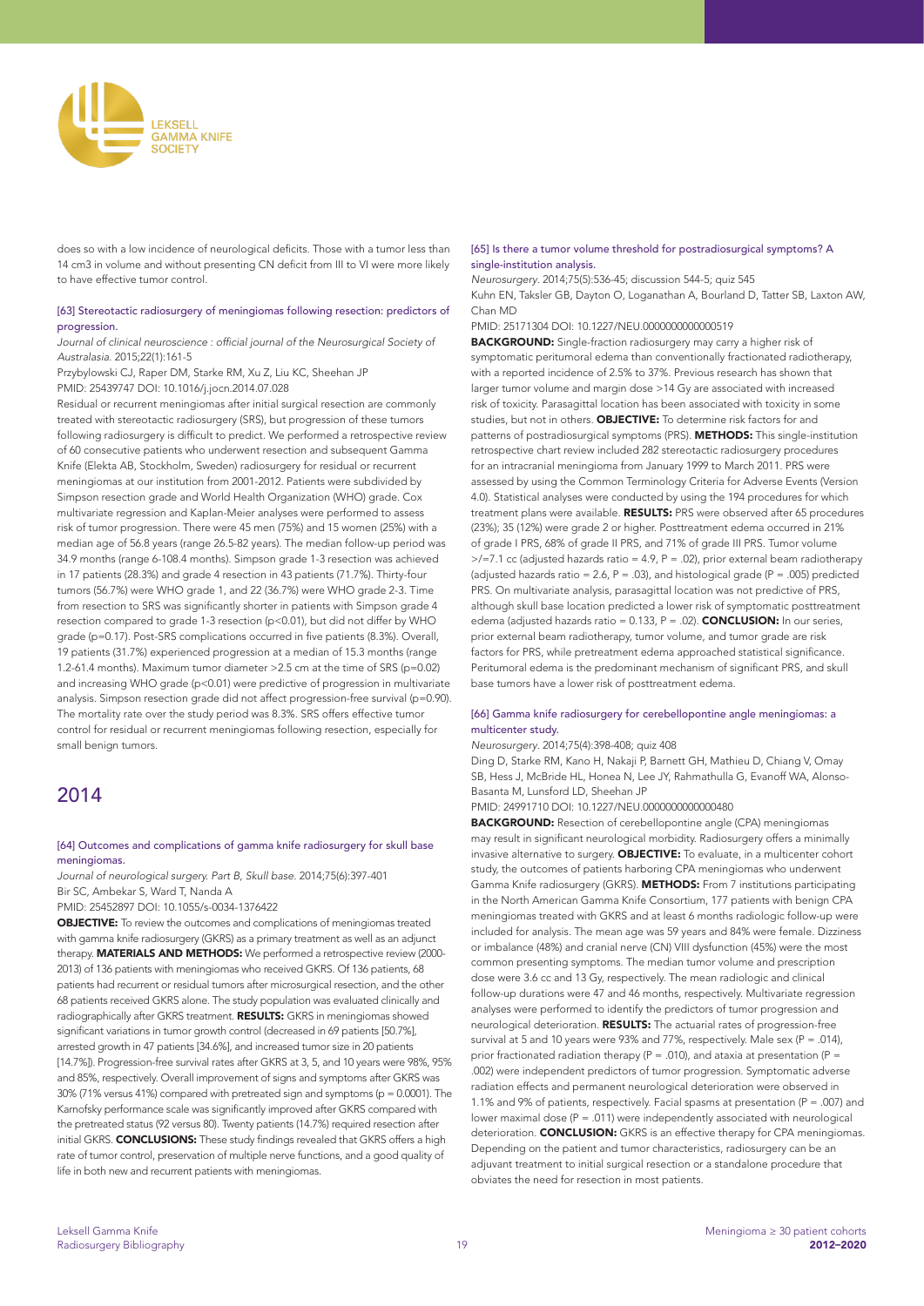does so with a low incidence of neurological deficits. Those with a tumor less than 14 cm3 in volume and without presenting CN deficit from III to VI were more likely to have effective tumor control.

### [63] Stereotactic radiosurgery of meningiomas following resection: predictors of progression.

*Journal of clinical neuroscience : official journal of the Neurosurgical Society of Australasia.* 2015;22(1):161-5

Przybylowski CJ, Raper DM, Starke RM, Xu Z, Liu KC, Sheehan JP

PMID: 25439747 DOI: 10.1016/j.jocn.2014.07.028

Residual or recurrent meningiomas after initial surgical resection are commonly treated with stereotactic radiosurgery (SRS), but progression of these tumors following radiosurgery is difficult to predict. We performed a retrospective review of 60 consecutive patients who underwent resection and subsequent Gamma Knife (Elekta AB, Stockholm, Sweden) radiosurgery for residual or recurrent meningiomas at our institution from 2001-2012. Patients were subdivided by Simpson resection grade and World Health Organization (WHO) grade. Cox multivariate regression and Kaplan-Meier analyses were performed to assess risk of tumor progression. There were 45 men (75%) and 15 women (25%) with a median age of 56.8 years (range 26.5-82 years). The median follow-up period was 34.9 months (range 6-108.4 months). Simpson grade 1-3 resection was achieved in 17 patients (28.3%) and grade 4 resection in 43 patients (71.7%). Thirty-four tumors (56.7%) were WHO grade 1, and 22 (36.7%) were WHO grade 2-3. Time from resection to SRS was significantly shorter in patients with Simpson grade 4 resection compared to grade 1-3 resection (p<0.01), but did not differ by WHO grade (p=0.17). Post-SRS complications occurred in five patients (8.3%). Overall, 19 patients (31.7%) experienced progression at a median of 15.3 months (range 1.2-61.4 months). Maximum tumor diameter >2.5 cm at the time of SRS (p=0.02) and increasing WHO grade (p<0.01) were predictive of progression in multivariate analysis. Simpson resection grade did not affect progression-free survival (p=0.90). The mortality rate over the study period was 8.3%. SRS offers effective tumor control for residual or recurrent meningiomas following resection, especially for small benign tumors.

## 2014

### [64] Outcomes and complications of gamma knife radiosurgery for skull base meningiomas.

*Journal of neurological surgery. Part B, Skull base.* 2014;75(6):397-401

Bir SC, Ambekar S, Ward T, Nanda A

PMID: 25452897 DOI: 10.1055/s-0034-1376422

**OBJECTIVE:** To review the outcomes and complications of meningiomas treated with gamma knife radiosurgery (GKRS) as a primary treatment as well as an adjunct therapy. **MATERIALS AND METHODS:** We performed a retrospective review (2000-2013) of 136 patients with meningiomas who received GKRS. Of 136 patients, 68 patients had recurrent or residual tumors after microsurgical resection, and the other 68 patients received GKRS alone. The study population was evaluated clinically and radiographically after GKRS treatment. **RESULTS:** GKRS in meningiomas showed significant variations in tumor growth control (decreased in 69 patients [50.7%], arrested growth in 47 patients [34.6%], and increased tumor size in 20 patients [14.7%]). Progression-free survival rates after GKRS at 3, 5, and 10 years were 98%, 95% and 85%, respectively. Overall improvement of signs and symptoms after GKRS was 30% (71% versus 41%) compared with pretreated sign and symptoms (p = 0.0001). The Karnofsky performance scale was significantly improved after GKRS compared with the pretreated status (92 versus 80). Twenty patients (14.7%) required resection after initial GKRS. **CONCLUSIONS:** These study findings revealed that GKRS offers a high rate of tumor control, preservation of multiple nerve functions, and a good quality of life in both new and recurrent patients with meningiomas.

### [65] Is there a tumor volume threshold for postradiosurgical symptoms? A single-institution analysis.

*Neurosurgery.* 2014;75(5):536-45; discussion 544-5; quiz 545

Kuhn EN, Taksler GB, Dayton O, Loganathan A, Bourland D, Tatter SB, Laxton AW, Chan MD

PMID: 25171304 DOI: 10.1227/NEU.0000000000000519

**BACKGROUND:** Single-fraction radiosurgery may carry a higher risk of symptomatic peritumoral edema than conventionally fractionated radiotherapy, with a reported incidence of 2.5% to 37%. Previous research has shown that larger tumor volume and margin dose >14 Gy are associated with increased risk of toxicity. Parasagittal location has been associated with toxicity in some studies, but not in others. **OBJECTIVE:** To determine risk factors for and patterns of postradiosurgical symptoms (PRS). **METHODS:** This single-institution retrospective chart review included 282 stereotactic radiosurgery procedures for an intracranial meningioma from January 1999 to March 2011. PRS were assessed by using the Common Terminology Criteria for Adverse Events (Version 4.0). Statistical analyses were conducted by using the 194 procedures for which treatment plans were available. **RESULTS:** PRS were observed after 65 procedures (23%); 35 (12%) were grade 2 or higher. Posttreatment edema occurred in 21% of grade I PRS, 68% of grade II PRS, and 71% of grade III PRS. Tumor volume >/=7.1 cc (adjusted hazards ratio = 4.9, P = .02), prior external beam radiotherapy (adjusted hazards ratio = 2.6, P = .03), and histological grade (P = .005) predicted PRS. On multivariate analysis, parasagittal location was not predictive of PRS, although skull base location predicted a lower risk of symptomatic posttreatment edema (adjusted hazards ratio = 0.133, P = .02). **CONCLUSION:** In our series, prior external beam radiotherapy, tumor volume, and tumor grade are risk factors for PRS, while pretreatment edema approached statistical significance. Peritumoral edema is the predominant mechanism of significant PRS, and skull base tumors have a lower risk of posttreatment edema.

### [66] Gamma knife radiosurgery for cerebellopontine angle meningiomas: a multicenter study.

*Neurosurgery.* 2014;75(4):398-408; quiz 408

Ding D, Starke RM, Kano H, Nakaji P, Barnett GH, Mathieu D, Chiang V, Omay SB, Hess J, McBride HL, Honea N, Lee JY, Rahmathulla G, Evanoff WA, Alonso-Basanta M, Lunsford LD, Sheehan JP

PMID: 24991710 DOI: 10.1227/NEU.0000000000000480

**BACKGROUND:** Resection of cerebellopontine angle (CPA) meningiomas may result in significant neurological morbidity. Radiosurgery offers a minimally invasive alternative to surgery. **OBJECTIVE:** To evaluate, in a multicenter cohort study, the outcomes of patients harboring CPA meningiomas who underwent Gamma Knife radiosurgery (GKRS). **METHODS:** From 7 institutions participating in the North American Gamma Knife Consortium, 177 patients with benign CPA meningiomas treated with GKRS and at least 6 months radiologic follow-up were included for analysis. The mean age was 59 years and 84% were female. Dizziness or imbalance (48%) and cranial nerve (CN) VIII dysfunction (45%) were the most common presenting symptoms. The median tumor volume and prescription dose were 3.6 cc and 13 Gy, respectively. The mean radiologic and clinical follow-up durations were 47 and 46 months, respectively. Multivariate regression analyses were performed to identify the predictors of tumor progression and neurological deterioration. **RESULTS:** The actuarial rates of progression-free survival at 5 and 10 years were 93% and 77%, respectively. Male sex (P = .014), prior fractionated radiation therapy (P = .010), and ataxia at presentation (P = .002) were independent predictors of tumor progression. Symptomatic adverse radiation effects and permanent neurological deterioration were observed in 1.1% and 9% of patients, respectively. Facial spasms at presentation (P = .007) and lower maximal dose (P = .011) were independently associated with neurological deterioration. **CONCLUSION:** GKRS is an effective therapy for CPA meningiomas. Depending on the patient and tumor characteristics, radiosurgery can be an adjuvant treatment to initial surgical resection or a standalone procedure that obviates the need for resection in most patients.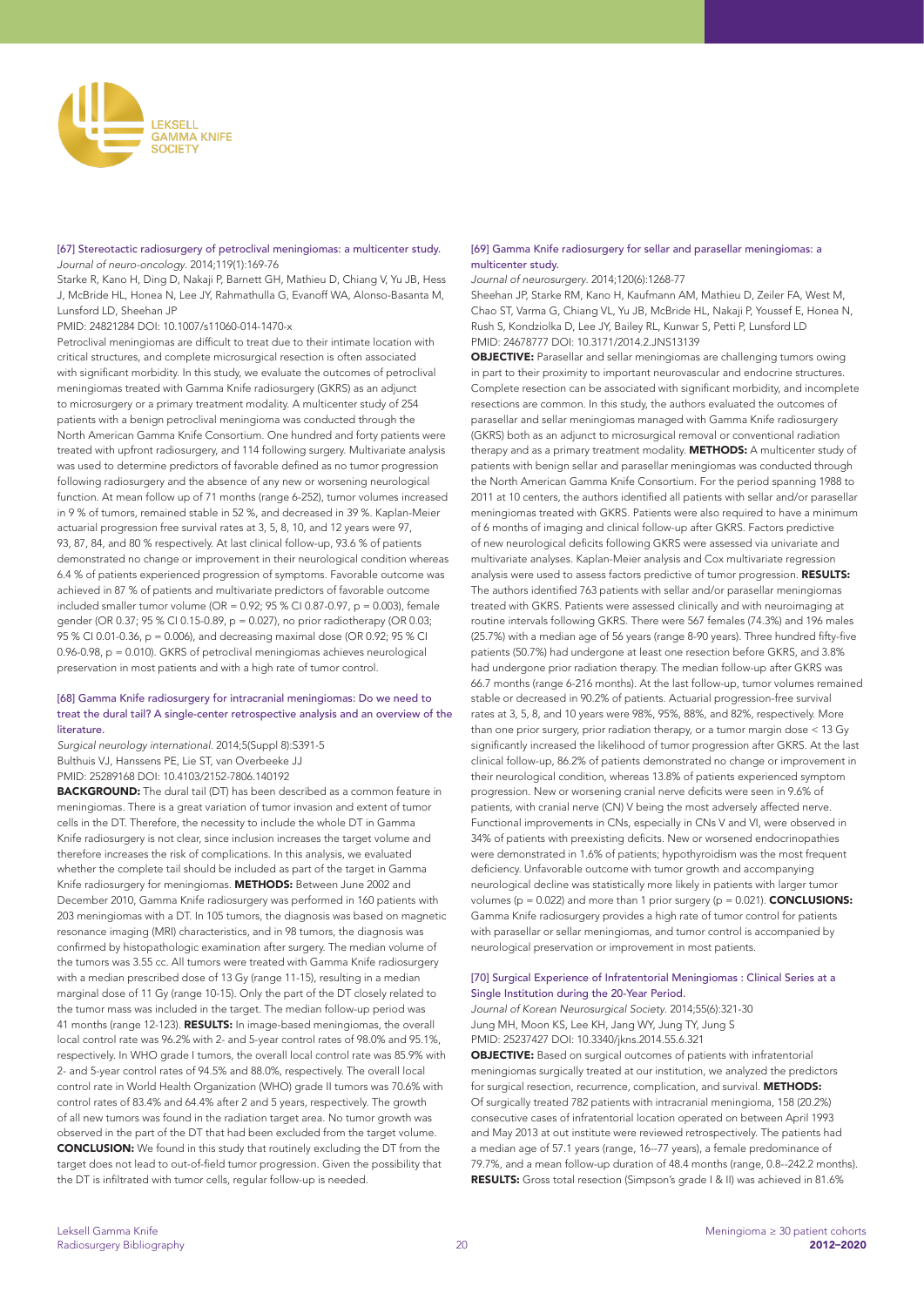### [67] Stereotactic radiosurgery of petroclival meningiomas: a multicenter study.

*Journal of neuro-oncology*. 2014;119(1):169-76

Starke R, Kano H, Ding D, Nakaji P, Barnett GH, Mathieu D, Chiang V, Yu JB, Hess J, McBride HL, Honea N, Lee JY, Rahmathulla G, Evanoff WA, Alonso-Basanta M, Lunsford LD, Sheehan JP

PMID: 24821284 DOI: 10.1007/s11060-014-1470-x

Petroclival meningiomas are difficult to treat due to their intimate location with critical structures, and complete microsurgical resection is often associated with significant morbidity. In this study, we evaluate the outcomes of petroclival meningiomas treated with Gamma Knife radiosurgery (GKRS) as an adjunct to microsurgery or a primary treatment modality. A multicenter study of 254 patients with a benign petroclival meningioma was conducted through the North American Gamma Knife Consortium. One hundred and forty patients were treated with upfront radiosurgery, and 114 following surgery. Multivariate analysis was used to determine predictors of favorable defined as no tumor progression following radiosurgery and the absence of any new or worsening neurological function. At mean follow up of 71 months (range 6-252), tumor volumes increased in 9 % of tumors, remained stable in 52 %, and decreased in 39 %. Kaplan-Meier actuarial progression free survival rates at 3, 5, 8, 10, and 12 years were 97, 93, 87, 84, and 80 % respectively. At last clinical follow-up, 93.6 % of patients demonstrated no change or improvement in their neurological condition whereas 6.4 % of patients experienced progression of symptoms. Favorable outcome was achieved in 87 % of patients and multivariate predictors of favorable outcome included smaller tumor volume (OR = 0.92; 95 % CI 0.87-0.97, p = 0.003), female gender (OR 0.37; 95 % CI 0.15-0.89, p = 0.027), no prior radiotherapy (OR 0.03; 95 % CI 0.01-0.36, p = 0.006), and decreasing maximal dose (OR 0.92; 95 % CI 0.96-0.98, p = 0.010). GKRS of petroclival meningiomas achieves neurological preservation in most patients and with a high rate of tumor control.

### [68] Gamma Knife radiosurgery for intracranial meningiomas: Do we need to treat the dural tail? A single-center retrospective analysis and an overview of the literature.

*Surgical neurology international*. 2014;5(Suppl 8):S391-5

Bulthuis VJ, Hanssens PE, Lie ST, van Overbeeke JJ

PMID: 25289168 DOI: 10.4103/2152-7806.140192

**BACKGROUND:** The dural tail (DT) has been described as a common feature in meningiomas. There is a great variation of tumor invasion and extent of tumor cells in the DT. Therefore, the necessity to include the whole DT in Gamma Knife radiosurgery is not clear, since inclusion increases the target volume and therefore increases the risk of complications. In this analysis, we evaluated whether the complete tail should be included as part of the target in Gamma Knife radiosurgery for meningiomas. **METHODS:** Between June 2002 and December 2010, Gamma Knife radiosurgery was performed in 160 patients with 203 meningiomas with a DT. In 105 tumors, the diagnosis was based on magnetic resonance imaging (MRI) characteristics, and in 98 tumors, the diagnosis was confirmed by histopathologic examination after surgery. The median volume of the tumors was 3.55 cc. All tumors were treated with Gamma Knife radiosurgery with a median prescribed dose of 13 Gy (range 11-15), resulting in a median marginal dose of 11 Gy (range 10-15). Only the part of the DT closely related to the tumor mass was included in the target. The median follow-up period was 41 months (range 12-123). **RESULTS:** In image-based meningiomas, the overall local control rate was 96.2% with 2- and 5-year control rates of 98.0% and 95.1%, respectively. In WHO grade I tumors, the overall local control rate was 85.9% with 2- and 5-year control rates of 94.5% and 88.0%, respectively. The overall local control rate in World Health Organization (WHO) grade II tumors was 70.6% with control rates of 83.4% and 64.4% after 2 and 5 years, respectively. The growth of all new tumors was found in the radiation target area. No tumor growth was observed in the part of the DT that had been excluded from the target volume. **CONCLUSION:** We found in this study that routinely excluding the DT from the target does not lead to out-of-field tumor progression. Given the possibility that the DT is infiltrated with tumor cells, regular follow-up is needed.

### [69] Gamma Knife radiosurgery for sellar and parasellar meningiomas: a multicenter study.

*Journal of neurosurgery*. 2014;120(6):1268-77

Sheehan JP, Starke RM, Kano H, Kaufmann AM, Mathieu D, Zeiler FA, West M, Chao ST, Varma G, Chiang VL, Yu JB, McBride HL, Nakaji P, Youssef E, Honea N, Rush S, Kondziolka D, Lee JY, Bailey RL, Kunwar S, Petti P, Lunsford LD

PMID: 24678777 DOI: 10.3171/2014.2.JNS13139

**OBJECTIVE:** Parasellar and sellar meningiomas are challenging tumors owing in part to their proximity to important neurovascular and endocrine structures. Complete resection can be associated with significant morbidity, and incomplete resections are common. In this study, the authors evaluated the outcomes of parasellar and sellar meningiomas managed with Gamma Knife radiosurgery (GKRS) both as an adjunct to microsurgical removal or conventional radiation therapy and as a primary treatment modality. **METHODS:** A multicenter study of patients with benign sellar and parasellar meningiomas was conducted through the North American Gamma Knife Consortium. For the period spanning 1988 to 2011 at 10 centers, the authors identified all patients with sellar and/or parasellar meningiomas treated with GKRS. Patients were also required to have a minimum of 6 months of imaging and clinical follow-up after GKRS. Factors predictive of new neurological deficits following GKRS were assessed via univariate and multivariate analyses. Kaplan-Meier analysis and Cox multivariate regression analysis were used to assess factors predictive of tumor progression. **RESULTS:** The authors identified 763 patients with sellar and/or parasellar meningiomas treated with GKRS. Patients were assessed clinically and with neuroimaging at routine intervals following GKRS. There were 567 females (74.3%) and 196 males (25.7%) with a median age of 56 years (range 8-90 years). Three hundred fifty-five patients (50.7%) had undergone at least one resection before GKRS, and 3.8% had undergone prior radiation therapy. The median follow-up after GKRS was 66.7 months (range 6-216 months). At the last follow-up, tumor volumes remained stable or decreased in 90.2% of patients. Actuarial progression-free survival rates at 3, 5, 8, and 10 years were 98%, 95%, 88%, and 82%, respectively. More than one prior surgery, prior radiation therapy, or a tumor margin dose < 13 Gy significantly increased the likelihood of tumor progression after GKRS. At the last clinical follow-up, 86.2% of patients demonstrated no change or improvement in their neurological condition, whereas 13.8% of patients experienced symptom progression. New or worsening cranial nerve deficits were seen in 9.6% of patients, with cranial nerve (CN) V being the most adversely affected nerve. Functional improvements in CNs, especially in CNs V and VI, were observed in 34% of patients with preexisting deficits. New or worsened endocrinopathies were demonstrated in 1.6% of patients; hypothyroidism was the most frequent deficiency. Unfavorable outcome with tumor growth and accompanying neurological decline was statistically more likely in patients with larger tumor volumes (p = 0.022) and more than 1 prior surgery (p = 0.021). **CONCLUSIONS:** Gamma Knife radiosurgery provides a high rate of tumor control for patients with parasellar or sellar meningiomas, and tumor control is accompanied by neurological preservation or improvement in most patients.

### [70] Surgical Experience of Infratentorial Meningiomas : Clinical Series at a Single Institution during the 20-Year Period.

*Journal of Korean Neurosurgical Society*. 2014;55(6):321-30

Jung MH, Moon KS, Lee KH, Jang WY, Jung TY, Jung S

PMID: 25237427 DOI: 10.3340/jkns.2014.55.6.321

**OBJECTIVE:** Based on surgical outcomes of patients with infratentorial meningiomas surgically treated at our institution, we analyzed the predictors for surgical resection, recurrence, complication, and survival. **METHODS:** Of surgically treated 782 patients with intracranial meningioma, 158 (20.2%) consecutive cases of infratentorial location operated on between April 1993 and May 2013 at out institute were reviewed retrospectively. The patients had a median age of 57.1 years (range, 16--77 years), a female predominance of 79.7%, and a mean follow-up duration of 48.4 months (range, 0.8--242.2 months). **RESULTS:** Gross total resection (Simpson's grade I & II) was achieved in 81.6%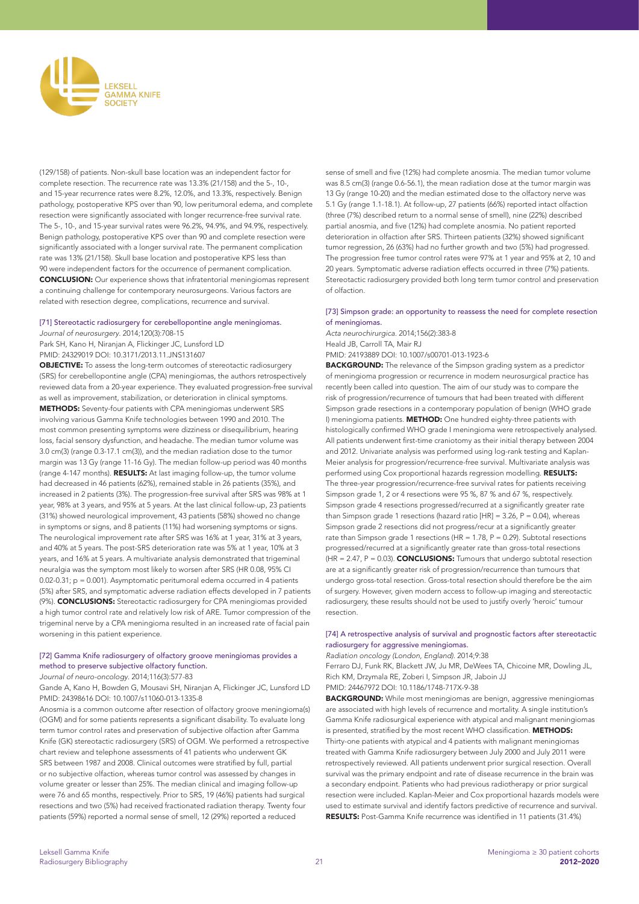(129/158) of patients. Non-skull base location was an independent factor for complete resection. The recurrence rate was 13.3% (21/158) and the 5-, 10-, and 15-year recurrence rates were 8.2%, 12.0%, and 13.3%, respectively. Benign pathology, postoperative KPS over than 90, low peritumoral edema, and complete resection were significantly associated with longer recurrence-free survival rate. The 5-, 10-, and 15-year survival rates were 96.2%, 94.9%, and 94.9%, respectively. Benign pathology, postoperative KPS over than 90 and complete resection were significantly associated with a longer survival rate. The permanent complication rate was 13% (21/158). Skull base location and postoperative KPS less than 90 were independent factors for the occurrence of permanent complication. **CONCLUSION:** Our experience shows that infratentorial meningiomas represent a continuing challenge for contemporary neurosurgeons. Various factors are related with resection degree, complications, recurrence and survival.

### [71] Stereotactic radiosurgery for cerebellopontine angle meningiomas.

*Journal of neurosurgery*. 2014;120(3):708-15
Park SH, Kano H, Niranjan A, Flickinger JC, Lunsford LD
PMID: 24329019 DOI: 10.3171/2013.11.JNS131607

**OBJECTIVE:** To assess the long-term outcomes of stereotactic radiosurgery (SRS) for cerebellopontine angle (CPA) meningiomas, the authors retrospectively reviewed data from a 20-year experience. They evaluated progression-free survival as well as improvement, stabilization, or deterioration in clinical symptoms. **METHODS:** Seventy-four patients with CPA meningiomas underwent SRS involving various Gamma Knife technologies between 1990 and 2010. The most common presenting symptoms were dizziness or disequilibrium, hearing loss, facial sensory dysfunction, and headache. The median tumor volume was 3.0 cm(3) (range 0.3-17.1 cm(3)), and the median radiation dose to the tumor margin was 13 Gy (range 11-16 Gy). The median follow-up period was 40 months (range 4-147 months). **RESULTS:** At last imaging follow-up, the tumor volume had decreased in 46 patients (62%), remained stable in 26 patients (35%), and increased in 2 patients (3%). The progression-free survival after SRS was 98% at 1 year, 98% at 3 years, and 95% at 5 years. At the last clinical follow-up, 23 patients (31%) showed neurological improvement, 43 patients (58%) showed no change in symptoms or signs, and 8 patients (11%) had worsening symptoms or signs. The neurological improvement rate after SRS was 16% at 1 year, 31% at 3 years, and 40% at 5 years. The post-SRS deterioration rate was 5% at 1 year, 10% at 3 years, and 16% at 5 years. A multivariate analysis demonstrated that trigeminal neuralgia was the symptom most likely to worsen after SRS (HR 0.08, 95% CI 0.02-0.31; p = 0.001). Asymptomatic peritumoral edema occurred in 4 patients (5%) after SRS, and symptomatic adverse radiation effects developed in 7 patients (9%). **CONCLUSIONS:** Stereotactic radiosurgery for CPA meningiomas provided a high tumor control rate and relatively low risk of ARE. Tumor compression of the trigeminal nerve by a CPA meningioma resulted in an increased rate of facial pain worsening in this patient experience.

### [72] Gamma Knife radiosurgery of olfactory groove meningiomas provides a method to preserve subjective olfactory function.

*Journal of neuro-oncology*. 2014;116(3):577-83
Gande A, Kano H, Bowden G, Mousavi SH, Niranjan A, Flickinger JC, Lunsford LD
PMID: 24398616 DOI: 10.1007/s11060-013-1335-8

Anosmia is a common outcome after resection of olfactory groove meningioma(s) (OGM) and for some patients represents a significant disability. To evaluate long term tumor control rates and preservation of subjective olfaction after Gamma Knife (GK) stereotactic radiosurgery (SRS) of OGM. We performed a retrospective chart review and telephone assessments of 41 patients who underwent GK SRS between 1987 and 2008. Clinical outcomes were stratified by full, partial or no subjective olfaction, whereas tumor control was assessed by changes in volume greater or lesser than 25%. The median clinical and imaging follow-up were 76 and 65 months, respectively. Prior to SRS, 19 (46%) patients had surgical resections and two (5%) had received fractionated radiation therapy. Twenty four patients (59%) reported a normal sense of smell, 12 (29%) reported a reduced sense of smell and five (12%) had complete anosmia. The median tumor volume was 8.5 cm(3) (range 0.6-56.1), the mean radiation dose at the tumor margin was 13 Gy (range 10-20) and the median estimated dose to the olfactory nerve was 5.1 Gy (range 1.1-18.1). At follow-up, 27 patients (66%) reported intact olfaction (three (7%) described return to a normal sense of smell), nine (22%) described partial anosmia, and five (12%) had complete anosmia. No patient reported deterioration in olfaction after SRS. Thirteen patients (32%) showed significant tumor regression, 26 (63%) had no further growth and two (5%) had progressed. The progression free tumor control rates were 97% at 1 year and 95% at 2, 10 and 20 years. Symptomatic adverse radiation effects occurred in three (7%) patients. Stereotactic radiosurgery provided both long term tumor control and preservation of olfaction.

### [73] Simpson grade: an opportunity to reassess the need for complete resection of meningiomas.

*Acta neurochirurgica*. 2014;156(2):383-8
Heald JB, Carroll TA, Mair RJ
PMID: 24193889 DOI: 10.1007/s00701-013-1923-6

**BACKGROUND:** The relevance of the Simpson grading system as a predictor of meningioma progression or recurrence in modern neurosurgical practice has recently been called into question. The aim of our study was to compare the risk of progression/recurrence of tumours that had been treated with different Simpson grade resections in a contemporary population of (WHO grade I) meningioma patients. **METHOD:** One hundred eighty-three patients with histologically confirmed WHO grade I meningioma were retrospectively analysed. All patients underwent first-time craniotomy as their initial therapy between 2004 and 2012. Univariate analysis was performed using log-rank testing and Kaplan-Meier analysis for progression/recurrence-free survival. Multivariate analysis was performed using Cox proportional hazards regression modelling. **RESULTS:** The three-year progression/recurrence-free survival rates for patients receiving Simpson grade 1, 2 or 4 resections were 95 %, 87 % and 67 %, respectively. Simpson grade 4 resections progressed/recurred at a significantly greater rate than Simpson grade 1 resections (hazard ratio [HR] = 3.26, P = 0.04), whereas Simpson grade 2 resections did not progress/recur at a significantly greater rate than Simpson grade 1 resections (HR = 1.78, P = 0.29). Subtotal resections progressed/recurred at a significantly greater rate than gross-total resections (HR = 2.47, P = 0.03). **CONCLUSIONS:** Tumours that undergo subtotal resection are at a significantly greater risk of progression/recurrence than tumours that undergo gross-total resection. Gross-total resection should therefore be the aim of surgery. However, given modern access to follow-up imaging and stereotactic radiosurgery, these results should not be used to justify overly 'heroic' tumour resection.

### [74] A retrospective analysis of survival and prognostic factors after stereotactic radiosurgery for aggressive meningiomas.

*Radiation oncology (London, England)*. 2014;9:38
Ferraro DJ, Funk RK, Blackett JW, Ju MR, DeWees TA, Chicoine MR, Dowling JL, Rich KM, Drzymala RE, Zoberi I, Simpson JR, Jaboin JJ
PMID: 24467972 DOI: 10.1186/1748-717X-9-38

**BACKGROUND:** While most meningiomas are benign, aggressive meningiomas are associated with high levels of recurrence and mortality. A single institution's Gamma Knife radiosurgical experience with atypical and malignant meningiomas is presented, stratified by the most recent WHO classification. **METHODS:** Thirty-one patients with atypical and 4 patients with malignant meningiomas treated with Gamma Knife radiosurgery between July 2000 and July 2011 were retrospectively reviewed. All patients underwent prior surgical resection. Overall survival was the primary endpoint and rate of disease recurrence in the brain was a secondary endpoint. Patients who had previous radiotherapy or prior surgical resection were included. Kaplan-Meier and Cox proportional hazards models were used to estimate survival and identify factors predictive of recurrence and survival. **RESULTS:** Post-Gamma Knife recurrence was identified in 11 patients (31.4%)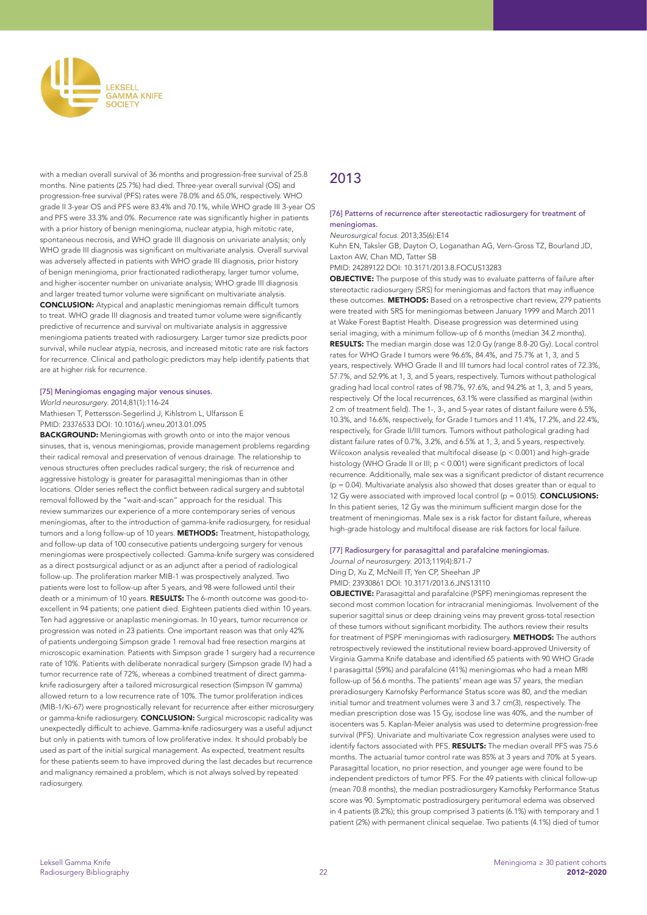with a median overall survival of 36 months and progression-free survival of 25.8 months. Nine patients (25.7%) had died. Three-year overall survival (OS) and progression-free survival (PFS) rates were 78.0% and 65.0%, respectively. WHO grade II 3-year OS and PFS were 83.4% and 70.1%, while WHO grade III 3-year OS and PFS were 33.3% and 0%. Recurrence rate was significantly higher in patients with a prior history of benign meningioma, nuclear atypia, high mitotic rate, spontaneous necrosis, and WHO grade III diagnosis on univariate analysis; only WHO grade III diagnosis was significant on multivariate analysis. Overall survival was adversely affected in patients with WHO grade III diagnosis, prior history of benign meningioma, prior fractionated radiotherapy, larger tumor volume, and higher isocenter number on univariate analysis; WHO grade III diagnosis and larger treated tumor volume were significant on multivariate analysis. **CONCLUSION:** Atypical and anaplastic meningiomas remain difficult tumors to treat. WHO grade III diagnosis and treated tumor volume were significantly predictive of recurrence and survival on multivariate analysis in aggressive meningioma patients treated with radiosurgery. Larger tumor size predicts poor survival, while nuclear atypia, necrosis, and increased mitotic rate are risk factors for recurrence. Clinical and pathologic predictors may help identify patients that are at higher risk for recurrence.

### [75] Meningiomas engaging major venous sinuses.

*World neurosurgery.* 2014;81(1):116-24

Mathiesen T, Pettersson-Segerlind J, Kihlstrom L, Ulfarsson E

PMID: 23376533 DOI: 10.1016/j.wneu.2013.01.095

**BACKGROUND:** Meningiomas with growth onto or into the major venous sinuses, that is, venous meningiomas, provide management problems regarding their radical removal and preservation of venous drainage. The relationship to venous structures often precludes radical surgery; the risk of recurrence and aggressive histology is greater for parasagittal meningiomas than in other locations. Older series reflect the conflict between radical surgery and subtotal removal followed by the "wait-and-scan" approach for the residual. This review summarizes our experience of a more contemporary series of venous meningiomas, after to the introduction of gamma-knife radiosurgery, for residual tumors and a long follow-up of 10 years. **METHODS:** Treatment, histopathology, and follow-up data of 100 consecutive patients undergoing surgery for venous meningiomas were prospectively collected. Gamma-knife surgery was considered as a direct postsurgical adjunct or as an adjunct after a period of radiological follow-up. The proliferation marker MIB-1 was prospectively analyzed. Two patients were lost to follow-up after 5 years, and 98 were followed until their death or a minimum of 10 years. **RESULTS:** The 6-month outcome was good-to-excellent in 94 patients; one patient died. Eighteen patients died within 10 years. Ten had aggressive or anaplastic meningiomas. In 10 years, tumor recurrence or progression was noted in 23 patients. One important reason was that only 42% of patients undergoing Simpson grade 1 removal had free resection margins at microscopic examination. Patients with Simpson grade 1 surgery had a recurrence rate of 10%. Patients with deliberate nonradical surgery (Simpson grade IV) had a tumor recurrence rate of 72%, whereas a combined treatment of direct gamma-knife radiosurgery after a tailored microsurgical resection (Simpson IV gamma) allowed return to a low recurrence rate of 10%. The tumor proliferation indices (MIB-1/Ki-67) were prognostically relevant for recurrence after either microsurgery or gamma-knife radiosurgery. **CONCLUSION:** Surgical microscopic radicality was unexpectedly difficult to achieve. Gamma-knife radiosurgery was a useful adjunct but only in patients with tumors of low proliferative index. It should probably be used as part of the initial surgical management. As expected, treatment results for these patients seem to have improved during the last decades but recurrence and malignancy remained a problem, which is not always solved by repeated radiosurgery.

## 2013

### [76] Patterns of recurrence after stereotactic radiosurgery for treatment of meningiomas.

*Neurosurgical focus.* 2013;35(6):E14

Kuhn EN, Taksler GB, Dayton O, Loganathan AG, Vern-Gross TZ, Bourland JD, Laxton AW, Chan MD, Tatter SB

PMID: 24289122 DOI: 10.3171/2013.8.FOCUS13283

**OBJECTIVE:** The purpose of this study was to evaluate patterns of failure after stereotactic radiosurgery (SRS) for meningiomas and factors that may influence these outcomes. **METHODS:** Based on a retrospective chart review, 279 patients were treated with SRS for meningiomas between January 1999 and March 2011 at Wake Forest Baptist Health. Disease progression was determined using serial imaging, with a minimum follow-up of 6 months (median 34.2 months). **RESULTS:** The median margin dose was 12.0 Gy (range 8.8-20 Gy). Local control rates for WHO Grade I tumors were 96.6%, 84.4%, and 75.7% at 1, 3, and 5 years, respectively. WHO Grade II and III tumors had local control rates of 72.3%, 57.7%, and 52.9% at 1, 3, and 5 years, respectively. Tumors without pathological grading had local control rates of 98.7%, 97.6%, and 94.2% at 1, 3, and 5 years, respectively. Of the local recurrences, 63.1% were classified as marginal (within 2 cm of treatment field). The 1-, 3-, and 5-year rates of distant failure were 6.5%, 10.3%, and 16.6%, respectively, for Grade I tumors and 11.4%, 17.2%, and 22.4%, respectively, for Grade II/III tumors. Tumors without pathological grading had distant failure rates of 0.7%, 3.2%, and 6.5% at 1, 3, and 5 years, respectively. Wilcoxon analysis revealed that multifocal disease ($p < 0.001$) and high-grade histology (WHO Grade II or III; $p < 0.001$) were significant predictors of local recurrence. Additionally, male sex was a significant predictor of distant recurrence ($p = 0.04$). Multivariate analysis also showed that doses greater than or equal to 12 Gy were associated with improved local control ($p = 0.015$). **CONCLUSIONS:** In this patient series, 12 Gy was the minimum sufficient margin dose for the treatment of meningiomas. Male sex is a risk factor for distant failure, whereas high-grade histology and multifocal disease are risk factors for local failure.

### [77] Radiosurgery for parasagittal and parafalcine meningiomas.

*Journal of neurosurgery.* 2013;119(4):871-7

Ding D, Xu Z, McNeill IT, Yen CP, Sheehan JP

PMID: 23930861 DOI: 10.3171/2013.6.JNS13110

**OBJECTIVE:** Parasagittal and parafalcine (PSPF) meningiomas represent the second most common location for intracranial meningiomas. Involvement of the superior sagittal sinus or deep draining veins may prevent gross-total resection of these tumors without significant morbidity. The authors review their results for treatment of PSPF meningiomas with radiosurgery. **METHODS:** The authors retrospectively reviewed the institutional review board-approved University of Virginia Gamma Knife database and identified 65 patients with 90 WHO Grade I parasagittal (59%) and parafalcine (41%) meningiomas who had a mean MRI follow-up of 56.6 months. The patients' mean age was 57 years, the median preradiosurgery Karnofsky Performance Status score was 80, and the median initial tumor and treatment volumes were 3 and 3.7 cm(3), respectively. The median prescription dose was 15 Gy, isodose line was 40%, and the number of isocenters was 5. Kaplan-Meier analysis was used to determine progression-free survival (PFS). Univariate and multivariate Cox regression analyses were used to identify factors associated with PFS. **RESULTS:** The median overall PFS was 75.6 months. The actuarial tumor control rate was 85% at 3 years and 70% at 5 years. Parasagittal location, no prior resection, and younger age were found to be independent predictors of tumor PFS. For the 49 patients with clinical follow-up (mean 70.8 months), the median postradiosurgery Karnofsky Performance Status score was 90. Symptomatic postradiosurgery peritumoral edema was observed in 4 patients (8.2%); this group comprised 3 patients (6.1%) with temporary and 1 patient (2%) with permanent clinical sequelae. Two patients (4.1%) died of tumor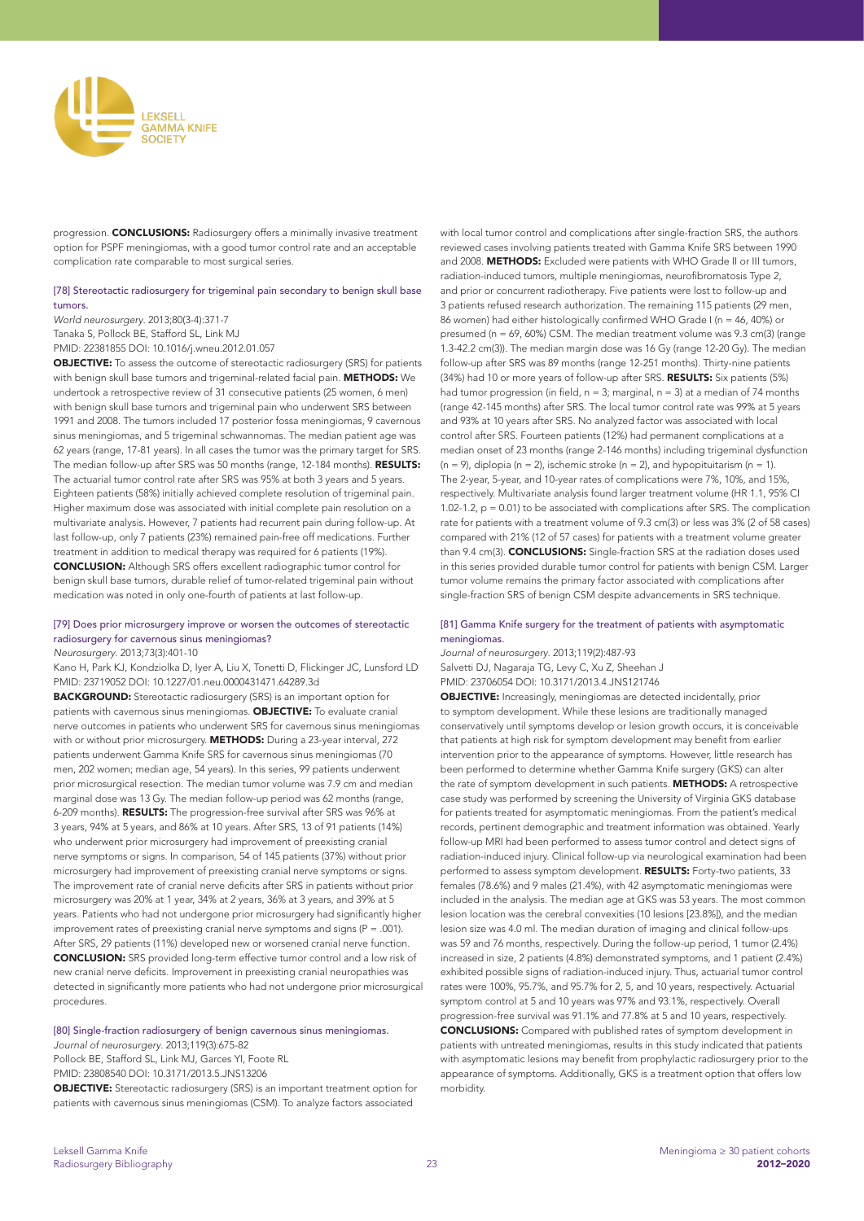progression. **CONCLUSIONS:** Radiosurgery offers a minimally invasive treatment option for PSPF meningiomas, with a good tumor control rate and an acceptable complication rate comparable to most surgical series.

### [78] Stereotactic radiosurgery for trigeminal pain secondary to benign skull base tumors.

*World neurosurgery*. 2013;80(3-4):371-7
Tanaka S, Pollock BE, Stafford SL, Link MJ
PMID: 22381855 DOI: 10.1016/j.wneu.2012.01.057

**OBJECTIVE:** To assess the outcome of stereotactic radiosurgery (SRS) for patients with benign skull base tumors and trigeminal-related facial pain. **METHODS:** We undertook a retrospective review of 31 consecutive patients (25 women, 6 men) with benign skull base tumors and trigeminal pain who underwent SRS between 1991 and 2008. The tumors included 17 posterior fossa meningiomas, 9 cavernous sinus meningiomas, and 5 trigeminal schwannomas. The median patient age was 62 years (range, 17-81 years). In all cases the tumor was the primary target for SRS. The median follow-up after SRS was 50 months (range, 12-184 months). **RESULTS:** The actuarial tumor control rate after SRS was 95% at both 3 years and 5 years. Eighteen patients (58%) initially achieved complete resolution of trigeminal pain. Higher maximum dose was associated with initial complete pain resolution on a multivariate analysis. However, 7 patients had recurrent pain during follow-up. At last follow-up, only 7 patients (23%) remained pain-free off medications. Further treatment in addition to medical therapy was required for 6 patients (19%). **CONCLUSION:** Although SRS offers excellent radiographic tumor control for benign skull base tumors, durable relief of tumor-related trigeminal pain without medication was noted in only one-fourth of patients at last follow-up.

### [79] Does prior microsurgery improve or worsen the outcomes of stereotactic radiosurgery for cavernous sinus meningiomas?

*Neurosurgery*. 2013;73(3):401-10
Kano H, Park KJ, Kondziolka D, Iyer A, Liu X, Tonetti D, Flickinger JC, Lunsford LD
PMID: 23719052 DOI: 10.1227/01.neu.0000431471.64289.3d

**BACKGROUND:** Stereotactic radiosurgery (SRS) is an important option for patients with cavernous sinus meningiomas. **OBJECTIVE:** To evaluate cranial nerve outcomes in patients who underwent SRS for cavernous sinus meningiomas with or without prior microsurgery. **METHODS:** During a 23-year interval, 272 patients underwent Gamma Knife SRS for cavernous sinus meningiomas (70 men, 202 women; median age, 54 years). In this series, 99 patients underwent prior microsurgical resection. The median tumor volume was 7.9 cm and median marginal dose was 13 Gy. The median follow-up period was 62 months (range, 6-209 months). **RESULTS:** The progression-free survival after SRS was 96% at 3 years, 94% at 5 years, and 86% at 10 years. After SRS, 13 of 91 patients (14%) who underwent prior microsurgery had improvement of preexisting cranial nerve symptoms or signs. In comparison, 54 of 145 patients (37%) without prior microsurgery had improvement of preexisting cranial nerve symptoms or signs. The improvement rate of cranial nerve deficits after SRS in patients without prior microsurgery was 20% at 1 year, 34% at 2 years, 36% at 3 years, and 39% at 5 years. Patients who had not undergone prior microsurgery had significantly higher improvement rates of preexisting cranial nerve symptoms and signs ($P = .001$). After SRS, 29 patients (11%) developed new or worsened cranial nerve function. **CONCLUSION:** SRS provided long-term effective tumor control and a low risk of new cranial nerve deficits. Improvement in preexisting cranial neuropathies was detected in significantly more patients who had not undergone prior microsurgical procedures.

### [80] Single-fraction radiosurgery of benign cavernous sinus meningiomas.

*Journal of neurosurgery*. 2013;119(3):675-82
Pollock BE, Stafford SL, Link MJ, Garces YI, Foote RL
PMID: 23808540 DOI: 10.3171/2013.5.JNS13206

**OBJECTIVE:** Stereotactic radiosurgery (SRS) is an important treatment option for patients with cavernous sinus meningiomas (CSM). To analyze factors associated with local tumor control and complications after single-fraction SRS, the authors reviewed cases involving patients treated with Gamma Knife SRS between 1990 and 2008. **METHODS:** Excluded were patients with WHO Grade II or III tumors, radiation-induced tumors, multiple meningiomas, neurofibromatosis Type 2, and prior or concurrent radiotherapy. Five patients were lost to follow-up and 3 patients refused research authorization. The remaining 115 patients (29 men, 86 women) had either histologically confirmed WHO Grade I (n = 46, 40%) or presumed (n = 69, 60%) CSM. The median treatment volume was 9.3 cm(3) (range 1.3-42.2 cm(3)). The median margin dose was 16 Gy (range 12-20 Gy). The median follow-up after SRS was 89 months (range 12-251 months). Thirty-nine patients (34%) had 10 or more years of follow-up after SRS. **RESULTS:** Six patients (5%) had tumor progression (in field, n = 3; marginal, n = 3) at a median of 74 months (range 42-145 months) after SRS. The local tumor control rate was 99% at 5 years and 93% at 10 years after SRS. No analyzed factor was associated with local control after SRS. Fourteen patients (12%) had permanent complications at a median onset of 23 months (range 2-146 months) including trigeminal dysfunction (n = 9), diplopia (n = 2), ischemic stroke (n = 2), and hypopituitarism (n = 1). The 2-year, 5-year, and 10-year rates of complications were 7%, 10%, and 15%, respectively. Multivariate analysis found larger treatment volume (HR 1.1, 95% CI 1.02-1.2, $p = 0.01$) to be associated with complications after SRS. The complication rate for patients with a treatment volume of 9.3 cm(3) or less was 3% (2 of 58 cases) compared with 21% (12 of 57 cases) for patients with a treatment volume greater than 9.4 cm(3). **CONCLUSIONS:** Single-fraction SRS at the radiation doses used in this series provided durable tumor control for patients with benign CSM. Larger tumor volume remains the primary factor associated with complications after single-fraction SRS of benign CSM despite advancements in SRS technique.

### [81] Gamma Knife surgery for the treatment of patients with asymptomatic meningiomas.

*Journal of neurosurgery*. 2013;119(2):487-93
Salvetti DJ, Nagaraja TG, Levy C, Xu Z, Sheehan J
PMID: 23706054 DOI: 10.3171/2013.4.JNS121746

**OBJECTIVE:** Increasingly, meningiomas are detected incidentally, prior to symptom development. While these lesions are traditionally managed conservatively until symptoms develop or lesion growth occurs, it is conceivable that patients at high risk for symptom development may benefit from earlier intervention prior to the appearance of symptoms. However, little research has been performed to determine whether Gamma Knife surgery (GKS) can alter the rate of symptom development in such patients. **METHODS:** A retrospective case study was performed by screening the University of Virginia GKS database for patients treated for asymptomatic meningiomas. From the patient's medical records, pertinent demographic and treatment information was obtained. Yearly follow-up MRI had been performed to assess tumor control and detect signs of radiation-induced injury. Clinical follow-up via neurological examination had been performed to assess symptom development. **RESULTS:** Forty-two patients, 33 females (78.6%) and 9 males (21.4%), with 42 asymptomatic meningiomas were included in the analysis. The median age at GKS was 53 years. The most common lesion location was the cerebral convexities (10 lesions [23.8%]), and the median lesion size was 4.0 ml. The median duration of imaging and clinical follow-ups was 59 and 76 months, respectively. During the follow-up period, 1 tumor (2.4%) increased in size, 2 patients (4.8%) demonstrated symptoms, and 1 patient (2.4%) exhibited possible signs of radiation-induced injury. Thus, actuarial tumor control rates were 100%, 95.7%, and 95.7% for 2, 5, and 10 years, respectively. Actuarial symptom control at 5 and 10 years was 97% and 93.1%, respectively. Overall progression-free survival was 91.1% and 77.8% at 5 and 10 years, respectively. **CONCLUSIONS:** Compared with published rates of symptom development in patients with untreated meningiomas, results in this study indicated that patients with asymptomatic lesions may benefit from prophylactic radiosurgery prior to the appearance of symptoms. Additionally, GKS is a treatment option that offers low morbidity.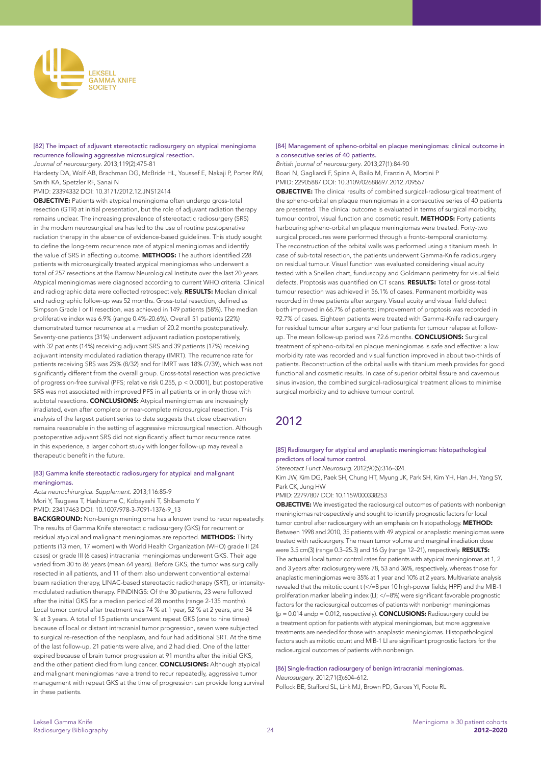[82] The impact of adjuvant stereotactic radiosurgery on atypical meningioma recurrence following aggressive microsurgical resection.

*Journal of neurosurgery.* 2013;119(2):475-81

Hardesty DA, Wolf AB, Brachman DG, McBride HL, Youssef E, Nakaji P, Porter RW, Smith KA, Spetzler RF, Sanai N

PMID: 23394332 DOI: 10.3171/2012.12.JNS12414

**OBJECTIVE:** Patients with atypical meningioma often undergo gross-total resection (GTR) at initial presentation, but the role of adjuvant radiation therapy remains unclear. The increasing prevalence of stereotactic radiosurgery (SRS) in the modern neurosurgical era has led to the use of routine postoperative radiation therapy in the absence of evidence-based guidelines. This study sought to define the long-term recurrence rate of atypical meningiomas and identify the value of SRS in affecting outcome. **METHODS:** The authors identified 228 patients with microsurgically treated atypical meningiomas who underwent a total of 257 resections at the Barrow Neurological Institute over the last 20 years. Atypical meningiomas were diagnosed according to current WHO criteria. Clinical and radiographic data were collected retrospectively. **RESULTS:** Median clinical and radiographic follow-up was 52 months. Gross-total resection, defined as Simpson Grade I or II resection, was achieved in 149 patients (58%). The median proliferative index was 6.9% (range 0.4%-20.6%). Overall 51 patients (22%) demonstrated tumor recurrence at a median of 20.2 months postoperatively. Seventy-one patients (31%) underwent adjuvant radiation postoperatively, with 32 patients (14%) receiving adjuvant SRS and 39 patients (17%) receiving adjuvant intensity modulated radiation therapy (IMRT). The recurrence rate for patients receiving SRS was 25% (8/32) and for IMRT was 18% (7/39), which was not significantly different from the overall group. Gross-total resection was predictive of progression-free survival (PFS; relative risk 0.255, $p < 0.0001$), but postoperative SRS was not associated with improved PFS in all patients or in only those with subtotal resections. **CONCLUSIONS:** Atypical meningiomas are increasingly irradiated, even after complete or near-complete microsurgical resection. This analysis of the largest patient series to date suggests that close observation remains reasonable in the setting of aggressive microsurgical resection. Although postoperative adjuvant SRS did not significantly affect tumor recurrence rates in this experience, a larger cohort study with longer follow-up may reveal a therapeutic benefit in the future.

[83] Gamma knife stereotactic radiosurgery for atypical and malignant meningiomas.

*Acta neurochirurgica. Supplement.* 2013;116:85-9

Mori Y, Tsugawa T, Hashizume C, Kobayashi T, Shibamoto Y

PMID: 23417463 DOI: 10.1007/978-3-7091-1376-9_13

**BACKGROUND:** Non-benign meningioma has a known trend to recur repeatedly. The results of Gamma Knife stereotactic radiosurgery (GKS) for recurrent or residual atypical and malignant meningiomas are reported. **METHODS:** Thirty patients (13 men, 17 women) with World Health Organization (WHO) grade II (24 cases) or grade III (6 cases) intracranial meningiomas underwent GKS. Their age varied from 30 to 86 years (mean 64 years). Before GKS, the tumor was surgically resected in all patients, and 11 of them also underwent conventional external beam radiation therapy, LINAC-based stereotactic radiotherapy (SRT), or intensity-modulated radiation therapy. FINDINGS: Of the 30 patients, 23 were followed after the initial GKS for a median period of 28 months (range 2-135 months). Local tumor control after treatment was 74 % at 1 year, 52 % at 2 years, and 34 % at 3 years. A total of 15 patients underwent repeat GKS (one to nine times) because of local or distant intracranial tumor progression, seven were subjected to surgical re-resection of the neoplasm, and four had additional SRT. At the time of the last follow-up, 21 patients were alive, and 2 had died. One of the latter expired because of brain tumor progression at 91 months after the initial GKS, and the other patient died from lung cancer. **CONCLUSIONS:** Although atypical and malignant meningiomas have a trend to recur repeatedly, aggressive tumor management with repeat GKS at the time of progression can provide long survival in these patients.

[84] Management of spheno-orbital en plaque meningiomas: clinical outcome in a consecutive series of 40 patients.

*British journal of neurosurgery.* 2013;27(1):84-90

Boari N, Gagliardi F, Spina A, Bailo M, Franzin A, Mortini P

PMID: 22905887 DOI: 10.3109/02688697.2012.709557

**OBJECTIVE:** The clinical results of combined surgical-radiosurgical treatment of the spheno-orbital en plaque meningiomas in a consecutive series of 40 patients are presented. The clinical outcome is evaluated in terms of surgical morbidity, tumour control, visual function and cosmetic result. **METHODS:** Forty patients harbouring spheno-orbital en plaque meningiomas were treated. Forty-two surgical procedures were performed through a fronto-temporal craniotomy. The reconstruction of the orbital walls was performed using a titanium mesh. In case of sub-total resection, the patients underwent Gamma-Knife radiosurgery on residual tumour. Visual function was evaluated considering visual acuity tested with a Snellen chart, funduscopy and Goldmann perimetry for visual field defects. Proptosis was quantified on CT scans. **RESULTS:** Total or gross-total tumour resection was achieved in 56.1% of cases. Permanent morbidity was recorded in three patients after surgery. Visual acuity and visual field defect both improved in 66.7% of patients; improvement of proptosis was recorded in 92.7% of cases. Eighteen patients were treated with Gamma-Knife radiosurgery for residual tumour after surgery and four patients for tumour relapse at follow-up. The mean follow-up period was 72.6 months. **CONCLUSIONS:** Surgical treatment of spheno-orbital en plaque meningiomas is safe and effective: a low morbidity rate was recorded and visual function improved in about two-thirds of patients. Reconstruction of the orbital walls with titanium mesh provides for good functional and cosmetic results. In case of superior orbital fissure and cavernous sinus invasion, the combined surgical-radiosurgical treatment allows to minimise surgical morbidity and to achieve tumour control.

## 2012

[85] Radiosurgery for atypical and anaplastic meningiomas: histopathological predictors of local tumor control.

*Stereotact Funct Neurosurg.* 2012;90(5):316–324.

Kim JW, Kim DG, Paek SH, Chung HT, Myung JK, Park SH, Kim YH, Han JH, Yang SY, Park CK, Jung HW

PMID: 22797807 DOI: 10.1159/000338253

**OBJECTIVE:** We investigated the radiosurgical outcomes of patients with nonbenign meningiomas retrospectively and sought to identify prognostic factors for local tumor control after radiosurgery with an emphasis on histopathology. **METHOD:** Between 1998 and 2010, 35 patients with 49 atypical or anaplastic meningiomas were treated with radiosurgery. The mean tumor volume and marginal irradiation dose were 3.5 cm3 (range 0.3–25.3) and 16 Gy (range 12–21), respectively. **RESULTS:** The actuarial local tumor control rates for patients with atypical meningiomas at 1, 2 and 3 years after radiosurgery were 78, 53 and 36%, respectively, whereas those for anaplastic meningiomas were 35% at 1 year and 10% at 2 years. Multivariate analysis revealed that the mitotic count t (</=8 per 10 high-power fields; HPF) and the MIB-1 proliferation marker labeling index (LI; </=8%) were significant favorable prognostic factors for the radiosurgical outcomes of patients with nonbenign meningiomas ($p = 0.014$ andp = 0.012, respectively). **CONCLUSIONS:** Radiosurgery could be a treatment option for patients with atypical meningiomas, but more aggressive treatments are needed for those with anaplastic meningiomas. Histopathological factors such as mitotic count and MIB-1 LI are significant prognostic factors for the radiosurgical outcomes of patients with nonbenign.

[86] Single-fraction radiosurgery of benign intracranial meningiomas.

*Neurosurgery.* 2012;71(3):604–612.

Pollock BE, Stafford SL, Link MJ, Brown PD, Garces YI, Foote RL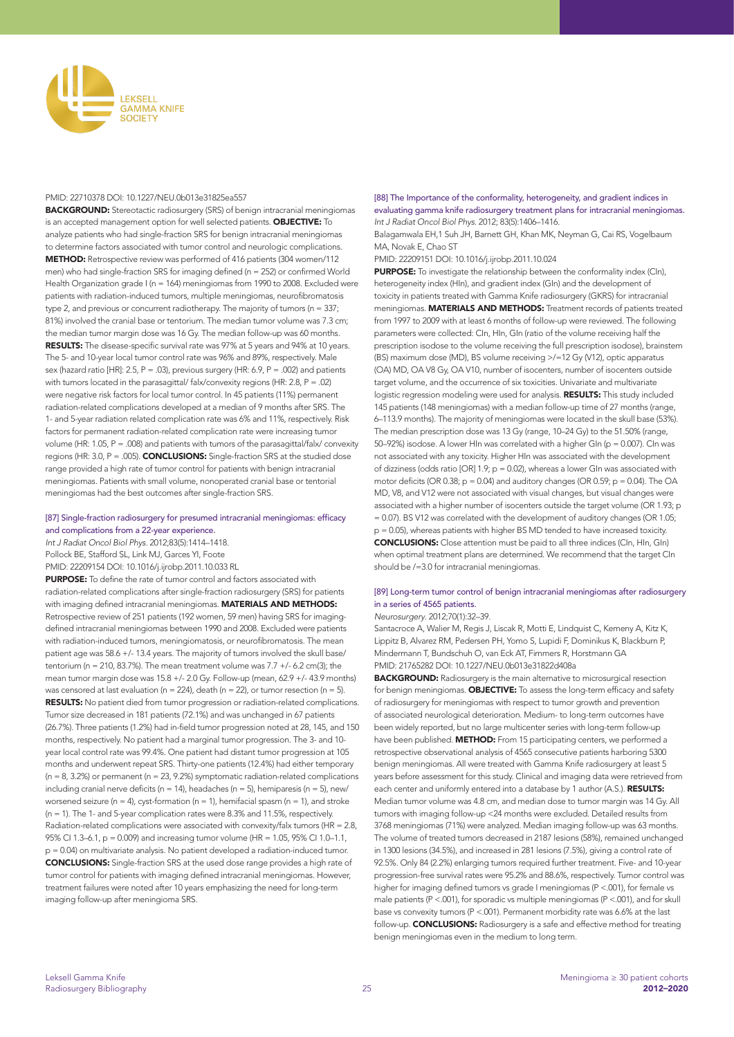PMID: 22710378 DOI: 10.1227/NEU.0b013e31825ea557

**BACKGROUND:** Stereotactic radiosurgery (SRS) of benign intracranial meningiomas is an accepted management option for well selected patients. **OBJECTIVE:** To analyze patients who had single-fraction SRS for benign intracranial meningiomas to determine factors associated with tumor control and neurologic complications. **METHOD:** Retrospective review was performed of 416 patients (304 women/112 men) who had single-fraction SRS for imaging defined (n = 252) or confirmed World Health Organization grade I (n = 164) meningiomas from 1990 to 2008. Excluded were patients with radiation-induced tumors, multiple meningiomas, neurofibromatosis type 2, and previous or concurrent radiotherapy. The majority of tumors (n = 337; 81%) involved the cranial base or tentorium. The median tumor volume was 7.3 cm; the median tumor margin dose was 16 Gy. The median follow-up was 60 months. **RESULTS:** The disease-specific survival rate was 97% at 5 years and 94% at 10 years. The 5- and 10-year local tumor control rate was 96% and 89%, respectively. Male sex (hazard ratio [HR]: 2.5, P = .03), previous surgery (HR: 6.9, P = .002) and patients with tumors located in the parasagittal/ falx/convexity regions (HR: 2.8, P = .02) were negative risk factors for local tumor control. In 45 patients (11%) permanent radiation-related complications developed at a median of 9 months after SRS. The 1- and 5-year radiation related complication rate was 6% and 11%, respectively. Risk factors for permanent radiation-related complication rate were increasing tumor volume (HR: 1.05, P = .008) and patients with tumors of the parasagittal/falx/ convexity regions (HR: 3.0, P = .005). **CONCLUSIONS:** Single-fraction SRS at the studied dose range provided a high rate of tumor control for patients with benign intracranial meningiomas. Patients with small volume, nonoperated cranial base or tentorial meningiomas had the best outcomes after single-fraction SRS.

### [87] Single-fraction radiosurgery for presumed intracranial meningiomas: efficacy and complications from a 22-year experience.

*Int J Radiat Oncol Biol Phys.* 2012;83(5):1414–1418.

Pollock BE, Stafford SL, Link MJ, Garces YI, Foote

PMID: 22209154 DOI: 10.1016/j.ijrobp.2011.10.033 RL

**PURPOSE:** To define the rate of tumor control and factors associated with radiation-related complications after single-fraction radiosurgery (SRS) for patients with imaging defined intracranial meningiomas. **MATERIALS AND METHODS:** Retrospective review of 251 patients (192 women, 59 men) having SRS for imaging-defined intracranial meningiomas between 1990 and 2008. Excluded were patients with radiation-induced tumors, meningiomatosis, or neurofibromatosis. The mean patient age was 58.6 +/- 13.4 years. The majority of tumors involved the skull base/ tentorium (n = 210, 83.7%). The mean treatment volume was 7.7 +/- 6.2 cm(3); the mean tumor margin dose was 15.8 +/- 2.0 Gy. Follow-up (mean, 62.9 +/- 43.9 months) was censored at last evaluation (n = 224), death (n = 22), or tumor resection (n = 5). **RESULTS:** No patient died from tumor progression or radiation-related complications. Tumor size decreased in 181 patients (72.1%) and was unchanged in 67 patients (26.7%). Three patients (1.2%) had in-field tumor progression noted at 28, 145, and 150 months, respectively. No patient had a marginal tumor progression. The 3- and 10-year local control rate was 99.4%. One patient had distant tumor progression at 105 months and underwent repeat SRS. Thirty-one patients (12.4%) had either temporary (n = 8, 3.2%) or permanent (n = 23, 9.2%) symptomatic radiation-related complications including cranial nerve deficits (n = 14), headaches (n = 5), hemiparesis (n = 5), new/ worsened seizure (n = 4), cyst-formation (n = 1), hemifacial spasm (n = 1), and stroke (n = 1). The 1- and 5-year complication rates were 8.3% and 11.5%, respectively. Radiation-related complications were associated with convexity/falx tumors (HR = 2.8, 95% CI 1.3–6.1, p = 0.009) and increasing tumor volume (HR = 1.05, 95% CI 1.0–1.1, p = 0.04) on multivariate analysis. No patient developed a radiation-induced tumor. **CONCLUSIONS:** Single-fraction SRS at the used dose range provides a high rate of tumor control for patients with imaging defined intracranial meningiomas. However, treatment failures were noted after 10 years emphasizing the need for long-term imaging follow-up after meningioma SRS.

### [88] The Importance of the conformality, heterogeneity, and gradient indices in evaluating gamma knife radiosurgery treatment plans for intracranial meningiomas.

*Int J Radiat Oncol Biol Phys.* 2012; 83(5):1406–1416.

Balagamwala EH,1 Suh JH, Barnett GH, Khan MK, Neyman G, Cai RS, Vogelbaum MA, Novak E, Chao ST

PMID: 22209151 DOI: 10.1016/j.ijrobp.2011.10.024

**PURPOSE:** To investigate the relationship between the conformality index (CIn), heterogeneity index (HIn), and gradient index (GIn) and the development of toxicity in patients treated with Gamma Knife radiosurgery (GKRS) for intracranial meningiomas. **MATERIALS AND METHODS:** Treatment records of patients treated from 1997 to 2009 with at least 6 months of follow-up were reviewed. The following parameters were collected: CIn, HIn, GIn (ratio of the volume receiving half the prescription isodose to the volume receiving the full prescription isodose), brainstem (BS) maximum dose (MD), BS volume receiving >/=12 Gy (V12), optic apparatus (OA) MD, OA V8 Gy, OA V10, number of isocenters, number of isocenters outside target volume, and the occurrence of six toxicities. Univariate and multivariate logistic regression modeling were used for analysis. **RESULTS:** This study included 145 patients (148 meningiomas) with a median follow-up time of 27 months (range, 6–113.9 months). The majority of meningiomas were located in the skull base (53%). The median prescription dose was 13 Gy (range, 10–24 Gy) to the 51.50% (range, 50–92%) isodose. A lower HIn was correlated with a higher GIn (p = 0.007). CIn was not associated with any toxicity. Higher HIn was associated with the development of dizziness (odds ratio [OR] 1.9; p = 0.02), whereas a lower GIn was associated with motor deficits (OR 0.38; p = 0.04) and auditory changes (OR 0.59; p = 0.04). The OA MD, V8, and V12 were not associated with visual changes, but visual changes were associated with a higher number of isocenters outside the target volume (OR 1.93; p = 0.07). BS V12 was correlated with the development of auditory changes (OR 1.05; p = 0.05), whereas patients with higher BS MD tended to have increased toxicity. **CONCLUSIONS:** Close attention must be paid to all three indices (CIn, HIn, GIn) when optimal treatment plans are determined. We recommend that the target CIn should be /=3.0 for intracranial meningiomas.

### [89] Long-term tumor control of benign intracranial meningiomas after radiosurgery in a series of 4565 patients.

*Neurosurgery.* 2012;70(1):32–39.

Santacroce A, Walier M, Regis J, Liscak R, Motti E, Lindquist C, Kemeny A, Kitz K, Lippitz B, Alvarez RM, Pedersen PH, Yomo S, Lupidi F, Dominikus K, Blackburn P, Mindermann T, Bundschuh O, van Eck AT, Fimmers R, Horstmann GA

PMID: 21765282 DOI: 10.1227/NEU.0b013e31822d408a

**BACKGROUND:** Radiosurgery is the main alternative to microsurgical resection for benign meningiomas. **OBJECTIVE:** To assess the long-term efficacy and safety of radiosurgery for meningiomas with respect to tumor growth and prevention of associated neurological deterioration. Medium- to long-term outcomes have been widely reported, but no large multicenter series with long-term follow-up have been published. **METHOD:** From 15 participating centers, we performed a retrospective observational analysis of 4565 consecutive patients harboring 5300 benign meningiomas. All were treated with Gamma Knife radiosurgery at least 5 years before assessment for this study. Clinical and imaging data were retrieved from each center and uniformly entered into a database by 1 author (A.S.). **RESULTS:** Median tumor volume was 4.8 cm, and median dose to tumor margin was 14 Gy. All tumors with imaging follow-up <24 months were excluded. Detailed results from 3768 meningiomas (71%) were analyzed. Median imaging follow-up was 63 months. The volume of treated tumors decreased in 2187 lesions (58%), remained unchanged in 1300 lesions (34.5%), and increased in 281 lesions (7.5%), giving a control rate of 92.5%. Only 84 (2.2%) enlarging tumors required further treatment. Five- and 10-year progression-free survival rates were 95.2% and 88.6%, respectively. Tumor control was higher for imaging defined tumors vs grade I meningiomas (P <.001), for female vs male patients (P <.001), for sporadic vs multiple meningiomas (P <.001), and for skull base vs convexity tumors (P <.001). Permanent morbidity rate was 6.6% at the last follow-up. **CONCLUSIONS:** Radiosurgery is a safe and effective method for treating benign meningiomas even in the medium to long term.